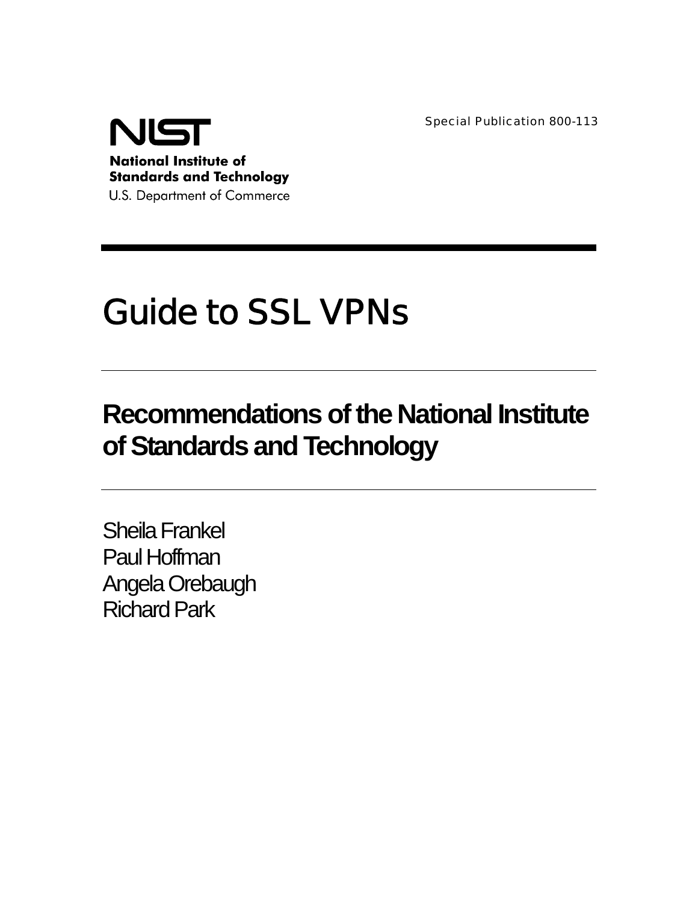Special Publication 800-113

NIST

**National Institute of Standards and Technology**

U.S. Department of Commerce

# Guide to SSL VPNs

## Recommendations of the National Institute of Standards and Technology

Sheila Frankel
Paul Hoffman
Angela Orebaugh
Richard Park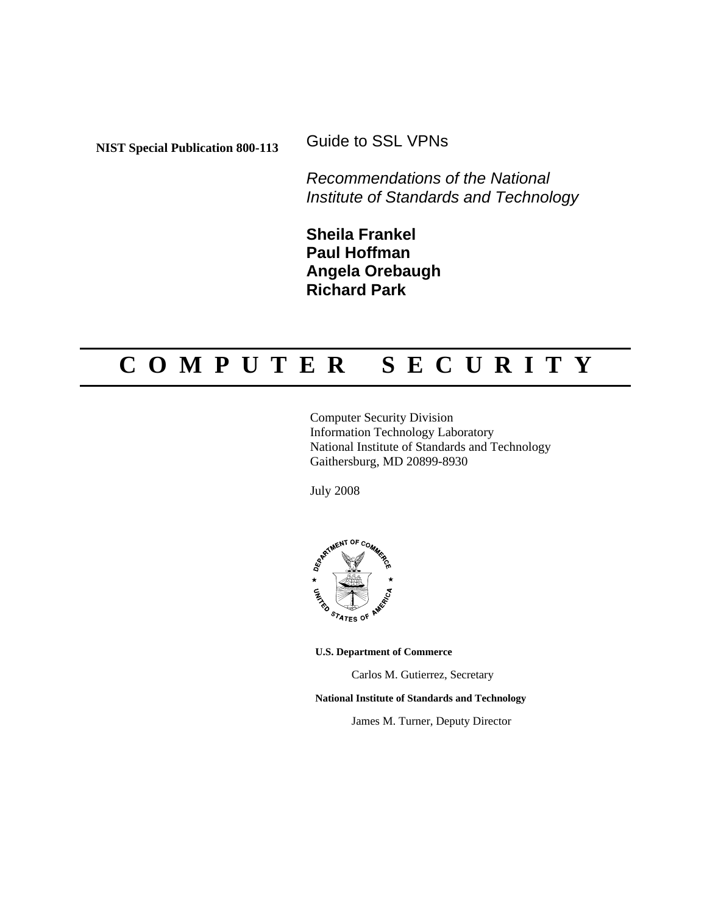**NIST Special Publication 800-113**

# Guide to SSL VPNs

*Recommendations of the National Institute of Standards and Technology*

**Sheila Frankel**
**Paul Hoffman**
**Angela Orebaugh**
**Richard Park**

# C O M P U T E R   S E C U R I T Y

Computer Security Division
Information Technology Laboratory
National Institute of Standards and Technology
Gaithersburg, MD 20899-8930

July 2008

**U.S. Department of Commerce**

Carlos M. Gutierrez, Secretary

**National Institute of Standards and Technology**

James M. Turner, Deputy Director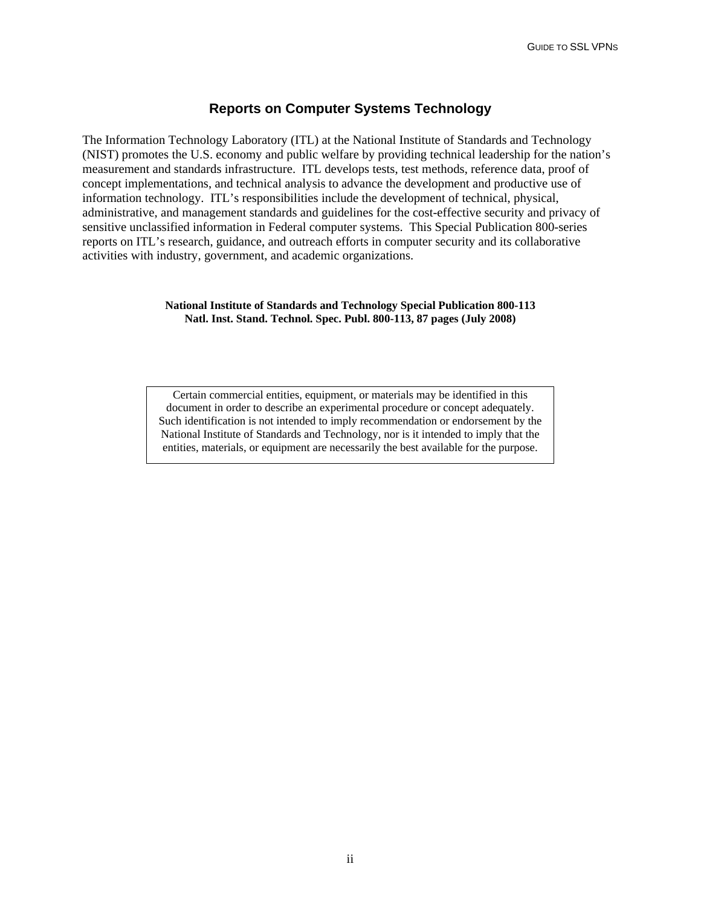## Reports on Computer Systems Technology

The Information Technology Laboratory (ITL) at the National Institute of Standards and Technology (NIST) promotes the U.S. economy and public welfare by providing technical leadership for the nation's measurement and standards infrastructure. ITL develops tests, test methods, reference data, proof of concept implementations, and technical analysis to advance the development and productive use of information technology. ITL's responsibilities include the development of technical, physical, administrative, and management standards and guidelines for the cost-effective security and privacy of sensitive unclassified information in Federal computer systems. This Special Publication 800-series reports on ITL's research, guidance, and outreach efforts in computer security and its collaborative activities with industry, government, and academic organizations.

**National Institute of Standards and Technology Special Publication 800-113**
**Natl. Inst. Stand. Technol. Spec. Publ. 800-113, 87 pages (July 2008)**

Certain commercial entities, equipment, or materials may be identified in this document in order to describe an experimental procedure or concept adequately. Such identification is not intended to imply recommendation or endorsement by the National Institute of Standards and Technology, nor is it intended to imply that the entities, materials, or equipment are necessarily the best available for the purpose.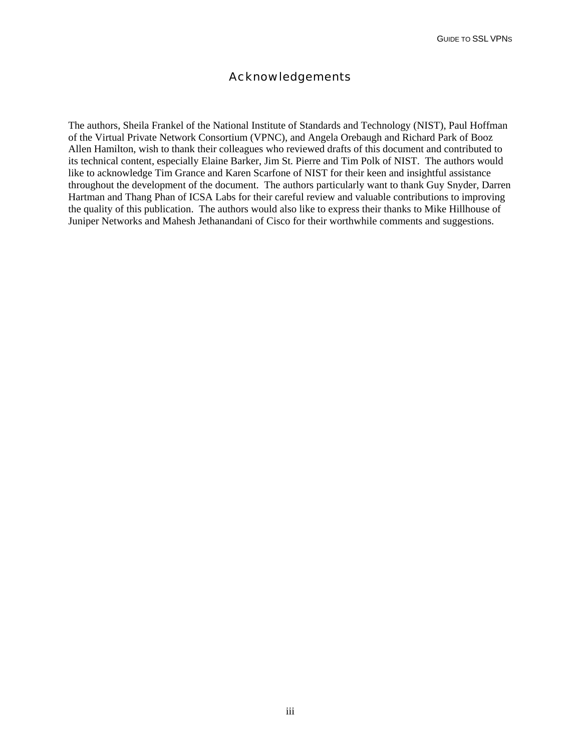# Acknowledgements

The authors, Sheila Frankel of the National Institute of Standards and Technology (NIST), Paul Hoffman of the Virtual Private Network Consortium (VPNC), and Angela Orebaugh and Richard Park of Booz Allen Hamilton, wish to thank their colleagues who reviewed drafts of this document and contributed to its technical content, especially Elaine Barker, Jim St. Pierre and Tim Polk of NIST. The authors would like to acknowledge Tim Grance and Karen Scarfone of NIST for their keen and insightful assistance throughout the development of the document. The authors particularly want to thank Guy Snyder, Darren Hartman and Thang Phan of ICSA Labs for their careful review and valuable contributions to improving the quality of this publication. The authors would also like to express their thanks to Mike Hillhouse of Juniper Networks and Mahesh Jethanandani of Cisco for their worthwhile comments and suggestions.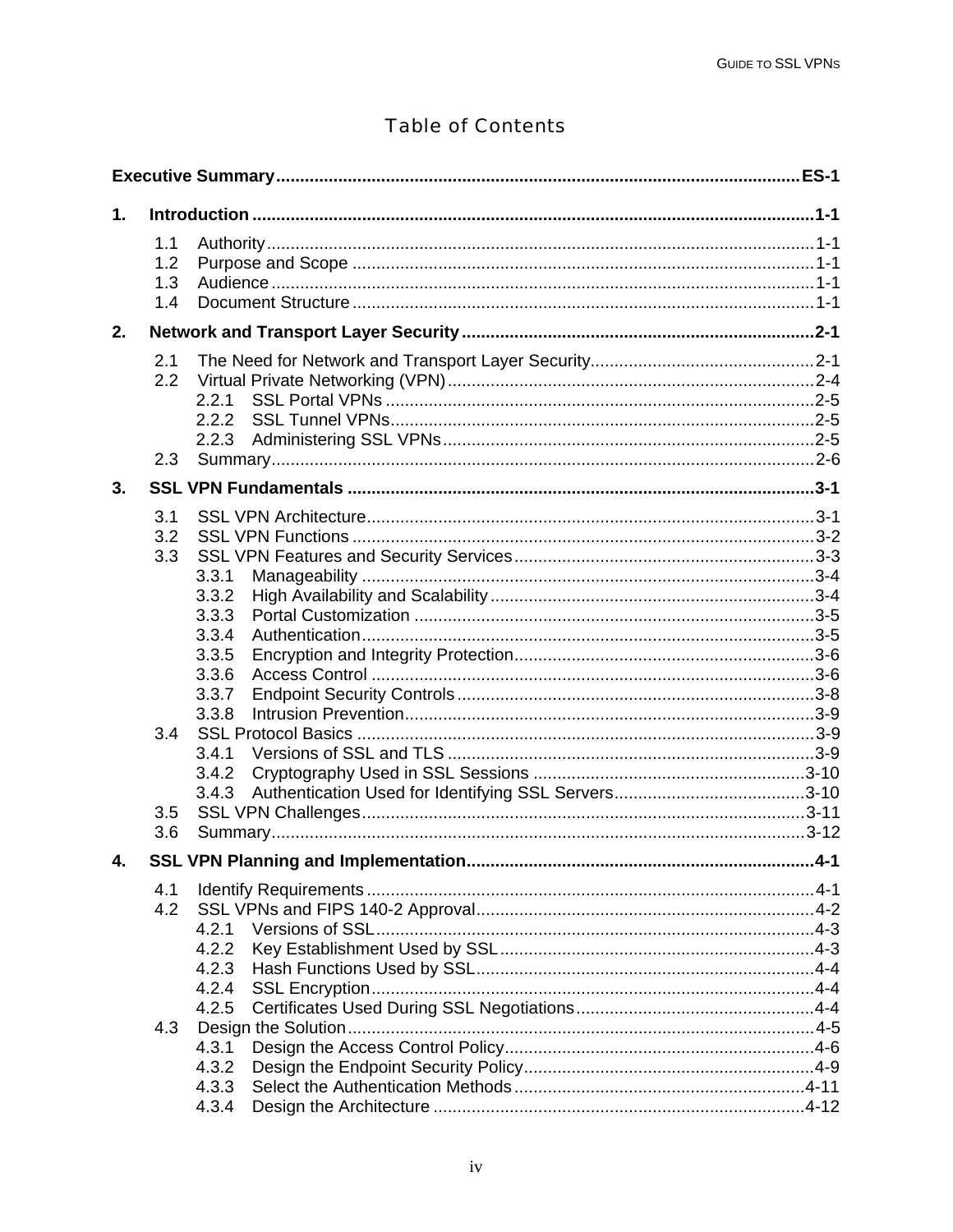# Table of Contents

**Executive Summary** ES-1

**1. Introduction** 1-1

- 1.1 Authority 1-1
- 1.2 Purpose and Scope 1-1
- 1.3 Audience 1-1
- 1.4 Document Structure 1-1

**2. Network and Transport Layer Security** 2-1

- 2.1 The Need for Network and Transport Layer Security 2-1
- 2.2 Virtual Private Networking (VPN) 2-4
  - 2.2.1 SSL Portal VPNs 2-5
  - 2.2.2 SSL Tunnel VPNs 2-5
  - 2.2.3 Administering SSL VPNs 2-5
- 2.3 Summary 2-6

**3. SSL VPN Fundamentals** 3-1

- 3.1 SSL VPN Architecture 3-1
- 3.2 SSL VPN Functions 3-2
- 3.3 SSL VPN Features and Security Services 3-3
  - 3.3.1 Manageability 3-4
  - 3.3.2 High Availability and Scalability 3-4
  - 3.3.3 Portal Customization 3-5
  - 3.3.4 Authentication 3-5
  - 3.3.5 Encryption and Integrity Protection 3-6
  - 3.3.6 Access Control 3-6
  - 3.3.7 Endpoint Security Controls 3-8
  - 3.3.8 Intrusion Prevention 3-9
- 3.4 SSL Protocol Basics 3-9
  - 3.4.1 Versions of SSL and TLS 3-9
  - 3.4.2 Cryptography Used in SSL Sessions 3-10
  - 3.4.3 Authentication Used for Identifying SSL Servers 3-10
- 3.5 SSL VPN Challenges 3-11
- 3.6 Summary 3-12

**4. SSL VPN Planning and Implementation** 4-1

- 4.1 Identify Requirements 4-1
- 4.2 SSL VPNs and FIPS 140-2 Approval 4-2
  - 4.2.1 Versions of SSL 4-3
  - 4.2.2 Key Establishment Used by SSL 4-3
  - 4.2.3 Hash Functions Used by SSL 4-4
  - 4.2.4 SSL Encryption 4-4
  - 4.2.5 Certificates Used During SSL Negotiations 4-4
- 4.3 Design the Solution 4-5
  - 4.3.1 Design the Access Control Policy 4-6
  - 4.3.2 Design the Endpoint Security Policy 4-9
  - 4.3.3 Select the Authentication Methods 4-11
  - 4.3.4 Design the Architecture 4-12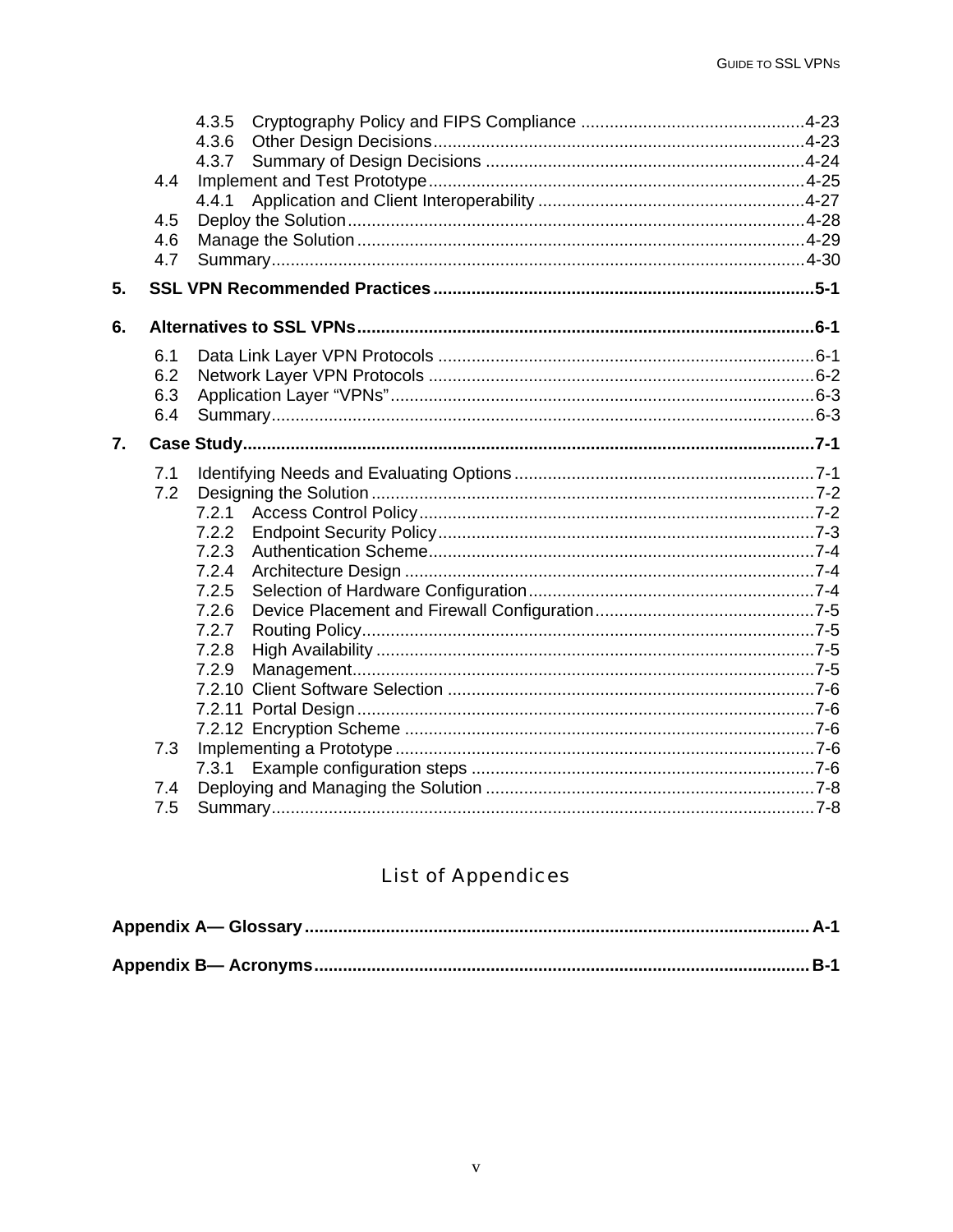4.3.5 Cryptography Policy and FIPS Compliance ...............................................4-23
4.3.6 Other Design Decisions.............................................................................4-23
4.3.7 Summary of Design Decisions ..................................................................4-24
4.4 Implement and Test Prototype..............................................................................4-25
4.4.1 Application and Client Interoperability .......................................................4-27
4.5 Deploy the Solution...............................................................................................4-28
4.6 Manage the Solution.............................................................................................4-29
4.7 Summary...............................................................................................................4-30

**5. SSL VPN Recommended Practices..............................................................................5-1**

**6. Alternatives to SSL VPNs..............................................................................................6-1**

6.1 Data Link Layer VPN Protocols ..............................................................................6-1
6.2 Network Layer VPN Protocols ................................................................................6-2
6.3 Application Layer “VPNs”........................................................................................6-3
6.4 Summary................................................................................................................6-3

**7. Case Study......................................................................................................................7-1**

7.1 Identifying Needs and Evaluating Options..............................................................7-1
7.2 Designing the Solution............................................................................................7-2
7.2.1 Access Control Policy..................................................................................7-2
7.2.2 Endpoint Security Policy..............................................................................7-3
7.2.3 Authentication Scheme................................................................................7-4
7.2.4 Architecture Design .....................................................................................7-4
7.2.5 Selection of Hardware Configuration...........................................................7-4
7.2.6 Device Placement and Firewall Configuration.............................................7-5
7.2.7 Routing Policy..............................................................................................7-5
7.2.8 High Availability ...........................................................................................7-5
7.2.9 Management................................................................................................7-5
7.2.10 Client Software Selection ............................................................................7-6
7.2.11 Portal Design...............................................................................................7-6
7.2.12 Encryption Scheme .....................................................................................7-6
7.3 Implementing a Prototype.......................................................................................7-6
7.3.1 Example configuration steps .......................................................................7-6
7.4 Deploying and Managing the Solution ....................................................................7-8
7.5 Summary................................................................................................................7-8

## List of Appendices

**Appendix A— Glossary.........................................................................................................A-1**

**Appendix B— Acronyms.......................................................................................................B-1**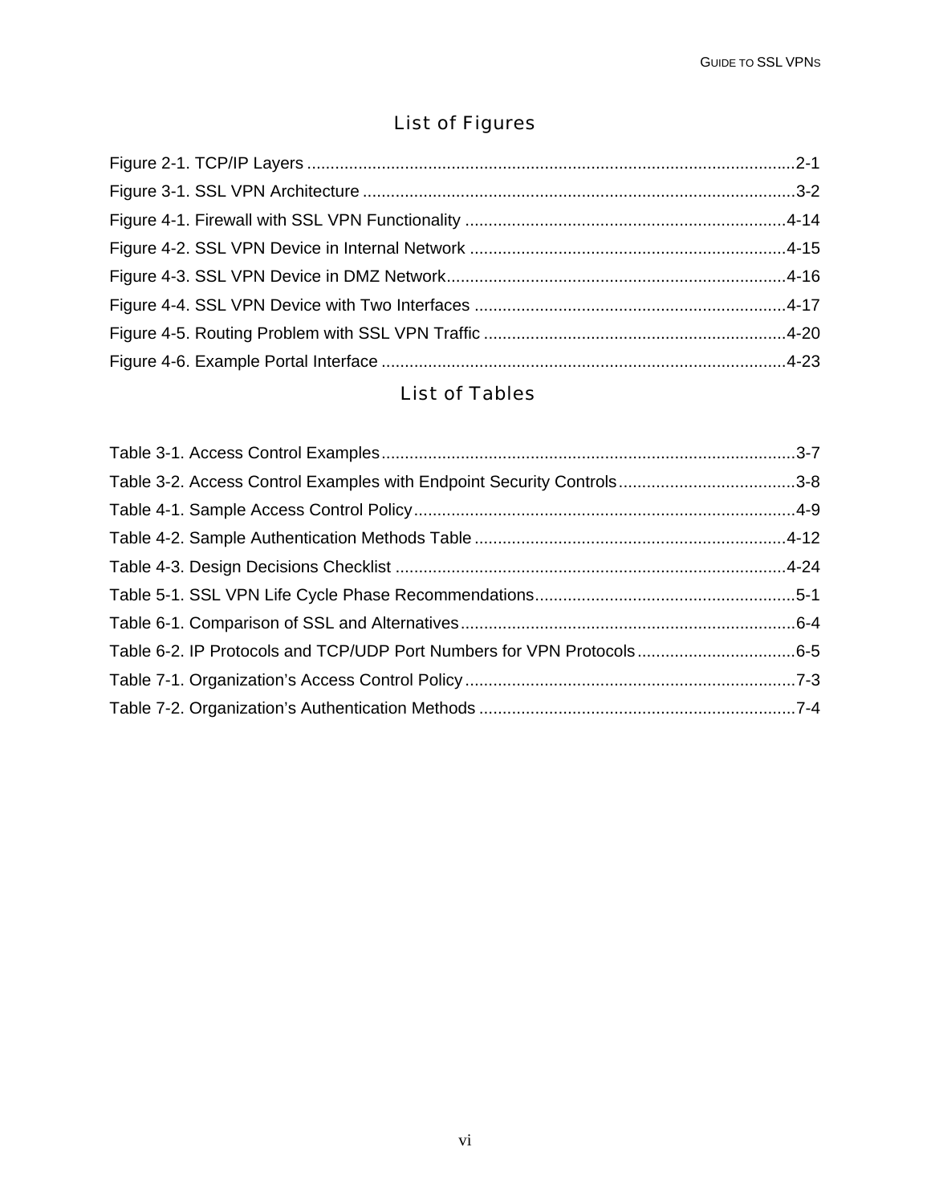## List of Figures

Figure 2-1. TCP/IP Layers ........................................................................................................2-1
Figure 3-1. SSL VPN Architecture ............................................................................................3-2
Figure 4-1. Firewall with SSL VPN Functionality ....................................................................4-14
Figure 4-2. SSL VPN Device in Internal Network ...................................................................4-15
Figure 4-3. SSL VPN Device in DMZ Network........................................................................4-16
Figure 4-4. SSL VPN Device with Two Interfaces ..................................................................4-17
Figure 4-5. Routing Problem with SSL VPN Traffic ................................................................4-20
Figure 4-6. Example Portal Interface ......................................................................................4-23

## List of Tables

Table 3-1. Access Control Examples........................................................................................3-7
Table 3-2. Access Control Examples with Endpoint Security Controls......................................3-8
Table 4-1. Sample Access Control Policy.................................................................................4-9
Table 4-2. Sample Authentication Methods Table ..................................................................4-12
Table 4-3. Design Decisions Checklist ...................................................................................4-24
Table 5-1. SSL VPN Life Cycle Phase Recommendations.......................................................5-1
Table 6-1. Comparison of SSL and Alternatives.......................................................................6-4
Table 6-2. IP Protocols and TCP/UDP Port Numbers for VPN Protocols.................................6-5
Table 7-1. Organization’s Access Control Policy......................................................................7-3
Table 7-2. Organization’s Authentication Methods ...................................................................7-4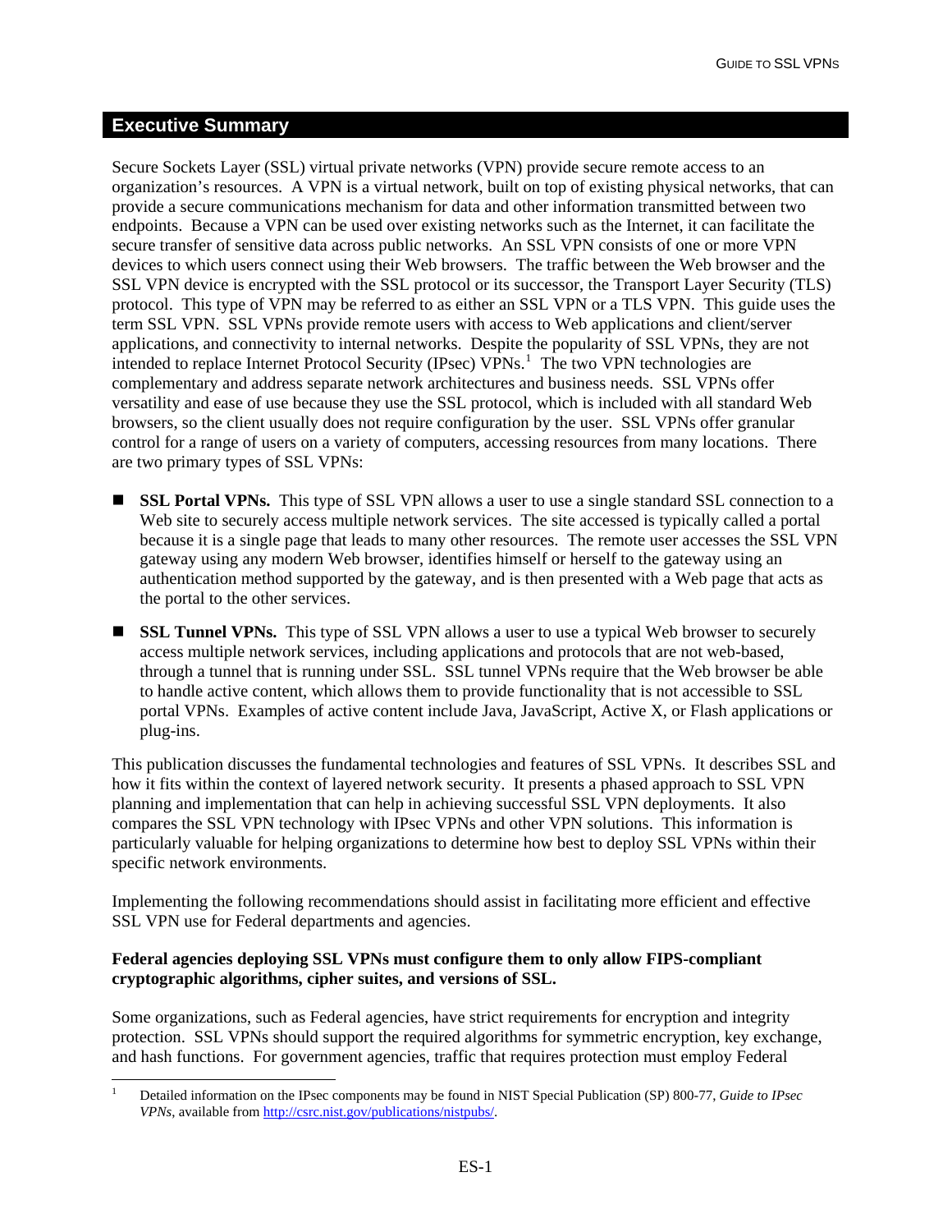## Executive Summary

Secure Sockets Layer (SSL) virtual private networks (VPN) provide secure remote access to an organization's resources. A VPN is a virtual network, built on top of existing physical networks, that can provide a secure communications mechanism for data and other information transmitted between two endpoints. Because a VPN can be used over existing networks such as the Internet, it can facilitate the secure transfer of sensitive data across public networks. An SSL VPN consists of one or more VPN devices to which users connect using their Web browsers. The traffic between the Web browser and the SSL VPN device is encrypted with the SSL protocol or its successor, the Transport Layer Security (TLS) protocol. This type of VPN may be referred to as either an SSL VPN or a TLS VPN. This guide uses the term SSL VPN. SSL VPNs provide remote users with access to Web applications and client/server applications, and connectivity to internal networks. Despite the popularity of SSL VPNs, they are not intended to replace Internet Protocol Security (IPsec) VPNs.[1] The two VPN technologies are complementary and address separate network architectures and business needs. SSL VPNs offer versatility and ease of use because they use the SSL protocol, which is included with all standard Web browsers, so the client usually does not require configuration by the user. SSL VPNs offer granular control for a range of users on a variety of computers, accessing resources from many locations. There are two primary types of SSL VPNs:

- **SSL Portal VPNs.** This type of SSL VPN allows a user to use a single standard SSL connection to a Web site to securely access multiple network services. The site accessed is typically called a portal because it is a single page that leads to many other resources. The remote user accesses the SSL VPN gateway using any modern Web browser, identifies himself or herself to the gateway using an authentication method supported by the gateway, and is then presented with a Web page that acts as the portal to the other services.

- **SSL Tunnel VPNs.** This type of SSL VPN allows a user to use a typical Web browser to securely access multiple network services, including applications and protocols that are not web-based, through a tunnel that is running under SSL. SSL tunnel VPNs require that the Web browser be able to handle active content, which allows them to provide functionality that is not accessible to SSL portal VPNs. Examples of active content include Java, JavaScript, Active X, or Flash applications or plug-ins.

This publication discusses the fundamental technologies and features of SSL VPNs. It describes SSL and how it fits within the context of layered network security. It presents a phased approach to SSL VPN planning and implementation that can help in achieving successful SSL VPN deployments. It also compares the SSL VPN technology with IPsec VPNs and other VPN solutions. This information is particularly valuable for helping organizations to determine how best to deploy SSL VPNs within their specific network environments.

Implementing the following recommendations should assist in facilitating more efficient and effective SSL VPN use for Federal departments and agencies.

**Federal agencies deploying SSL VPNs must configure them to only allow FIPS-compliant cryptographic algorithms, cipher suites, and versions of SSL.**

Some organizations, such as Federal agencies, have strict requirements for encryption and integrity protection. SSL VPNs should support the required algorithms for symmetric encryption, key exchange, and hash functions. For government agencies, traffic that requires protection must employ Federal

[1] Detailed information on the IPsec components may be found in NIST Special Publication (SP) 800-77, *Guide to IPsec VPNs*, available from http://csrc.nist.gov/publications/nistpubs/.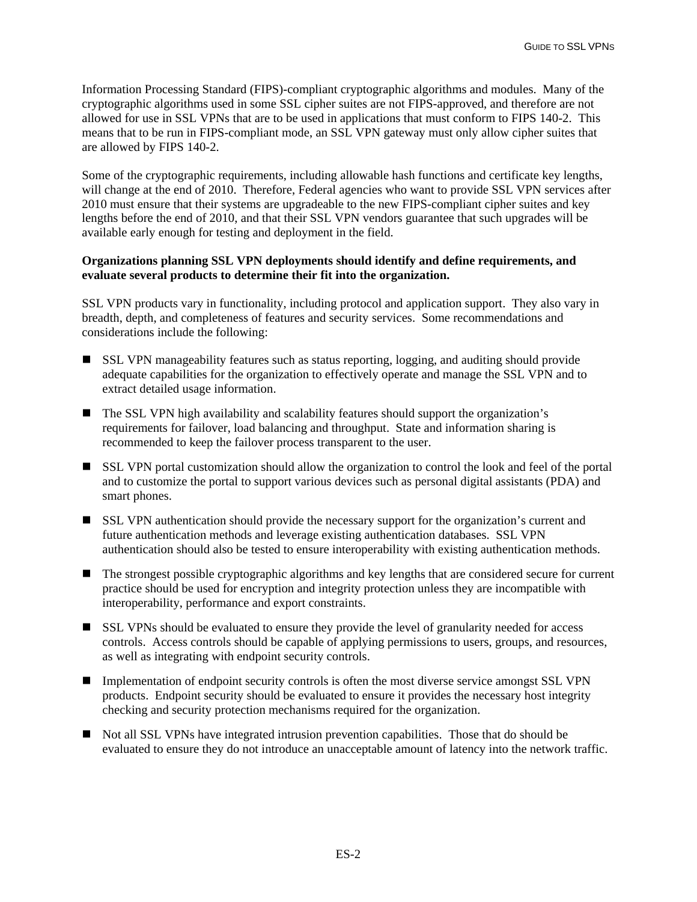Information Processing Standard (FIPS)-compliant cryptographic algorithms and modules. Many of the cryptographic algorithms used in some SSL cipher suites are not FIPS-approved, and therefore are not allowed for use in SSL VPNs that are to be used in applications that must conform to FIPS 140-2. This means that to be run in FIPS-compliant mode, an SSL VPN gateway must only allow cipher suites that are allowed by FIPS 140-2.

Some of the cryptographic requirements, including allowable hash functions and certificate key lengths, will change at the end of 2010. Therefore, Federal agencies who want to provide SSL VPN services after 2010 must ensure that their systems are upgradeable to the new FIPS-compliant cipher suites and key lengths before the end of 2010, and that their SSL VPN vendors guarantee that such upgrades will be available early enough for testing and deployment in the field.

**Organizations planning SSL VPN deployments should identify and define requirements, and evaluate several products to determine their fit into the organization.**

SSL VPN products vary in functionality, including protocol and application support. They also vary in breadth, depth, and completeness of features and security services. Some recommendations and considerations include the following:

- SSL VPN manageability features such as status reporting, logging, and auditing should provide adequate capabilities for the organization to effectively operate and manage the SSL VPN and to extract detailed usage information.
- The SSL VPN high availability and scalability features should support the organization's requirements for failover, load balancing and throughput. State and information sharing is recommended to keep the failover process transparent to the user.
- SSL VPN portal customization should allow the organization to control the look and feel of the portal and to customize the portal to support various devices such as personal digital assistants (PDA) and smart phones.
- SSL VPN authentication should provide the necessary support for the organization's current and future authentication methods and leverage existing authentication databases. SSL VPN authentication should also be tested to ensure interoperability with existing authentication methods.
- The strongest possible cryptographic algorithms and key lengths that are considered secure for current practice should be used for encryption and integrity protection unless they are incompatible with interoperability, performance and export constraints.
- SSL VPNs should be evaluated to ensure they provide the level of granularity needed for access controls. Access controls should be capable of applying permissions to users, groups, and resources, as well as integrating with endpoint security controls.
- Implementation of endpoint security controls is often the most diverse service amongst SSL VPN products. Endpoint security should be evaluated to ensure it provides the necessary host integrity checking and security protection mechanisms required for the organization.
- Not all SSL VPNs have integrated intrusion prevention capabilities. Those that do should be evaluated to ensure they do not introduce an unacceptable amount of latency into the network traffic.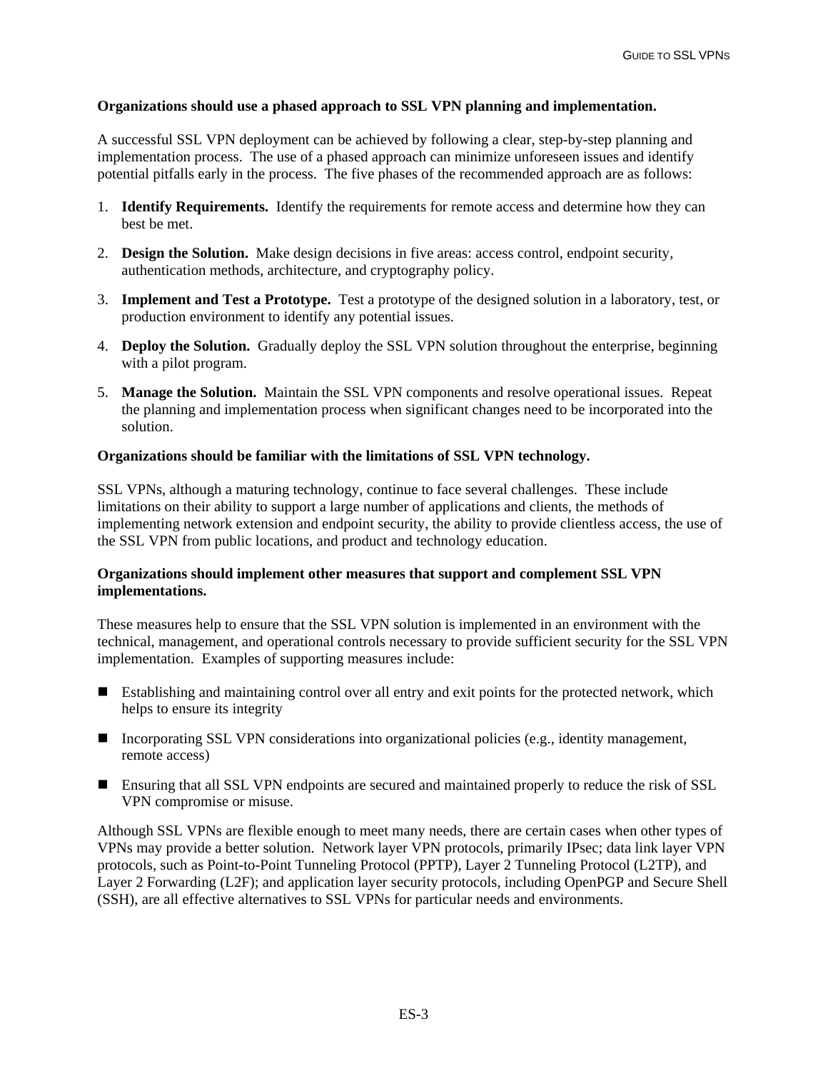**Organizations should use a phased approach to SSL VPN planning and implementation.**

A successful SSL VPN deployment can be achieved by following a clear, step-by-step planning and implementation process. The use of a phased approach can minimize unforeseen issues and identify potential pitfalls early in the process. The five phases of the recommended approach are as follows:

1. **Identify Requirements.** Identify the requirements for remote access and determine how they can best be met.
2. **Design the Solution.** Make design decisions in five areas: access control, endpoint security, authentication methods, architecture, and cryptography policy.
3. **Implement and Test a Prototype.** Test a prototype of the designed solution in a laboratory, test, or production environment to identify any potential issues.
4. **Deploy the Solution.** Gradually deploy the SSL VPN solution throughout the enterprise, beginning with a pilot program.
5. **Manage the Solution.** Maintain the SSL VPN components and resolve operational issues. Repeat the planning and implementation process when significant changes need to be incorporated into the solution.

**Organizations should be familiar with the limitations of SSL VPN technology.**

SSL VPNs, although a maturing technology, continue to face several challenges. These include limitations on their ability to support a large number of applications and clients, the methods of implementing network extension and endpoint security, the ability to provide clientless access, the use of the SSL VPN from public locations, and product and technology education.

**Organizations should implement other measures that support and complement SSL VPN implementations.**

These measures help to ensure that the SSL VPN solution is implemented in an environment with the technical, management, and operational controls necessary to provide sufficient security for the SSL VPN implementation. Examples of supporting measures include:

- Establishing and maintaining control over all entry and exit points for the protected network, which helps to ensure its integrity
- Incorporating SSL VPN considerations into organizational policies (e.g., identity management, remote access)
- Ensuring that all SSL VPN endpoints are secured and maintained properly to reduce the risk of SSL VPN compromise or misuse.

Although SSL VPNs are flexible enough to meet many needs, there are certain cases when other types of VPNs may provide a better solution. Network layer VPN protocols, primarily IPsec; data link layer VPN protocols, such as Point-to-Point Tunneling Protocol (PPTP), Layer 2 Tunneling Protocol (L2TP), and Layer 2 Forwarding (L2F); and application layer security protocols, including OpenPGP and Secure Shell (SSH), are all effective alternatives to SSL VPNs for particular needs and environments.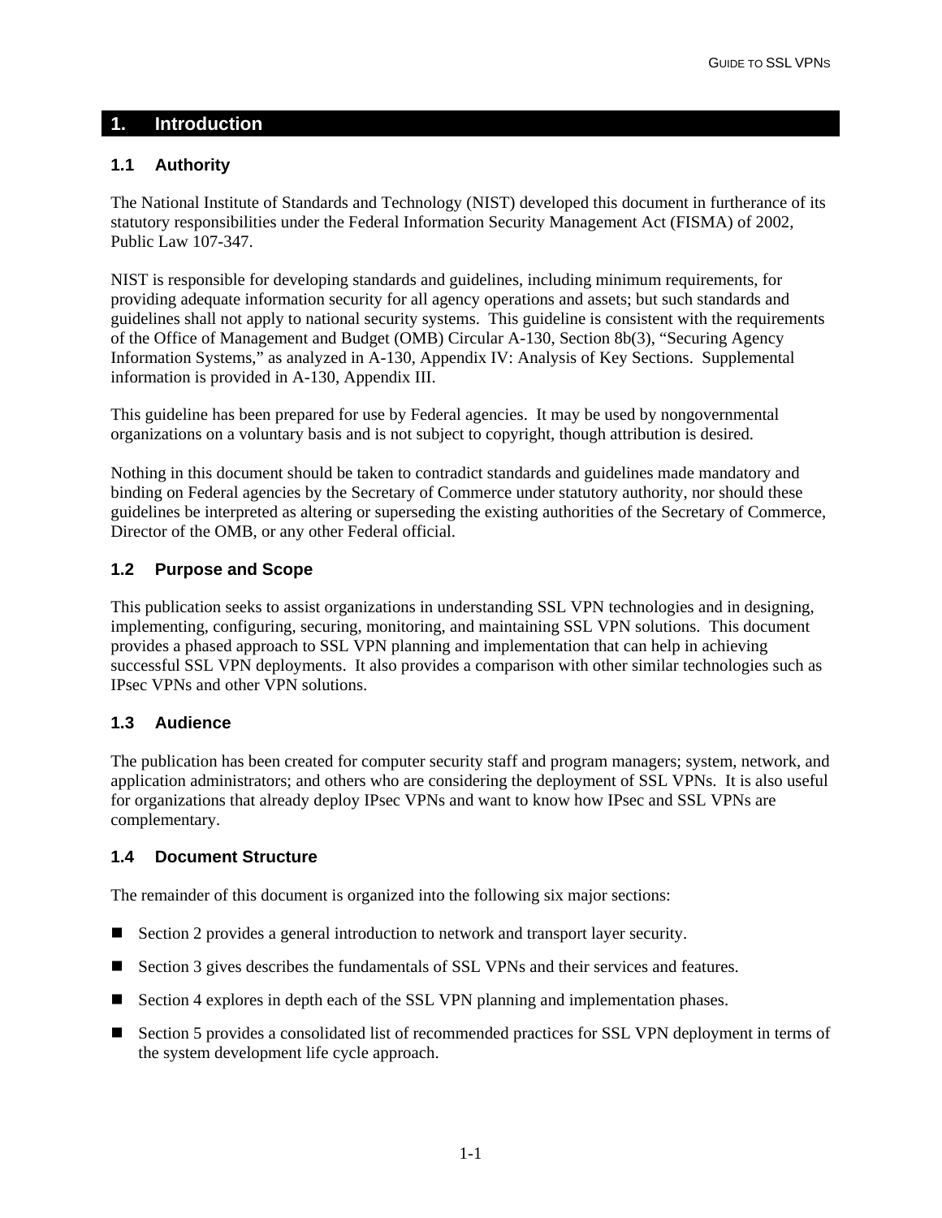# 1. Introduction

## 1.1 Authority

The National Institute of Standards and Technology (NIST) developed this document in furtherance of its statutory responsibilities under the Federal Information Security Management Act (FISMA) of 2002, Public Law 107-347.

NIST is responsible for developing standards and guidelines, including minimum requirements, for providing adequate information security for all agency operations and assets; but such standards and guidelines shall not apply to national security systems. This guideline is consistent with the requirements of the Office of Management and Budget (OMB) Circular A-130, Section 8b(3), "Securing Agency Information Systems," as analyzed in A-130, Appendix IV: Analysis of Key Sections. Supplemental information is provided in A-130, Appendix III.

This guideline has been prepared for use by Federal agencies. It may be used by nongovernmental organizations on a voluntary basis and is not subject to copyright, though attribution is desired.

Nothing in this document should be taken to contradict standards and guidelines made mandatory and binding on Federal agencies by the Secretary of Commerce under statutory authority, nor should these guidelines be interpreted as altering or superseding the existing authorities of the Secretary of Commerce, Director of the OMB, or any other Federal official.

## 1.2 Purpose and Scope

This publication seeks to assist organizations in understanding SSL VPN technologies and in designing, implementing, configuring, securing, monitoring, and maintaining SSL VPN solutions. This document provides a phased approach to SSL VPN planning and implementation that can help in achieving successful SSL VPN deployments. It also provides a comparison with other similar technologies such as IPsec VPNs and other VPN solutions.

## 1.3 Audience

The publication has been created for computer security staff and program managers; system, network, and application administrators; and others who are considering the deployment of SSL VPNs. It is also useful for organizations that already deploy IPsec VPNs and want to know how IPsec and SSL VPNs are complementary.

## 1.4 Document Structure

The remainder of this document is organized into the following six major sections:

- Section 2 provides a general introduction to network and transport layer security.
- Section 3 gives describes the fundamentals of SSL VPNs and their services and features.
- Section 4 explores in depth each of the SSL VPN planning and implementation phases.
- Section 5 provides a consolidated list of recommended practices for SSL VPN deployment in terms of the system development life cycle approach.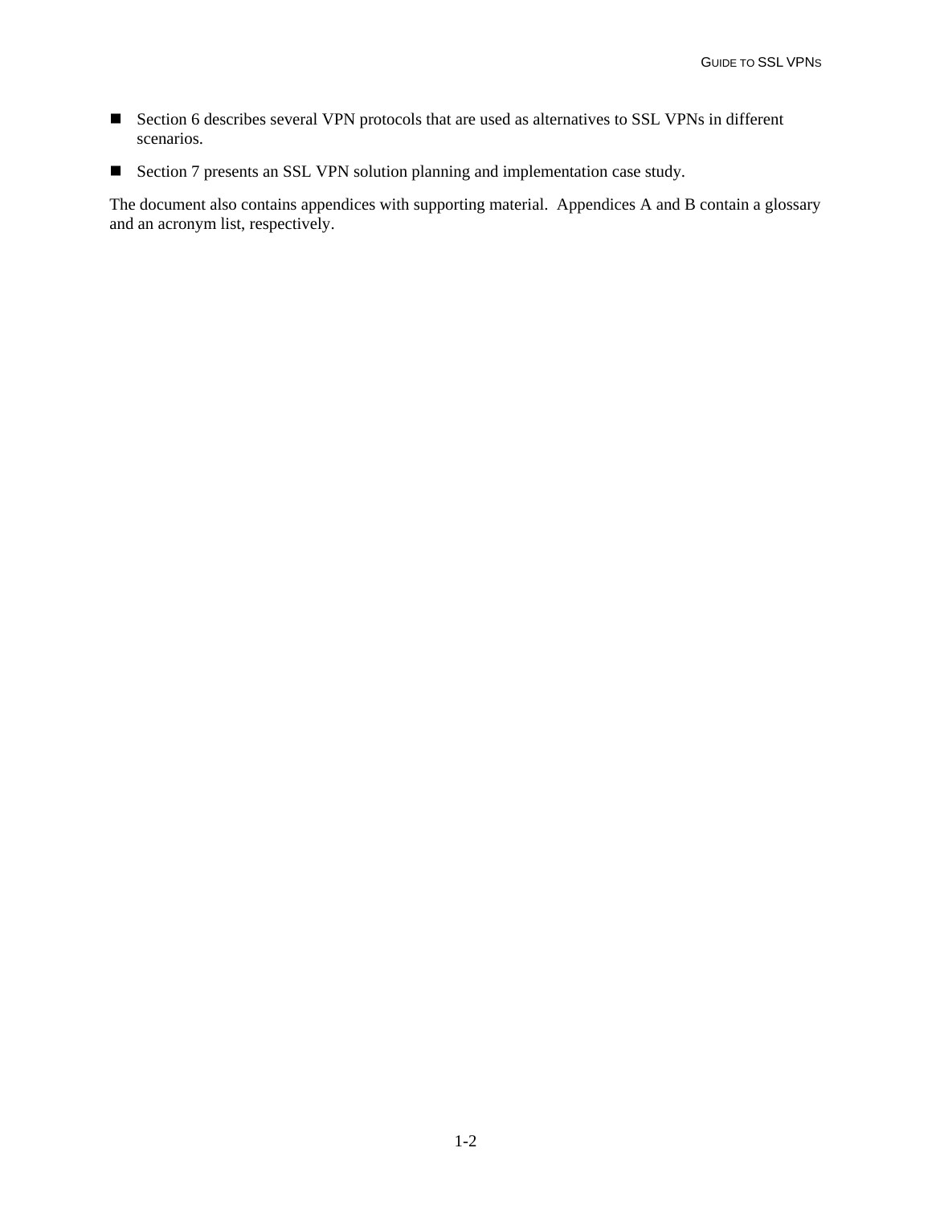- Section 6 describes several VPN protocols that are used as alternatives to SSL VPNs in different scenarios.
- Section 7 presents an SSL VPN solution planning and implementation case study.

The document also contains appendices with supporting material. Appendices A and B contain a glossary and an acronym list, respectively.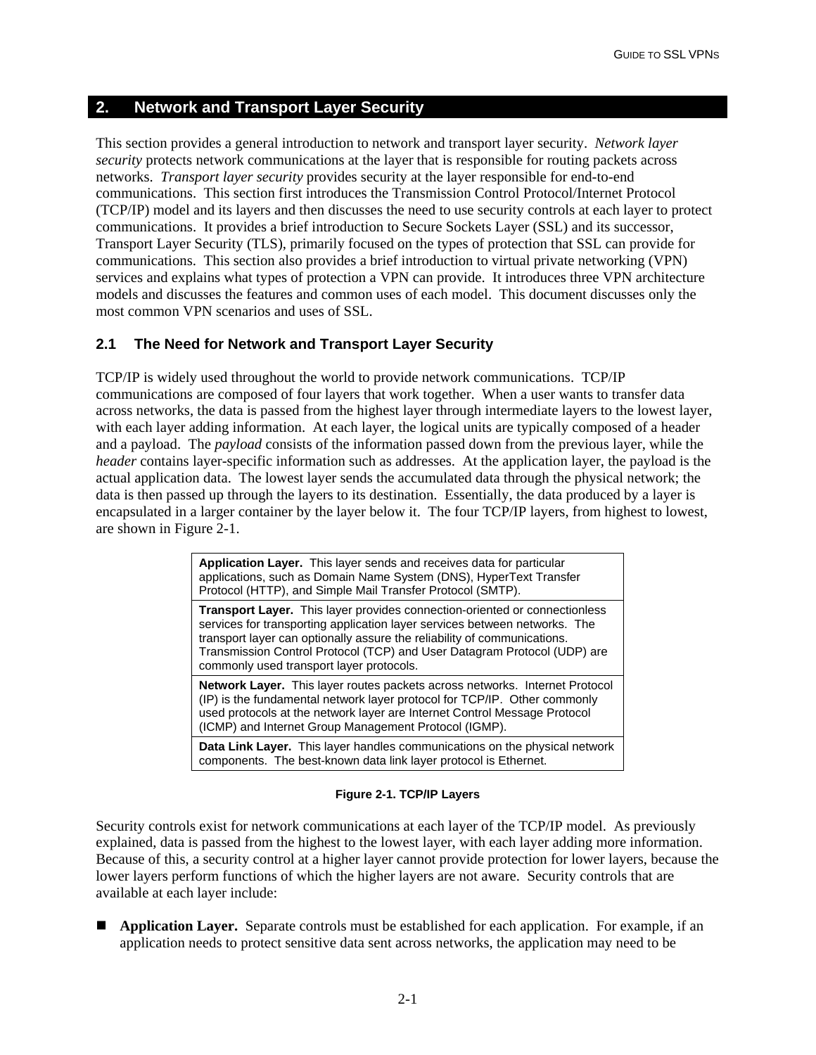## 2. Network and Transport Layer Security

This section provides a general introduction to network and transport layer security. *Network layer security* protects network communications at the layer that is responsible for routing packets across networks. *Transport layer security* provides security at the layer responsible for end-to-end communications. This section first introduces the Transmission Control Protocol/Internet Protocol (TCP/IP) model and its layers and then discusses the need to use security controls at each layer to protect communications. It provides a brief introduction to Secure Sockets Layer (SSL) and its successor, Transport Layer Security (TLS), primarily focused on the types of protection that SSL can provide for communications. This section also provides a brief introduction to virtual private networking (VPN) services and explains what types of protection a VPN can provide. It introduces three VPN architecture models and discusses the features and common uses of each model. This document discusses only the most common VPN scenarios and uses of SSL.

### 2.1 The Need for Network and Transport Layer Security

TCP/IP is widely used throughout the world to provide network communications. TCP/IP communications are composed of four layers that work together. When a user wants to transfer data across networks, the data is passed from the highest layer through intermediate layers to the lowest layer, with each layer adding information. At each layer, the logical units are typically composed of a header and a payload. The *payload* consists of the information passed down from the previous layer, while the *header* contains layer-specific information such as addresses. At the application layer, the payload is the actual application data. The lowest layer sends the accumulated data through the physical network; the data is then passed up through the layers to its destination. Essentially, the data produced by a layer is encapsulated in a larger container by the layer below it. The four TCP/IP layers, from highest to lowest, are shown in Figure 2-1.

| |
|---|
| **Application Layer.** This layer sends and receives data for particular applications, such as Domain Name System (DNS), HyperText Transfer Protocol (HTTP), and Simple Mail Transfer Protocol (SMTP). |
| **Transport Layer.** This layer provides connection-oriented or connectionless services for transporting application layer services between networks. The transport layer can optionally assure the reliability of communications. Transmission Control Protocol (TCP) and User Datagram Protocol (UDP) are commonly used transport layer protocols. |
| **Network Layer.** This layer routes packets across networks. Internet Protocol (IP) is the fundamental network layer protocol for TCP/IP. Other commonly used protocols at the network layer are Internet Control Message Protocol (ICMP) and Internet Group Management Protocol (IGMP). |
| **Data Link Layer.** This layer handles communications on the physical network components. The best-known data link layer protocol is Ethernet. |

**Figure 2-1. TCP/IP Layers**

Security controls exist for network communications at each layer of the TCP/IP model. As previously explained, data is passed from the highest to the lowest layer, with each layer adding more information. Because of this, a security control at a higher layer cannot provide protection for lower layers, because the lower layers perform functions of which the higher layers are not aware. Security controls that are available at each layer include:

- **Application Layer.** Separate controls must be established for each application. For example, if an application needs to protect sensitive data sent across networks, the application may need to be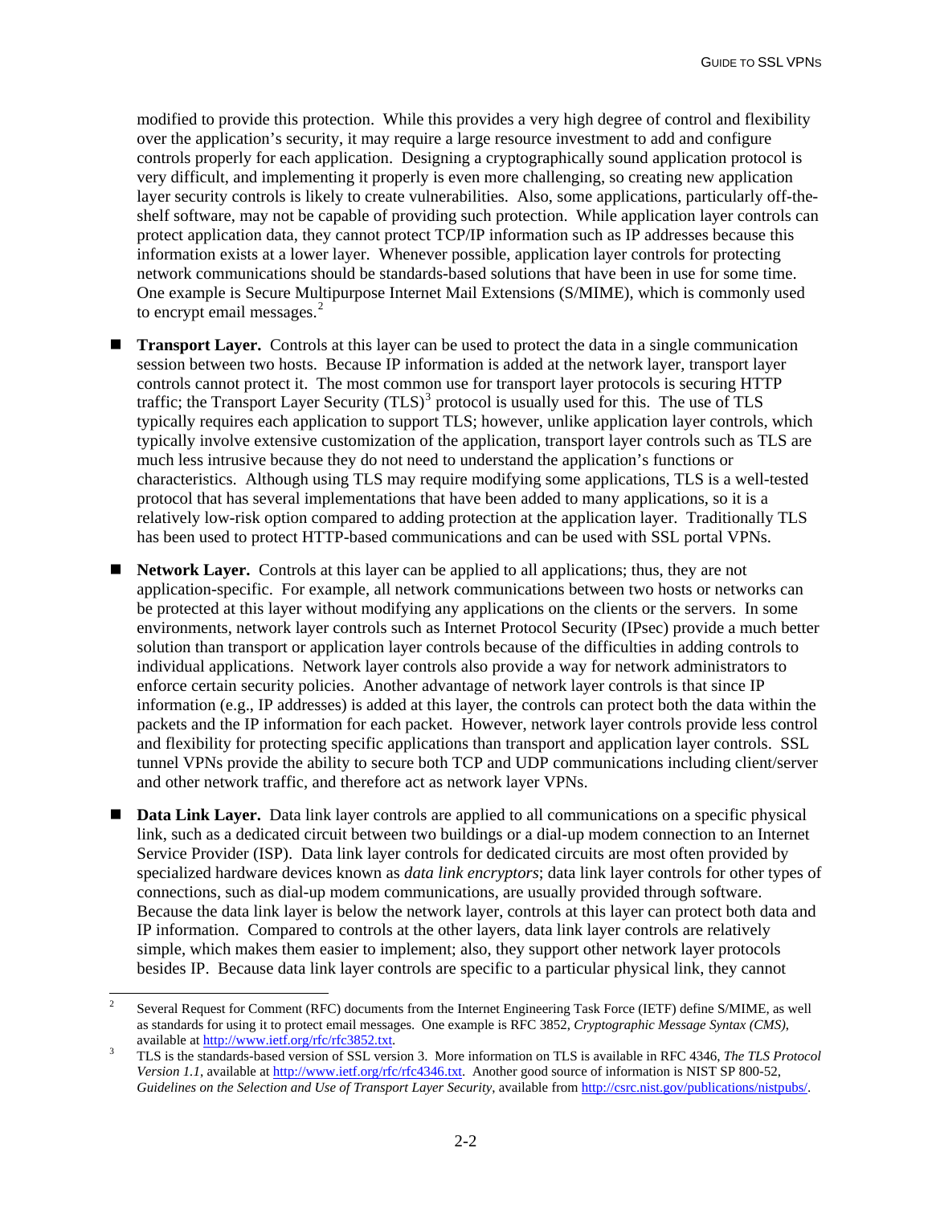modified to provide this protection. While this provides a very high degree of control and flexibility over the application's security, it may require a large resource investment to add and configure controls properly for each application. Designing a cryptographically sound application protocol is very difficult, and implementing it properly is even more challenging, so creating new application layer security controls is likely to create vulnerabilities. Also, some applications, particularly off-the-shelf software, may not be capable of providing such protection. While application layer controls can protect application data, they cannot protect TCP/IP information such as IP addresses because this information exists at a lower layer. Whenever possible, application layer controls for protecting network communications should be standards-based solutions that have been in use for some time. One example is Secure Multipurpose Internet Mail Extensions (S/MIME), which is commonly used to encrypt email messages.[2]

- **Transport Layer.** Controls at this layer can be used to protect the data in a single communication session between two hosts. Because IP information is added at the network layer, transport layer controls cannot protect it. The most common use for transport layer protocols is securing HTTP traffic; the Transport Layer Security (TLS)[3] protocol is usually used for this. The use of TLS typically requires each application to support TLS; however, unlike application layer controls, which typically involve extensive customization of the application, transport layer controls such as TLS are much less intrusive because they do not need to understand the application's functions or characteristics. Although using TLS may require modifying some applications, TLS is a well-tested protocol that has several implementations that have been added to many applications, so it is a relatively low-risk option compared to adding protection at the application layer. Traditionally TLS has been used to protect HTTP-based communications and can be used with SSL portal VPNs.

- **Network Layer.** Controls at this layer can be applied to all applications; thus, they are not application-specific. For example, all network communications between two hosts or networks can be protected at this layer without modifying any applications on the clients or the servers. In some environments, network layer controls such as Internet Protocol Security (IPsec) provide a much better solution than transport or application layer controls because of the difficulties in adding controls to individual applications. Network layer controls also provide a way for network administrators to enforce certain security policies. Another advantage of network layer controls is that since IP information (e.g., IP addresses) is added at this layer, the controls can protect both the data within the packets and the IP information for each packet. However, network layer controls provide less control and flexibility for protecting specific applications than transport and application layer controls. SSL tunnel VPNs provide the ability to secure both TCP and UDP communications including client/server and other network traffic, and therefore act as network layer VPNs.

- **Data Link Layer.** Data link layer controls are applied to all communications on a specific physical link, such as a dedicated circuit between two buildings or a dial-up modem connection to an Internet Service Provider (ISP). Data link layer controls for dedicated circuits are most often provided by specialized hardware devices known as *data link encryptors*; data link layer controls for other types of connections, such as dial-up modem communications, are usually provided through software. Because the data link layer is below the network layer, controls at this layer can protect both data and IP information. Compared to controls at the other layers, data link layer controls are relatively simple, which makes them easier to implement; also, they support other network layer protocols besides IP. Because data link layer controls are specific to a particular physical link, they cannot

---

[2] Several Request for Comment (RFC) documents from the Internet Engineering Task Force (IETF) define S/MIME, as well as standards for using it to protect email messages. One example is RFC 3852, *Cryptographic Message Syntax (CMS)*, available at http://www.ietf.org/rfc/rfc3852.txt.

[3] TLS is the standards-based version of SSL version 3. More information on TLS is available in RFC 4346, *The TLS Protocol Version 1.1*, available at http://www.ietf.org/rfc/rfc4346.txt. Another good source of information is NIST SP 800-52, *Guidelines on the Selection and Use of Transport Layer Security*, available from http://csrc.nist.gov/publications/nistpubs/.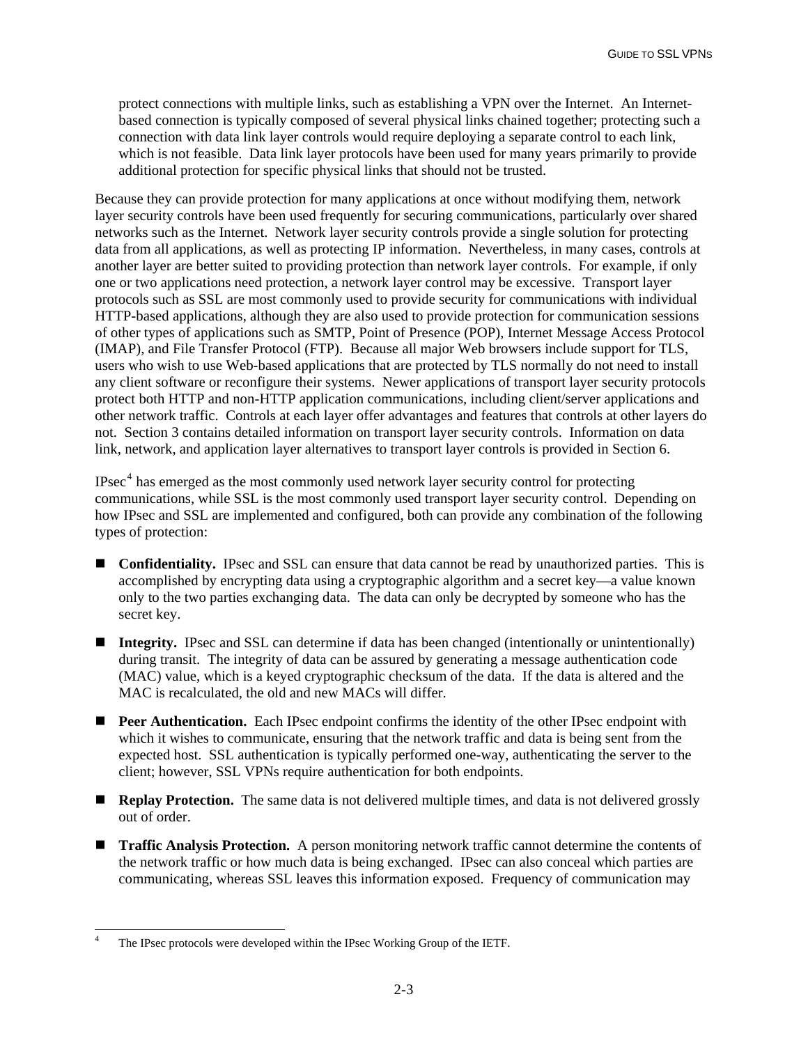protect connections with multiple links, such as establishing a VPN over the Internet. An Internet-based connection is typically composed of several physical links chained together; protecting such a connection with data link layer controls would require deploying a separate control to each link, which is not feasible. Data link layer protocols have been used for many years primarily to provide additional protection for specific physical links that should not be trusted.

Because they can provide protection for many applications at once without modifying them, network layer security controls have been used frequently for securing communications, particularly over shared networks such as the Internet. Network layer security controls provide a single solution for protecting data from all applications, as well as protecting IP information. Nevertheless, in many cases, controls at another layer are better suited to providing protection than network layer controls. For example, if only one or two applications need protection, a network layer control may be excessive. Transport layer protocols such as SSL are most commonly used to provide security for communications with individual HTTP-based applications, although they are also used to provide protection for communication sessions of other types of applications such as SMTP, Point of Presence (POP), Internet Message Access Protocol (IMAP), and File Transfer Protocol (FTP). Because all major Web browsers include support for TLS, users who wish to use Web-based applications that are protected by TLS normally do not need to install any client software or reconfigure their systems. Newer applications of transport layer security protocols protect both HTTP and non-HTTP application communications, including client/server applications and other network traffic. Controls at each layer offer advantages and features that controls at other layers do not. Section 3 contains detailed information on transport layer security controls. Information on data link, network, and application layer alternatives to transport layer controls is provided in Section 6.

IPsec[4] has emerged as the most commonly used network layer security control for protecting communications, while SSL is the most commonly used transport layer security control. Depending on how IPsec and SSL are implemented and configured, both can provide any combination of the following types of protection:

- **Confidentiality.** IPsec and SSL can ensure that data cannot be read by unauthorized parties. This is accomplished by encrypting data using a cryptographic algorithm and a secret key—a value known only to the two parties exchanging data. The data can only be decrypted by someone who has the secret key.
- **Integrity.** IPsec and SSL can determine if data has been changed (intentionally or unintentionally) during transit. The integrity of data can be assured by generating a message authentication code (MAC) value, which is a keyed cryptographic checksum of the data. If the data is altered and the MAC is recalculated, the old and new MACs will differ.
- **Peer Authentication.** Each IPsec endpoint confirms the identity of the other IPsec endpoint with which it wishes to communicate, ensuring that the network traffic and data is being sent from the expected host. SSL authentication is typically performed one-way, authenticating the server to the client; however, SSL VPNs require authentication for both endpoints.
- **Replay Protection.** The same data is not delivered multiple times, and data is not delivered grossly out of order.
- **Traffic Analysis Protection.** A person monitoring network traffic cannot determine the contents of the network traffic or how much data is being exchanged. IPsec can also conceal which parties are communicating, whereas SSL leaves this information exposed. Frequency of communication may

[4] The IPsec protocols were developed within the IPsec Working Group of the IETF.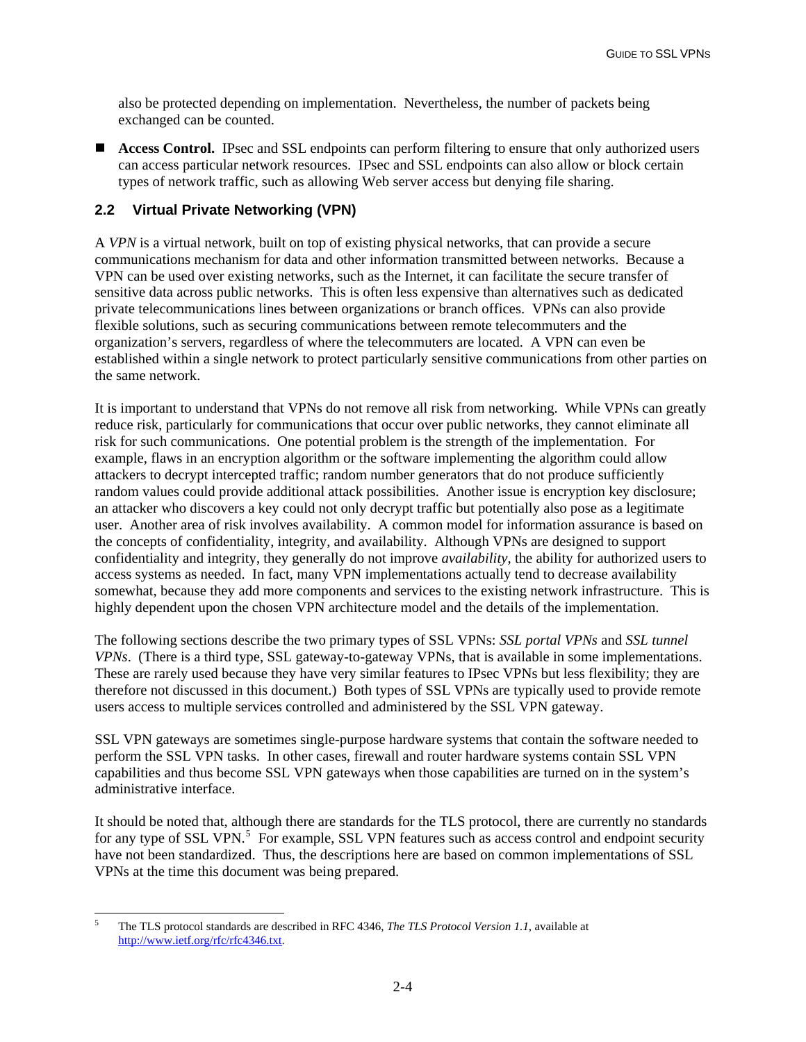also be protected depending on implementation. Nevertheless, the number of packets being exchanged can be counted.

- **Access Control.** IPsec and SSL endpoints can perform filtering to ensure that only authorized users can access particular network resources. IPsec and SSL endpoints can also allow or block certain types of network traffic, such as allowing Web server access but denying file sharing.

## 2.2 Virtual Private Networking (VPN)

A *VPN* is a virtual network, built on top of existing physical networks, that can provide a secure communications mechanism for data and other information transmitted between networks. Because a VPN can be used over existing networks, such as the Internet, it can facilitate the secure transfer of sensitive data across public networks. This is often less expensive than alternatives such as dedicated private telecommunications lines between organizations or branch offices. VPNs can also provide flexible solutions, such as securing communications between remote telecommuters and the organization's servers, regardless of where the telecommuters are located. A VPN can even be established within a single network to protect particularly sensitive communications from other parties on the same network.

It is important to understand that VPNs do not remove all risk from networking. While VPNs can greatly reduce risk, particularly for communications that occur over public networks, they cannot eliminate all risk for such communications. One potential problem is the strength of the implementation. For example, flaws in an encryption algorithm or the software implementing the algorithm could allow attackers to decrypt intercepted traffic; random number generators that do not produce sufficiently random values could provide additional attack possibilities. Another issue is encryption key disclosure; an attacker who discovers a key could not only decrypt traffic but potentially also pose as a legitimate user. Another area of risk involves availability. A common model for information assurance is based on the concepts of confidentiality, integrity, and availability. Although VPNs are designed to support confidentiality and integrity, they generally do not improve *availability*, the ability for authorized users to access systems as needed. In fact, many VPN implementations actually tend to decrease availability somewhat, because they add more components and services to the existing network infrastructure. This is highly dependent upon the chosen VPN architecture model and the details of the implementation.

The following sections describe the two primary types of SSL VPNs: *SSL portal VPNs* and *SSL tunnel VPNs*. (There is a third type, SSL gateway-to-gateway VPNs, that is available in some implementations. These are rarely used because they have very similar features to IPsec VPNs but less flexibility; they are therefore not discussed in this document.) Both types of SSL VPNs are typically used to provide remote users access to multiple services controlled and administered by the SSL VPN gateway.

SSL VPN gateways are sometimes single-purpose hardware systems that contain the software needed to perform the SSL VPN tasks. In other cases, firewall and router hardware systems contain SSL VPN capabilities and thus become SSL VPN gateways when those capabilities are turned on in the system's administrative interface.

It should be noted that, although there are standards for the TLS protocol, there are currently no standards for any type of SSL VPN.[5] For example, SSL VPN features such as access control and endpoint security have not been standardized. Thus, the descriptions here are based on common implementations of SSL VPNs at the time this document was being prepared.

---

[5] The TLS protocol standards are described in RFC 4346, *The TLS Protocol Version 1.1*, available at http://www.ietf.org/rfc/rfc4346.txt.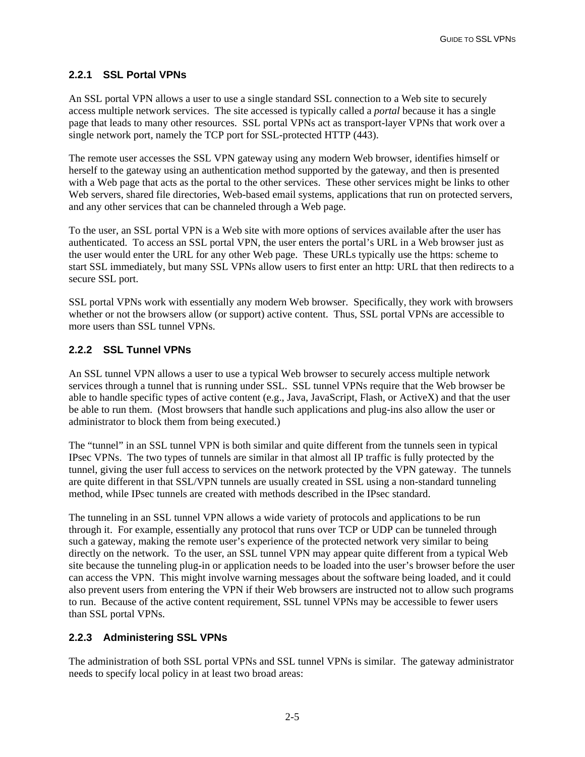### 2.2.1 SSL Portal VPNs

An SSL portal VPN allows a user to use a single standard SSL connection to a Web site to securely access multiple network services. The site accessed is typically called a *portal* because it has a single page that leads to many other resources. SSL portal VPNs act as transport-layer VPNs that work over a single network port, namely the TCP port for SSL-protected HTTP (443).

The remote user accesses the SSL VPN gateway using any modern Web browser, identifies himself or herself to the gateway using an authentication method supported by the gateway, and then is presented with a Web page that acts as the portal to the other services. These other services might be links to other Web servers, shared file directories, Web-based email systems, applications that run on protected servers, and any other services that can be channeled through a Web page.

To the user, an SSL portal VPN is a Web site with more options of services available after the user has authenticated. To access an SSL portal VPN, the user enters the portal's URL in a Web browser just as the user would enter the URL for any other Web page. These URLs typically use the https: scheme to start SSL immediately, but many SSL VPNs allow users to first enter an http: URL that then redirects to a secure SSL port.

SSL portal VPNs work with essentially any modern Web browser. Specifically, they work with browsers whether or not the browsers allow (or support) active content. Thus, SSL portal VPNs are accessible to more users than SSL tunnel VPNs.

### 2.2.2 SSL Tunnel VPNs

An SSL tunnel VPN allows a user to use a typical Web browser to securely access multiple network services through a tunnel that is running under SSL. SSL tunnel VPNs require that the Web browser be able to handle specific types of active content (e.g., Java, JavaScript, Flash, or ActiveX) and that the user be able to run them. (Most browsers that handle such applications and plug-ins also allow the user or administrator to block them from being executed.)

The "tunnel" in an SSL tunnel VPN is both similar and quite different from the tunnels seen in typical IPsec VPNs. The two types of tunnels are similar in that almost all IP traffic is fully protected by the tunnel, giving the user full access to services on the network protected by the VPN gateway. The tunnels are quite different in that SSL/VPN tunnels are usually created in SSL using a non-standard tunneling method, while IPsec tunnels are created with methods described in the IPsec standard.

The tunneling in an SSL tunnel VPN allows a wide variety of protocols and applications to be run through it. For example, essentially any protocol that runs over TCP or UDP can be tunneled through such a gateway, making the remote user's experience of the protected network very similar to being directly on the network. To the user, an SSL tunnel VPN may appear quite different from a typical Web site because the tunneling plug-in or application needs to be loaded into the user's browser before the user can access the VPN. This might involve warning messages about the software being loaded, and it could also prevent users from entering the VPN if their Web browsers are instructed not to allow such programs to run. Because of the active content requirement, SSL tunnel VPNs may be accessible to fewer users than SSL portal VPNs.

### 2.2.3 Administering SSL VPNs

The administration of both SSL portal VPNs and SSL tunnel VPNs is similar. The gateway administrator needs to specify local policy in at least two broad areas: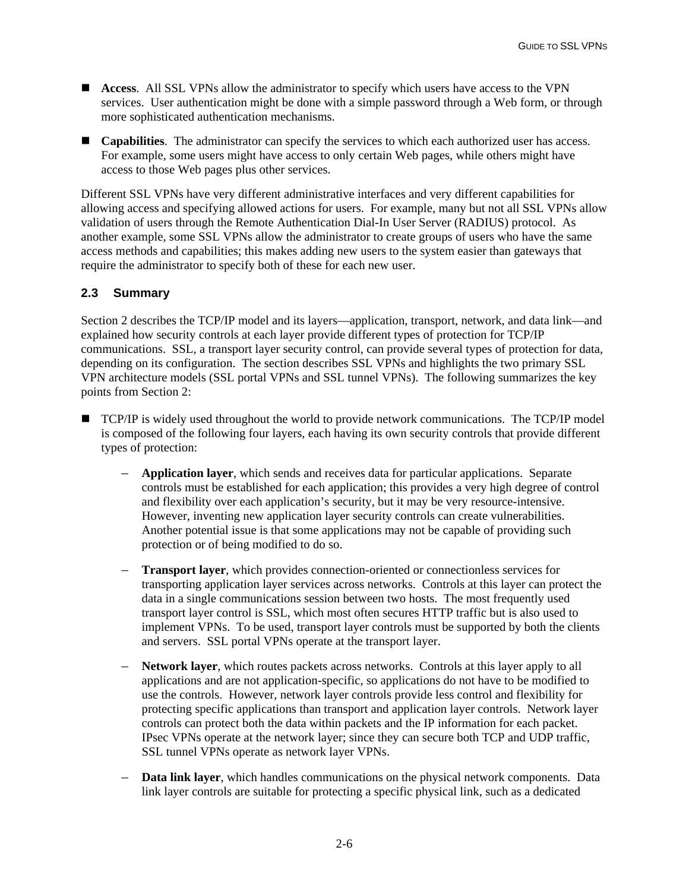- **Access**. All SSL VPNs allow the administrator to specify which users have access to the VPN services. User authentication might be done with a simple password through a Web form, or through more sophisticated authentication mechanisms.

- **Capabilities**. The administrator can specify the services to which each authorized user has access. For example, some users might have access to only certain Web pages, while others might have access to those Web pages plus other services.

Different SSL VPNs have very different administrative interfaces and very different capabilities for allowing access and specifying allowed actions for users. For example, many but not all SSL VPNs allow validation of users through the Remote Authentication Dial-In User Server (RADIUS) protocol. As another example, some SSL VPNs allow the administrator to create groups of users who have the same access methods and capabilities; this makes adding new users to the system easier than gateways that require the administrator to specify both of these for each new user.

### 2.3 Summary

Section 2 describes the TCP/IP model and its layers—application, transport, network, and data link—and explained how security controls at each layer provide different types of protection for TCP/IP communications. SSL, a transport layer security control, can provide several types of protection for data, depending on its configuration. The section describes SSL VPNs and highlights the two primary SSL VPN architecture models (SSL portal VPNs and SSL tunnel VPNs). The following summarizes the key points from Section 2:

- TCP/IP is widely used throughout the world to provide network communications. The TCP/IP model is composed of the following four layers, each having its own security controls that provide different types of protection:

  – **Application layer**, which sends and receives data for particular applications. Separate controls must be established for each application; this provides a very high degree of control and flexibility over each application's security, but it may be very resource-intensive. However, inventing new application layer security controls can create vulnerabilities. Another potential issue is that some applications may not be capable of providing such protection or of being modified to do so.

  – **Transport layer**, which provides connection-oriented or connectionless services for transporting application layer services across networks. Controls at this layer can protect the data in a single communications session between two hosts. The most frequently used transport layer control is SSL, which most often secures HTTP traffic but is also used to implement VPNs. To be used, transport layer controls must be supported by both the clients and servers. SSL portal VPNs operate at the transport layer.

  – **Network layer**, which routes packets across networks. Controls at this layer apply to all applications and are not application-specific, so applications do not have to be modified to use the controls. However, network layer controls provide less control and flexibility for protecting specific applications than transport and application layer controls. Network layer controls can protect both the data within packets and the IP information for each packet. IPsec VPNs operate at the network layer; since they can secure both TCP and UDP traffic, SSL tunnel VPNs operate as network layer VPNs.

  – **Data link layer**, which handles communications on the physical network components. Data link layer controls are suitable for protecting a specific physical link, such as a dedicated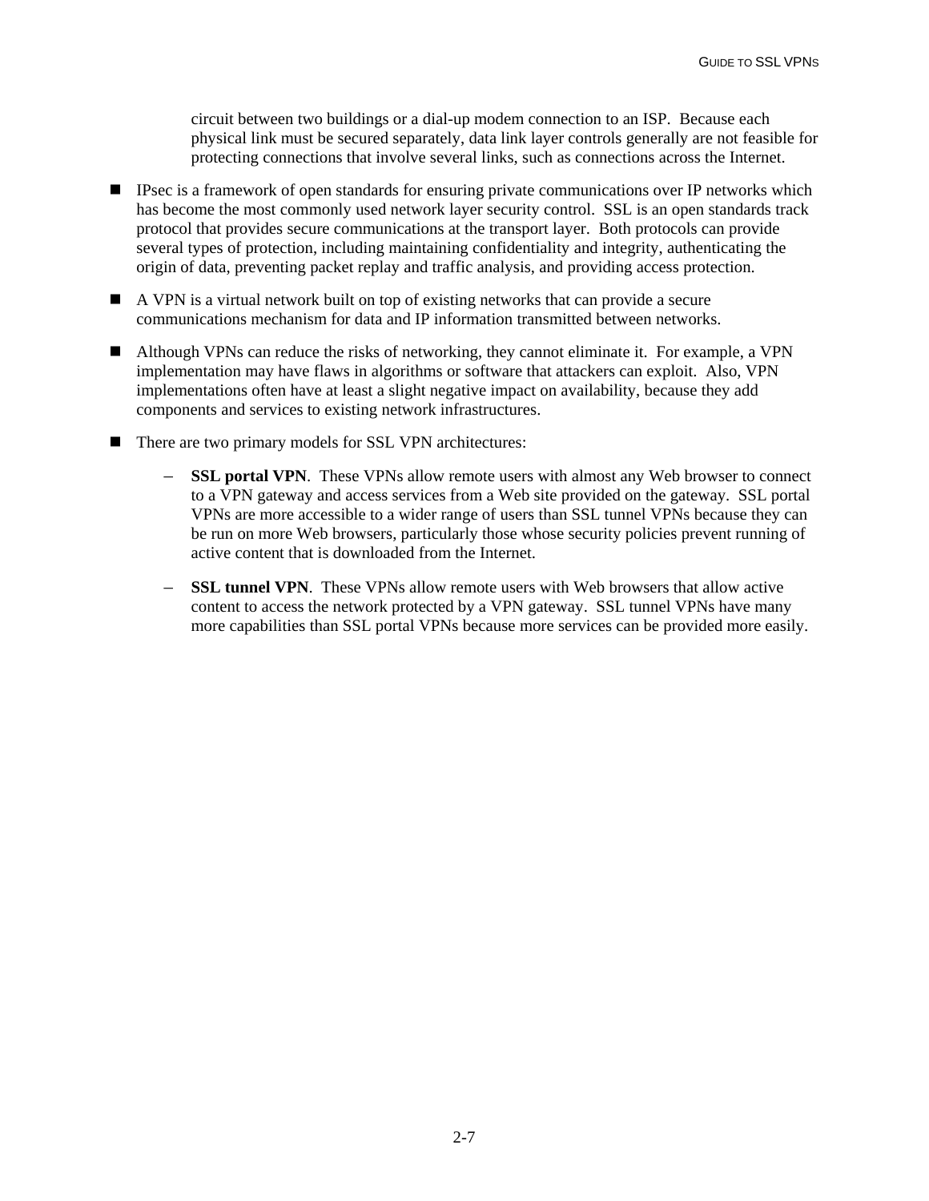circuit between two buildings or a dial-up modem connection to an ISP. Because each physical link must be secured separately, data link layer controls generally are not feasible for protecting connections that involve several links, such as connections across the Internet.

- IPsec is a framework of open standards for ensuring private communications over IP networks which has become the most commonly used network layer security control. SSL is an open standards track protocol that provides secure communications at the transport layer. Both protocols can provide several types of protection, including maintaining confidentiality and integrity, authenticating the origin of data, preventing packet replay and traffic analysis, and providing access protection.

- A VPN is a virtual network built on top of existing networks that can provide a secure communications mechanism for data and IP information transmitted between networks.

- Although VPNs can reduce the risks of networking, they cannot eliminate it. For example, a VPN implementation may have flaws in algorithms or software that attackers can exploit. Also, VPN implementations often have at least a slight negative impact on availability, because they add components and services to existing network infrastructures.

- There are two primary models for SSL VPN architectures:

  - **SSL portal VPN**. These VPNs allow remote users with almost any Web browser to connect to a VPN gateway and access services from a Web site provided on the gateway. SSL portal VPNs are more accessible to a wider range of users than SSL tunnel VPNs because they can be run on more Web browsers, particularly those whose security policies prevent running of active content that is downloaded from the Internet.

  - **SSL tunnel VPN**. These VPNs allow remote users with Web browsers that allow active content to access the network protected by a VPN gateway. SSL tunnel VPNs have many more capabilities than SSL portal VPNs because more services can be provided more easily.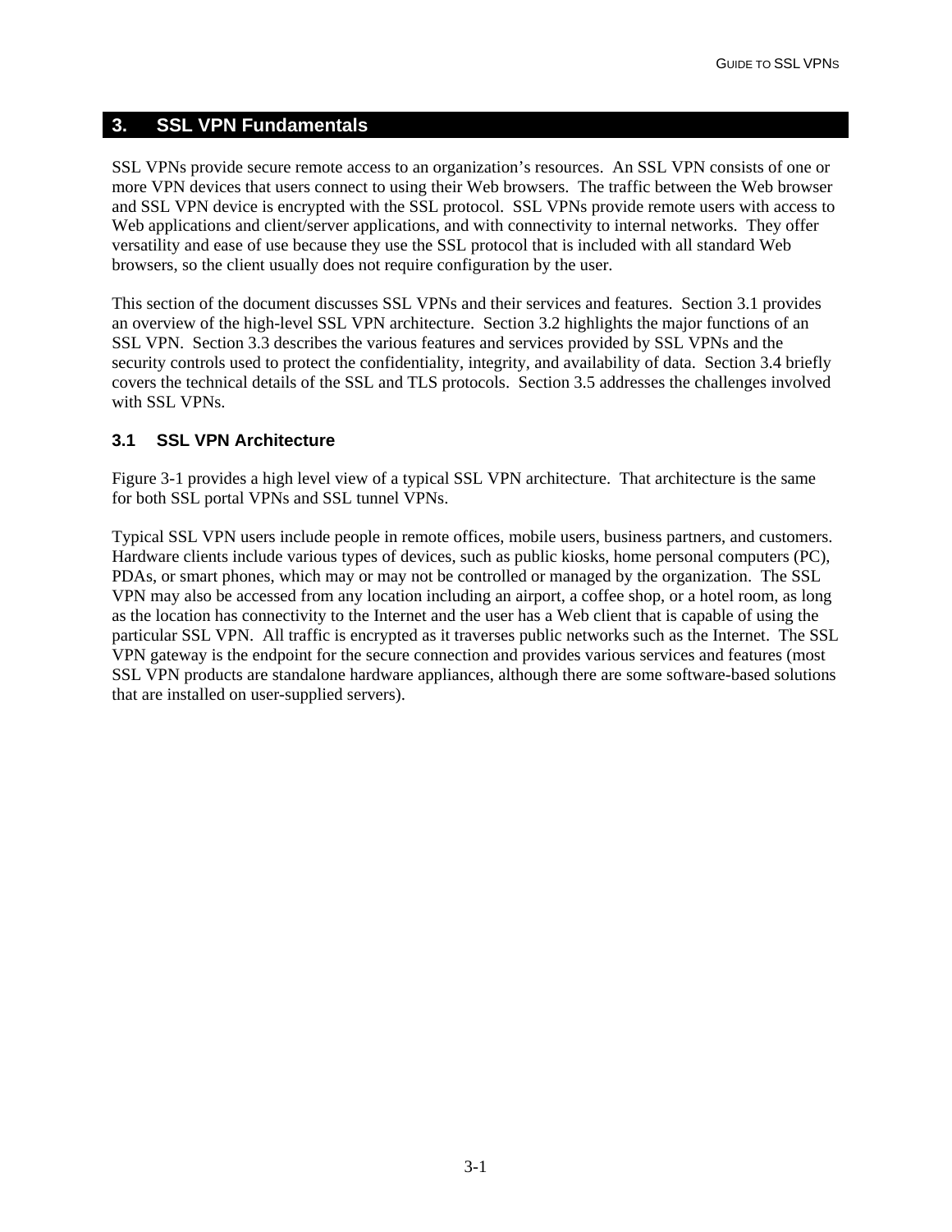# 3. SSL VPN Fundamentals

SSL VPNs provide secure remote access to an organization's resources. An SSL VPN consists of one or more VPN devices that users connect to using their Web browsers. The traffic between the Web browser and SSL VPN device is encrypted with the SSL protocol. SSL VPNs provide remote users with access to Web applications and client/server applications, and with connectivity to internal networks. They offer versatility and ease of use because they use the SSL protocol that is included with all standard Web browsers, so the client usually does not require configuration by the user.

This section of the document discusses SSL VPNs and their services and features. Section 3.1 provides an overview of the high-level SSL VPN architecture. Section 3.2 highlights the major functions of an SSL VPN. Section 3.3 describes the various features and services provided by SSL VPNs and the security controls used to protect the confidentiality, integrity, and availability of data. Section 3.4 briefly covers the technical details of the SSL and TLS protocols. Section 3.5 addresses the challenges involved with SSL VPNs.

## 3.1 SSL VPN Architecture

Figure 3-1 provides a high level view of a typical SSL VPN architecture. That architecture is the same for both SSL portal VPNs and SSL tunnel VPNs.

Typical SSL VPN users include people in remote offices, mobile users, business partners, and customers. Hardware clients include various types of devices, such as public kiosks, home personal computers (PC), PDAs, or smart phones, which may or may not be controlled or managed by the organization. The SSL VPN may also be accessed from any location including an airport, a coffee shop, or a hotel room, as long as the location has connectivity to the Internet and the user has a Web client that is capable of using the particular SSL VPN. All traffic is encrypted as it traverses public networks such as the Internet. The SSL VPN gateway is the endpoint for the secure connection and provides various services and features (most SSL VPN products are standalone hardware appliances, although there are some software-based solutions that are installed on user-supplied servers).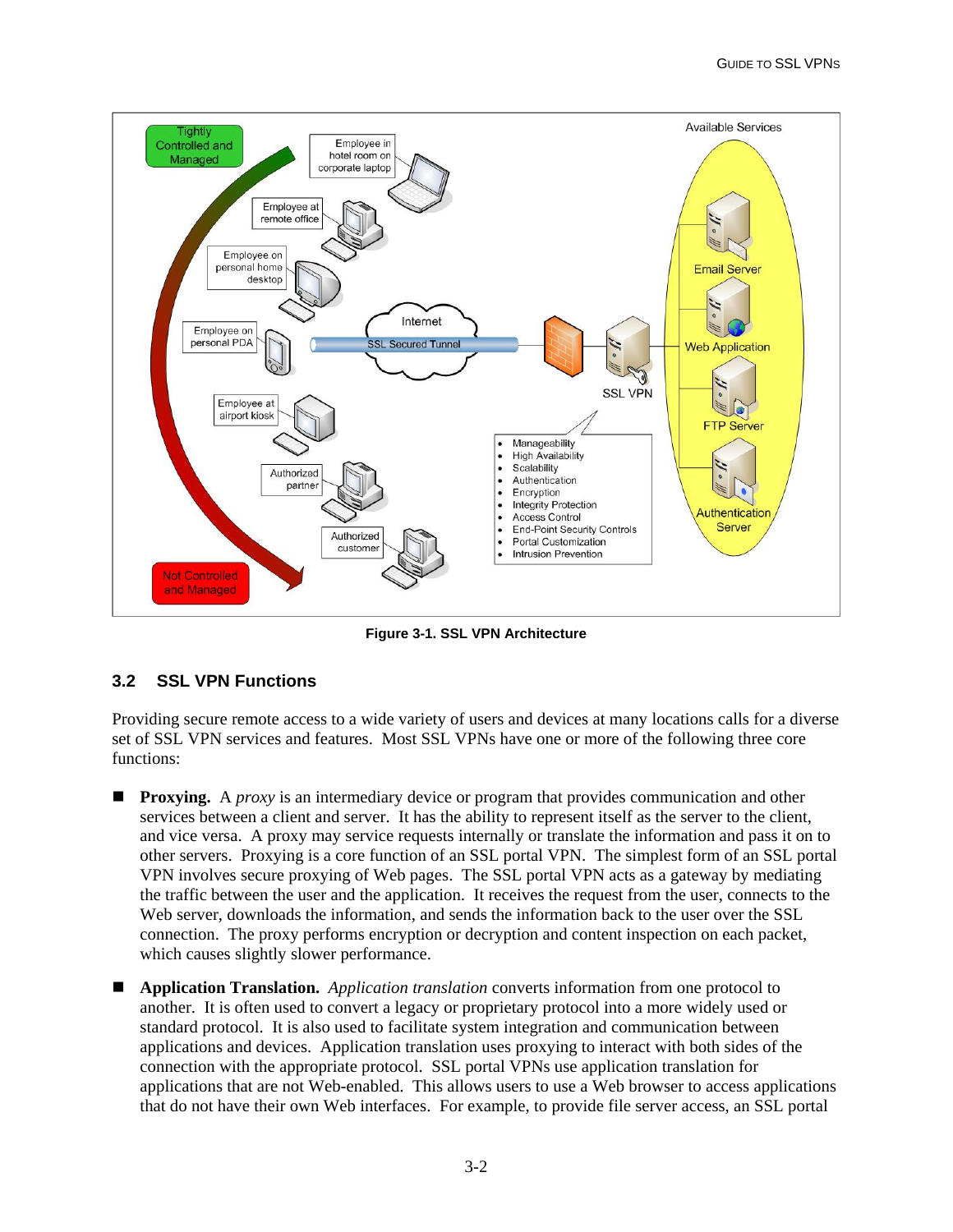Tightly Controlled and Managed

Employee in hotel room on corporate laptop

Employee at remote office

Employee on personal home desktop

Employee on personal PDA

Employee at airport kiosk

Authorized partner

Authorized customer

Not Controlled and Managed

Internet

SSL Secured Tunnel

SSL VPN

- Manageability
- High Availability
- Scalability
- Authentication
- Encryption
- Integrity Protection
- Access Control
- End-Point Security Controls
- Portal Customization
- Intrusion Prevention

Available Services

Email Server

Web Application

FTP Server

Authentication Server

**Figure 3-1. SSL VPN Architecture**

## 3.2 SSL VPN Functions

Providing secure remote access to a wide variety of users and devices at many locations calls for a diverse set of SSL VPN services and features. Most SSL VPNs have one or more of the following three core functions:

- **Proxying.** A *proxy* is an intermediary device or program that provides communication and other services between a client and server. It has the ability to represent itself as the server to the client, and vice versa. A proxy may service requests internally or translate the information and pass it on to other servers. Proxying is a core function of an SSL portal VPN. The simplest form of an SSL portal VPN involves secure proxying of Web pages. The SSL portal VPN acts as a gateway by mediating the traffic between the user and the application. It receives the request from the user, connects to the Web server, downloads the information, and sends the information back to the user over the SSL connection. The proxy performs encryption or decryption and content inspection on each packet, which causes slightly slower performance.

- **Application Translation.** *Application translation* converts information from one protocol to another. It is often used to convert a legacy or proprietary protocol into a more widely used or standard protocol. It is also used to facilitate system integration and communication between applications and devices. Application translation uses proxying to interact with both sides of the connection with the appropriate protocol. SSL portal VPNs use application translation for applications that are not Web-enabled. This allows users to use a Web browser to access applications that do not have their own Web interfaces. For example, to provide file server access, an SSL portal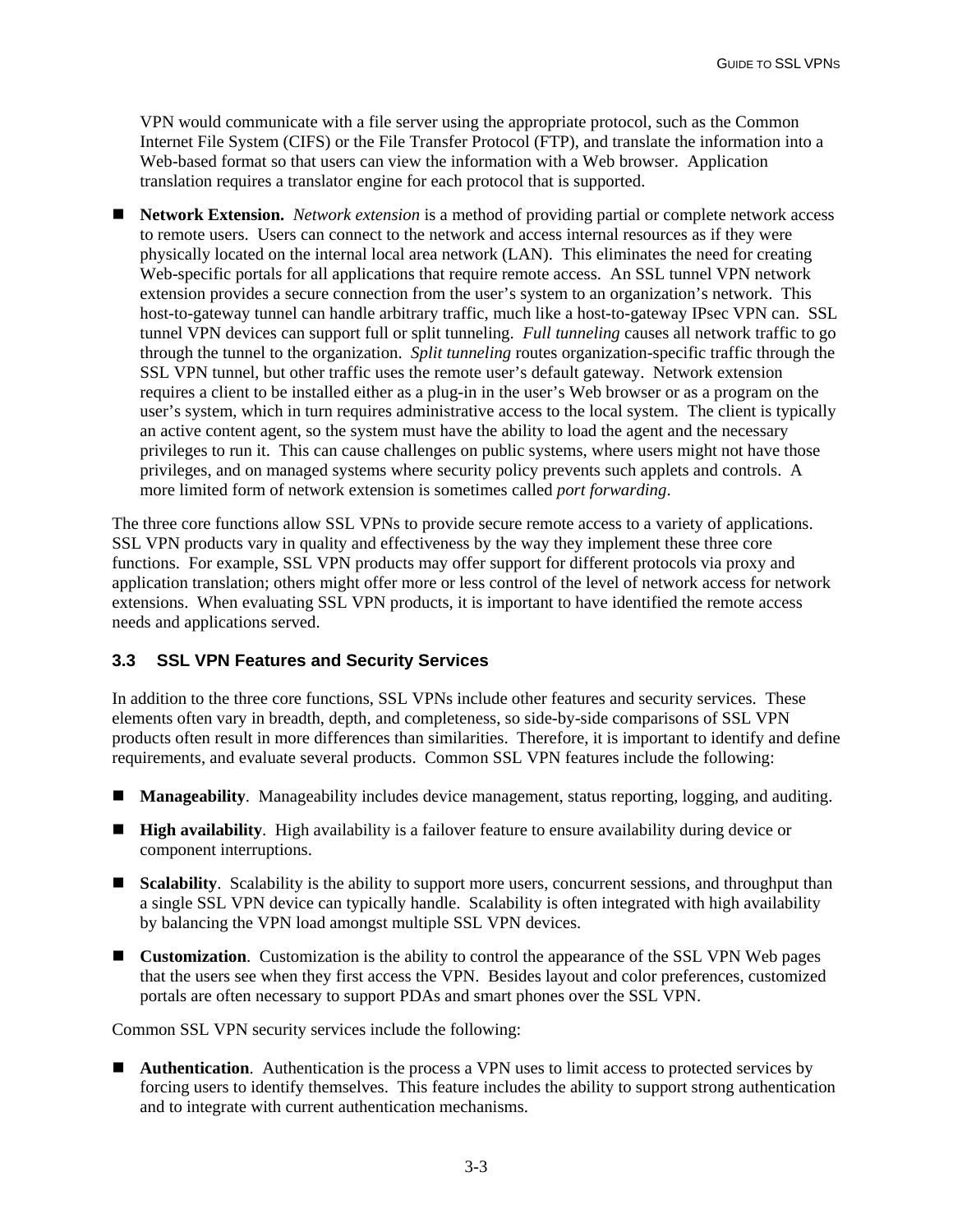VPN would communicate with a file server using the appropriate protocol, such as the Common Internet File System (CIFS) or the File Transfer Protocol (FTP), and translate the information into a Web-based format so that users can view the information with a Web browser. Application translation requires a translator engine for each protocol that is supported.

- **Network Extension.** *Network extension* is a method of providing partial or complete network access to remote users. Users can connect to the network and access internal resources as if they were physically located on the internal local area network (LAN). This eliminates the need for creating Web-specific portals for all applications that require remote access. An SSL tunnel VPN network extension provides a secure connection from the user's system to an organization's network. This host-to-gateway tunnel can handle arbitrary traffic, much like a host-to-gateway IPsec VPN can. SSL tunnel VPN devices can support full or split tunneling. *Full tunneling* causes all network traffic to go through the tunnel to the organization. *Split tunneling* routes organization-specific traffic through the SSL VPN tunnel, but other traffic uses the remote user's default gateway. Network extension requires a client to be installed either as a plug-in in the user's Web browser or as a program on the user's system, which in turn requires administrative access to the local system. The client is typically an active content agent, so the system must have the ability to load the agent and the necessary privileges to run it. This can cause challenges on public systems, where users might not have those privileges, and on managed systems where security policy prevents such applets and controls. A more limited form of network extension is sometimes called *port forwarding*.

The three core functions allow SSL VPNs to provide secure remote access to a variety of applications. SSL VPN products vary in quality and effectiveness by the way they implement these three core functions. For example, SSL VPN products may offer support for different protocols via proxy and application translation; others might offer more or less control of the level of network access for network extensions. When evaluating SSL VPN products, it is important to have identified the remote access needs and applications served.

### 3.3 SSL VPN Features and Security Services

In addition to the three core functions, SSL VPNs include other features and security services. These elements often vary in breadth, depth, and completeness, so side-by-side comparisons of SSL VPN products often result in more differences than similarities. Therefore, it is important to identify and define requirements, and evaluate several products. Common SSL VPN features include the following:

- **Manageability**. Manageability includes device management, status reporting, logging, and auditing.
- **High availability**. High availability is a failover feature to ensure availability during device or component interruptions.
- **Scalability**. Scalability is the ability to support more users, concurrent sessions, and throughput than a single SSL VPN device can typically handle. Scalability is often integrated with high availability by balancing the VPN load amongst multiple SSL VPN devices.
- **Customization**. Customization is the ability to control the appearance of the SSL VPN Web pages that the users see when they first access the VPN. Besides layout and color preferences, customized portals are often necessary to support PDAs and smart phones over the SSL VPN.

Common SSL VPN security services include the following:

- **Authentication**. Authentication is the process a VPN uses to limit access to protected services by forcing users to identify themselves. This feature includes the ability to support strong authentication and to integrate with current authentication mechanisms.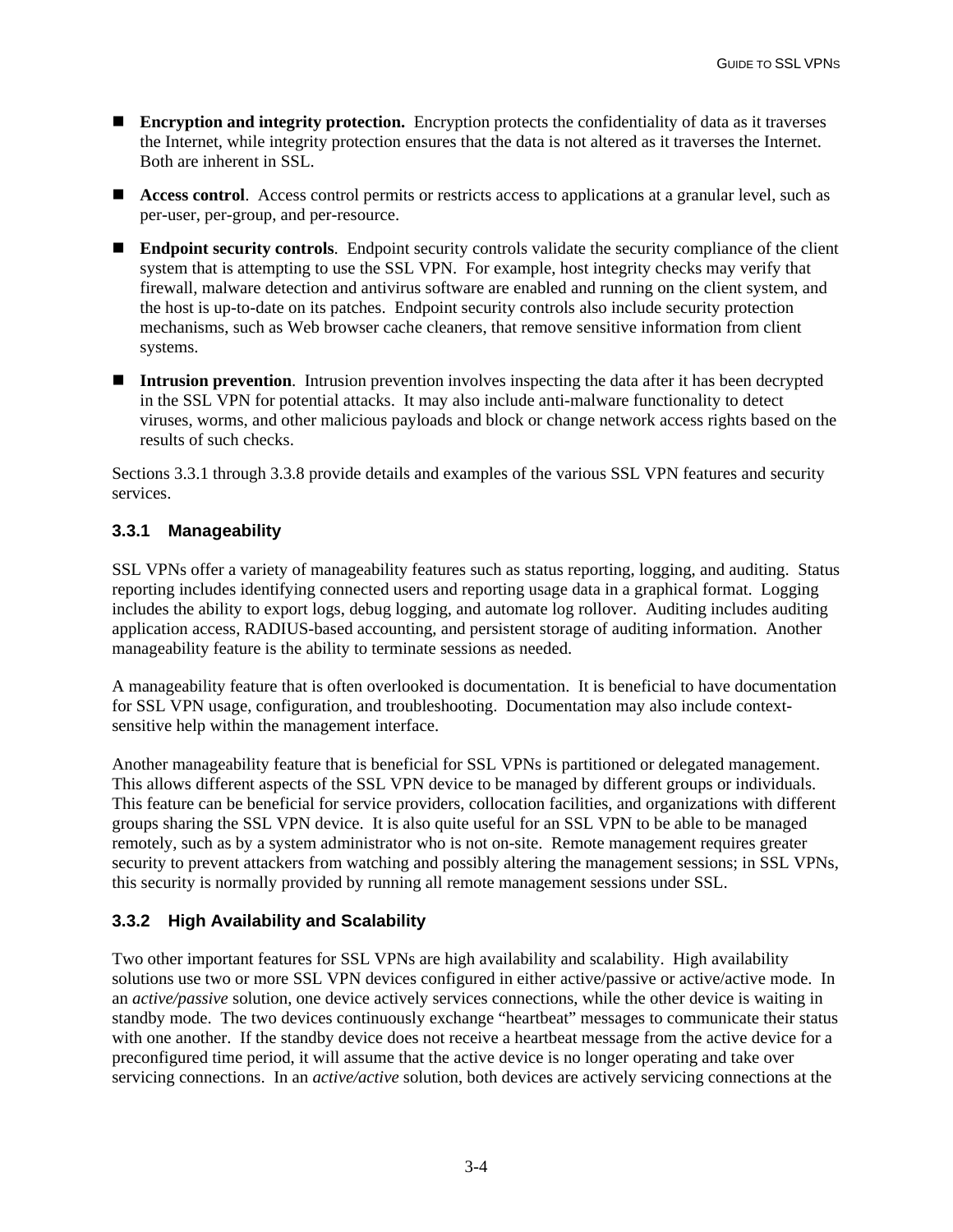- **Encryption and integrity protection.** Encryption protects the confidentiality of data as it traverses the Internet, while integrity protection ensures that the data is not altered as it traverses the Internet. Both are inherent in SSL.

- **Access control**. Access control permits or restricts access to applications at a granular level, such as per-user, per-group, and per-resource.

- **Endpoint security controls**. Endpoint security controls validate the security compliance of the client system that is attempting to use the SSL VPN. For example, host integrity checks may verify that firewall, malware detection and antivirus software are enabled and running on the client system, and the host is up-to-date on its patches. Endpoint security controls also include security protection mechanisms, such as Web browser cache cleaners, that remove sensitive information from client systems.

- **Intrusion prevention**. Intrusion prevention involves inspecting the data after it has been decrypted in the SSL VPN for potential attacks. It may also include anti-malware functionality to detect viruses, worms, and other malicious payloads and block or change network access rights based on the results of such checks.

Sections 3.3.1 through 3.3.8 provide details and examples of the various SSL VPN features and security services.

### 3.3.1 Manageability

SSL VPNs offer a variety of manageability features such as status reporting, logging, and auditing. Status reporting includes identifying connected users and reporting usage data in a graphical format. Logging includes the ability to export logs, debug logging, and automate log rollover. Auditing includes auditing application access, RADIUS-based accounting, and persistent storage of auditing information. Another manageability feature is the ability to terminate sessions as needed.

A manageability feature that is often overlooked is documentation. It is beneficial to have documentation for SSL VPN usage, configuration, and troubleshooting. Documentation may also include context-sensitive help within the management interface.

Another manageability feature that is beneficial for SSL VPNs is partitioned or delegated management. This allows different aspects of the SSL VPN device to be managed by different groups or individuals. This feature can be beneficial for service providers, collocation facilities, and organizations with different groups sharing the SSL VPN device. It is also quite useful for an SSL VPN to be able to be managed remotely, such as by a system administrator who is not on-site. Remote management requires greater security to prevent attackers from watching and possibly altering the management sessions; in SSL VPNs, this security is normally provided by running all remote management sessions under SSL.

### 3.3.2 High Availability and Scalability

Two other important features for SSL VPNs are high availability and scalability. High availability solutions use two or more SSL VPN devices configured in either active/passive or active/active mode. In an *active/passive* solution, one device actively services connections, while the other device is waiting in standby mode. The two devices continuously exchange "heartbeat" messages to communicate their status with one another. If the standby device does not receive a heartbeat message from the active device for a preconfigured time period, it will assume that the active device is no longer operating and take over servicing connections. In an *active/active* solution, both devices are actively servicing connections at the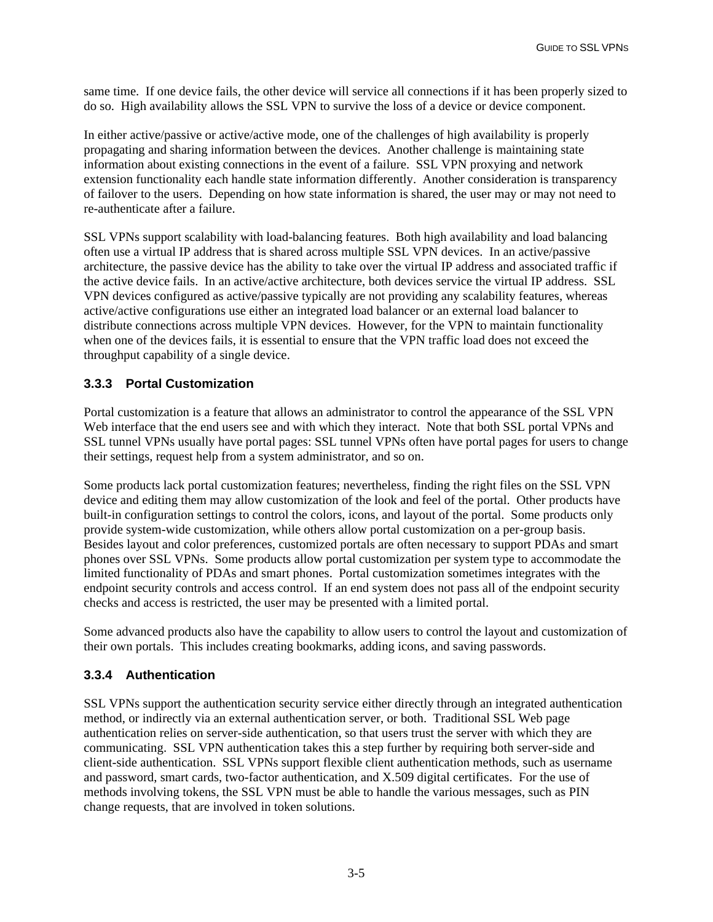same time.  If one device fails, the other device will service all connections if it has been properly sized to do so.  High availability allows the SSL VPN to survive the loss of a device or device component.

In either active/passive or active/active mode, one of the challenges of high availability is properly propagating and sharing information between the devices.  Another challenge is maintaining state information about existing connections in the event of a failure.  SSL VPN proxying and network extension functionality each handle state information differently.  Another consideration is transparency of failover to the users.  Depending on how state information is shared, the user may or may not need to re-authenticate after a failure.

SSL VPNs support scalability with load-balancing features.  Both high availability and load balancing often use a virtual IP address that is shared across multiple SSL VPN devices.  In an active/passive architecture, the passive device has the ability to take over the virtual IP address and associated traffic if the active device fails.  In an active/active architecture, both devices service the virtual IP address.  SSL VPN devices configured as active/passive typically are not providing any scalability features, whereas active/active configurations use either an integrated load balancer or an external load balancer to distribute connections across multiple VPN devices.  However, for the VPN to maintain functionality when one of the devices fails, it is essential to ensure that the VPN traffic load does not exceed the throughput capability of a single device.

### 3.3.3 Portal Customization

Portal customization is a feature that allows an administrator to control the appearance of the SSL VPN Web interface that the end users see and with which they interact.  Note that both SSL portal VPNs and SSL tunnel VPNs usually have portal pages: SSL tunnel VPNs often have portal pages for users to change their settings, request help from a system administrator, and so on.

Some products lack portal customization features; nevertheless, finding the right files on the SSL VPN device and editing them may allow customization of the look and feel of the portal.  Other products have built-in configuration settings to control the colors, icons, and layout of the portal.  Some products only provide system-wide customization, while others allow portal customization on a per-group basis.  Besides layout and color preferences, customized portals are often necessary to support PDAs and smart phones over SSL VPNs.  Some products allow portal customization per system type to accommodate the limited functionality of PDAs and smart phones.  Portal customization sometimes integrates with the endpoint security controls and access control.  If an end system does not pass all of the endpoint security checks and access is restricted, the user may be presented with a limited portal.

Some advanced products also have the capability to allow users to control the layout and customization of their own portals.  This includes creating bookmarks, adding icons, and saving passwords.

### 3.3.4 Authentication

SSL VPNs support the authentication security service either directly through an integrated authentication method, or indirectly via an external authentication server, or both.  Traditional SSL Web page authentication relies on server-side authentication, so that users trust the server with which they are communicating.  SSL VPN authentication takes this a step further by requiring both server-side and client-side authentication.  SSL VPNs support flexible client authentication methods, such as username and password, smart cards, two-factor authentication, and X.509 digital certificates.  For the use of methods involving tokens, the SSL VPN must be able to handle the various messages, such as PIN change requests, that are involved in token solutions.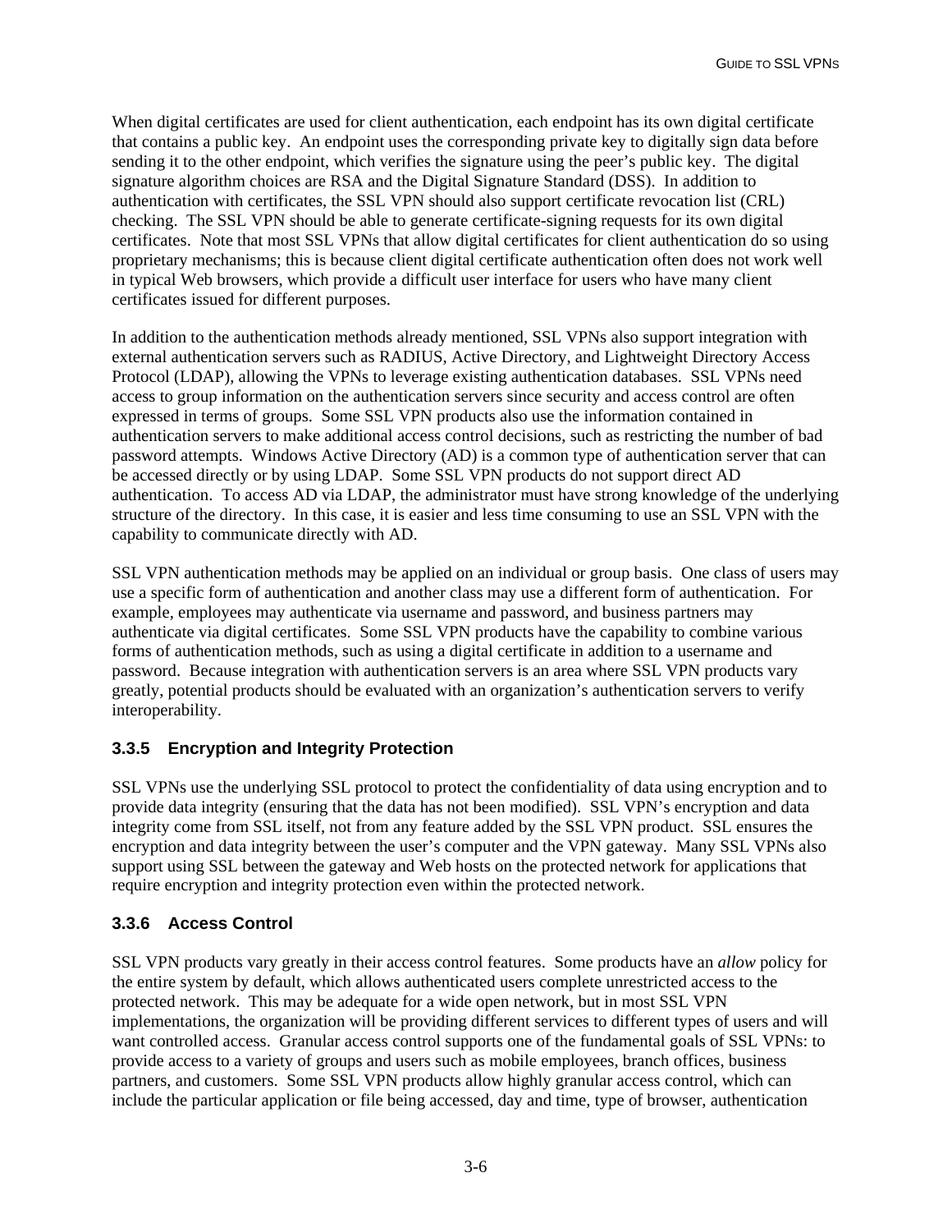When digital certificates are used for client authentication, each endpoint has its own digital certificate that contains a public key. An endpoint uses the corresponding private key to digitally sign data before sending it to the other endpoint, which verifies the signature using the peer's public key. The digital signature algorithm choices are RSA and the Digital Signature Standard (DSS). In addition to authentication with certificates, the SSL VPN should also support certificate revocation list (CRL) checking. The SSL VPN should be able to generate certificate-signing requests for its own digital certificates. Note that most SSL VPNs that allow digital certificates for client authentication do so using proprietary mechanisms; this is because client digital certificate authentication often does not work well in typical Web browsers, which provide a difficult user interface for users who have many client certificates issued for different purposes.

In addition to the authentication methods already mentioned, SSL VPNs also support integration with external authentication servers such as RADIUS, Active Directory, and Lightweight Directory Access Protocol (LDAP), allowing the VPNs to leverage existing authentication databases. SSL VPNs need access to group information on the authentication servers since security and access control are often expressed in terms of groups. Some SSL VPN products also use the information contained in authentication servers to make additional access control decisions, such as restricting the number of bad password attempts. Windows Active Directory (AD) is a common type of authentication server that can be accessed directly or by using LDAP. Some SSL VPN products do not support direct AD authentication. To access AD via LDAP, the administrator must have strong knowledge of the underlying structure of the directory. In this case, it is easier and less time consuming to use an SSL VPN with the capability to communicate directly with AD.

SSL VPN authentication methods may be applied on an individual or group basis. One class of users may use a specific form of authentication and another class may use a different form of authentication. For example, employees may authenticate via username and password, and business partners may authenticate via digital certificates. Some SSL VPN products have the capability to combine various forms of authentication methods, such as using a digital certificate in addition to a username and password. Because integration with authentication servers is an area where SSL VPN products vary greatly, potential products should be evaluated with an organization's authentication servers to verify interoperability.

### 3.3.5 Encryption and Integrity Protection

SSL VPNs use the underlying SSL protocol to protect the confidentiality of data using encryption and to provide data integrity (ensuring that the data has not been modified). SSL VPN's encryption and data integrity come from SSL itself, not from any feature added by the SSL VPN product. SSL ensures the encryption and data integrity between the user's computer and the VPN gateway. Many SSL VPNs also support using SSL between the gateway and Web hosts on the protected network for applications that require encryption and integrity protection even within the protected network.

### 3.3.6 Access Control

SSL VPN products vary greatly in their access control features. Some products have an *allow* policy for the entire system by default, which allows authenticated users complete unrestricted access to the protected network. This may be adequate for a wide open network, but in most SSL VPN implementations, the organization will be providing different services to different types of users and will want controlled access. Granular access control supports one of the fundamental goals of SSL VPNs: to provide access to a variety of groups and users such as mobile employees, branch offices, business partners, and customers. Some SSL VPN products allow highly granular access control, which can include the particular application or file being accessed, day and time, type of browser, authentication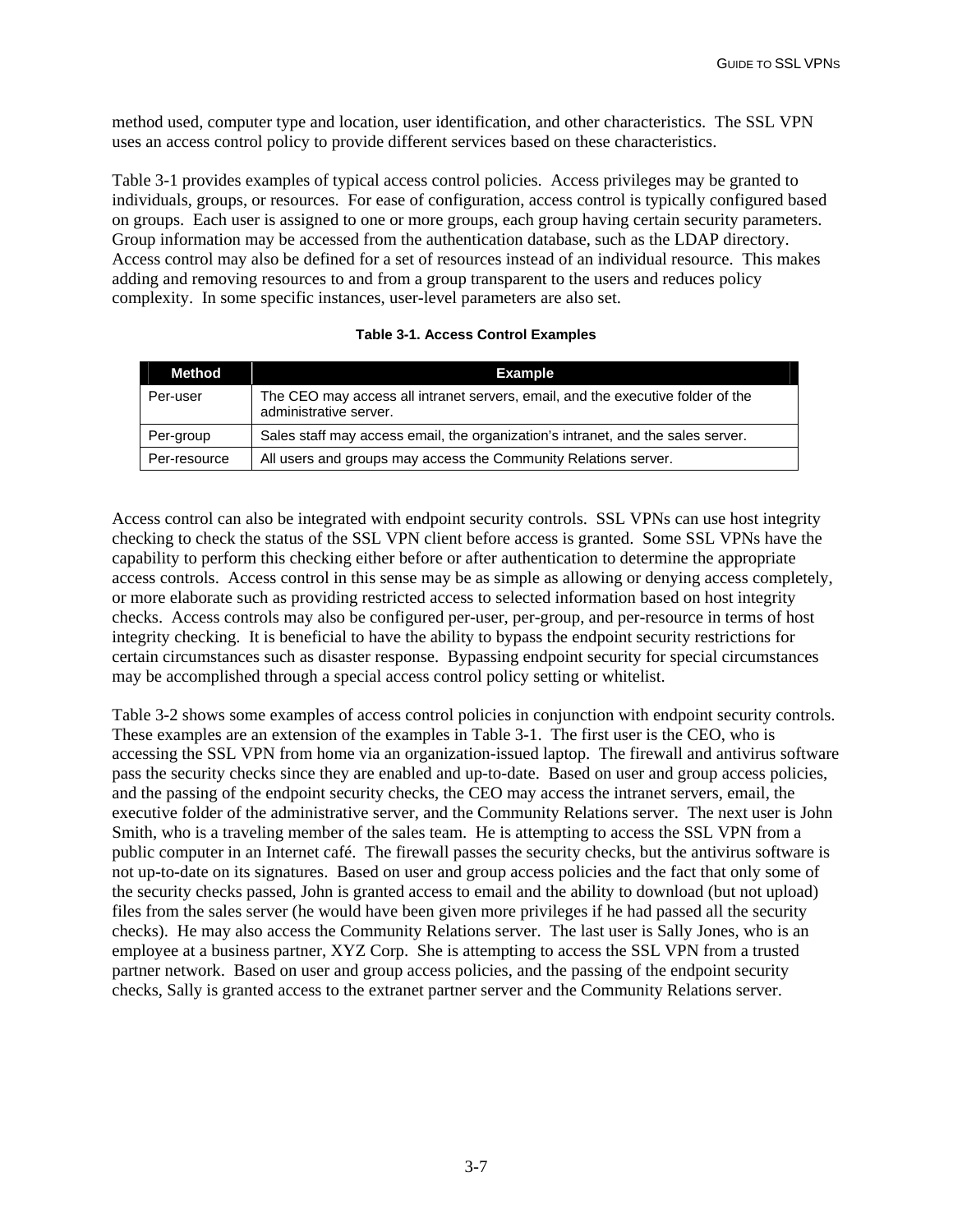method used, computer type and location, user identification, and other characteristics. The SSL VPN uses an access control policy to provide different services based on these characteristics.

Table 3-1 provides examples of typical access control policies. Access privileges may be granted to individuals, groups, or resources. For ease of configuration, access control is typically configured based on groups. Each user is assigned to one or more groups, each group having certain security parameters. Group information may be accessed from the authentication database, such as the LDAP directory. Access control may also be defined for a set of resources instead of an individual resource. This makes adding and removing resources to and from a group transparent to the users and reduces policy complexity. In some specific instances, user-level parameters are also set.

**Table 3-1. Access Control Examples**

| Method | Example |
|---|---|
| Per-user | The CEO may access all intranet servers, email, and the executive folder of the administrative server. |
| Per-group | Sales staff may access email, the organization's intranet, and the sales server. |
| Per-resource | All users and groups may access the Community Relations server. |

Access control can also be integrated with endpoint security controls. SSL VPNs can use host integrity checking to check the status of the SSL VPN client before access is granted. Some SSL VPNs have the capability to perform this checking either before or after authentication to determine the appropriate access controls. Access control in this sense may be as simple as allowing or denying access completely, or more elaborate such as providing restricted access to selected information based on host integrity checks. Access controls may also be configured per-user, per-group, and per-resource in terms of host integrity checking. It is beneficial to have the ability to bypass the endpoint security restrictions for certain circumstances such as disaster response. Bypassing endpoint security for special circumstances may be accomplished through a special access control policy setting or whitelist.

Table 3-2 shows some examples of access control policies in conjunction with endpoint security controls. These examples are an extension of the examples in Table 3-1. The first user is the CEO, who is accessing the SSL VPN from home via an organization-issued laptop. The firewall and antivirus software pass the security checks since they are enabled and up-to-date. Based on user and group access policies, and the passing of the endpoint security checks, the CEO may access the intranet servers, email, the executive folder of the administrative server, and the Community Relations server. The next user is John Smith, who is a traveling member of the sales team. He is attempting to access the SSL VPN from a public computer in an Internet café. The firewall passes the security checks, but the antivirus software is not up-to-date on its signatures. Based on user and group access policies and the fact that only some of the security checks passed, John is granted access to email and the ability to download (but not upload) files from the sales server (he would have been given more privileges if he had passed all the security checks). He may also access the Community Relations server. The last user is Sally Jones, who is an employee at a business partner, XYZ Corp. She is attempting to access the SSL VPN from a trusted partner network. Based on user and group access policies, and the passing of the endpoint security checks, Sally is granted access to the extranet partner server and the Community Relations server.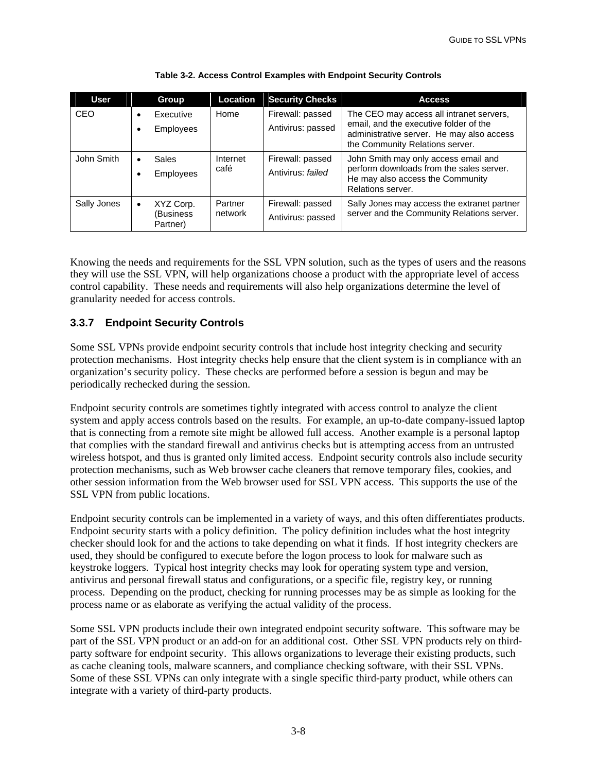**Table 3-2. Access Control Examples with Endpoint Security Controls**

| User | Group | Location | Security Checks | Access |
|---|---|---|---|---|
| CEO | • Executive<br>• Employees | Home | Firewall: passed<br>Antivirus: passed | The CEO may access all intranet servers, email, and the executive folder of the administrative server. He may also access the Community Relations server. |
| John Smith | • Sales<br>• Employees | Internet café | Firewall: passed<br>Antivirus: *failed* | John Smith may only access email and perform downloads from the sales server. He may also access the Community Relations server. |
| Sally Jones | • XYZ Corp. (Business Partner) | Partner network | Firewall: passed<br>Antivirus: passed | Sally Jones may access the extranet partner server and the Community Relations server. |

Knowing the needs and requirements for the SSL VPN solution, such as the types of users and the reasons they will use the SSL VPN, will help organizations choose a product with the appropriate level of access control capability. These needs and requirements will also help organizations determine the level of granularity needed for access controls.

### 3.3.7 Endpoint Security Controls

Some SSL VPNs provide endpoint security controls that include host integrity checking and security protection mechanisms. Host integrity checks help ensure that the client system is in compliance with an organization's security policy. These checks are performed before a session is begun and may be periodically rechecked during the session.

Endpoint security controls are sometimes tightly integrated with access control to analyze the client system and apply access controls based on the results. For example, an up-to-date company-issued laptop that is connecting from a remote site might be allowed full access. Another example is a personal laptop that complies with the standard firewall and antivirus checks but is attempting access from an untrusted wireless hotspot, and thus is granted only limited access. Endpoint security controls also include security protection mechanisms, such as Web browser cache cleaners that remove temporary files, cookies, and other session information from the Web browser used for SSL VPN access. This supports the use of the SSL VPN from public locations.

Endpoint security controls can be implemented in a variety of ways, and this often differentiates products. Endpoint security starts with a policy definition. The policy definition includes what the host integrity checker should look for and the actions to take depending on what it finds. If host integrity checkers are used, they should be configured to execute before the logon process to look for malware such as keystroke loggers. Typical host integrity checks may look for operating system type and version, antivirus and personal firewall status and configurations, or a specific file, registry key, or running process. Depending on the product, checking for running processes may be as simple as looking for the process name or as elaborate as verifying the actual validity of the process.

Some SSL VPN products include their own integrated endpoint security software. This software may be part of the SSL VPN product or an add-on for an additional cost. Other SSL VPN products rely on third-party software for endpoint security. This allows organizations to leverage their existing products, such as cache cleaning tools, malware scanners, and compliance checking software, with their SSL VPNs. Some of these SSL VPNs can only integrate with a single specific third-party product, while others can integrate with a variety of third-party products.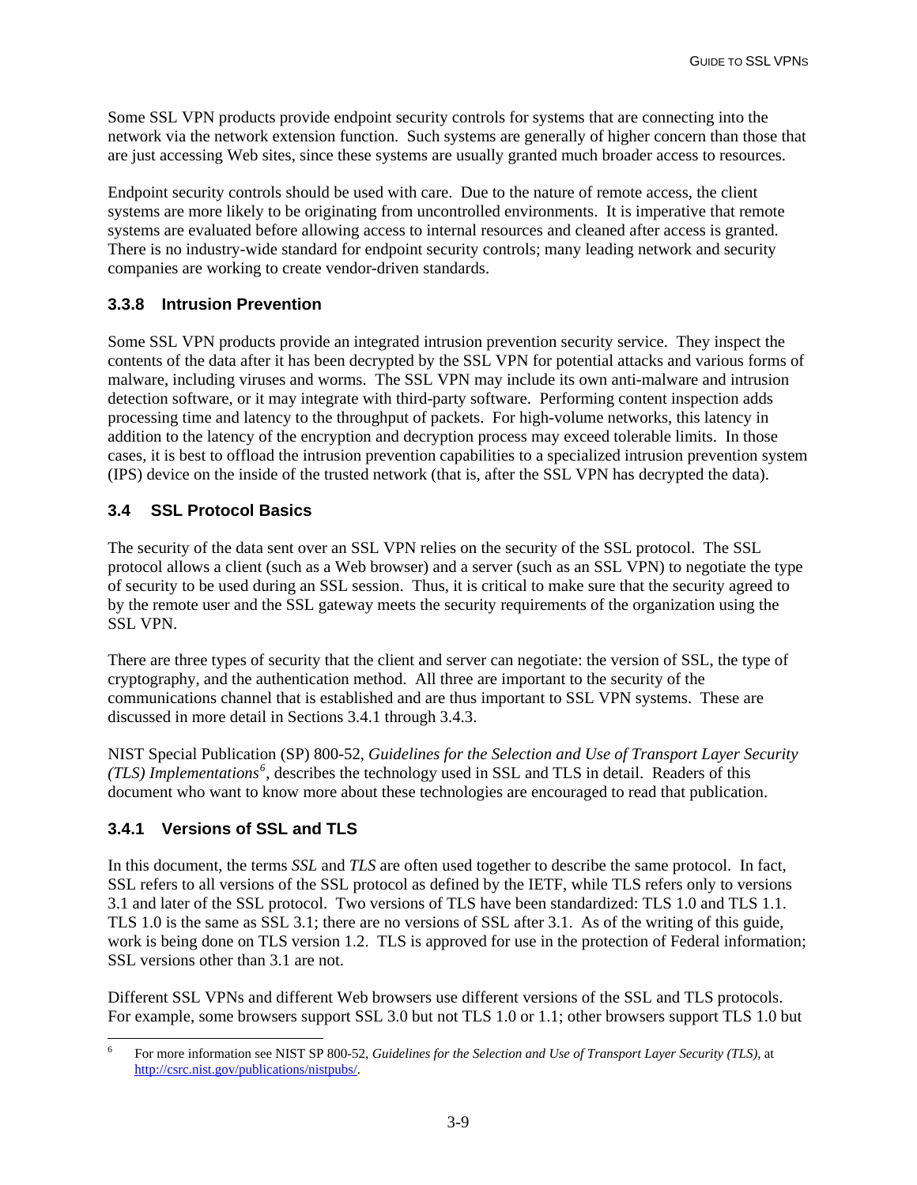Some SSL VPN products provide endpoint security controls for systems that are connecting into the network via the network extension function. Such systems are generally of higher concern than those that are just accessing Web sites, since these systems are usually granted much broader access to resources.

Endpoint security controls should be used with care. Due to the nature of remote access, the client systems are more likely to be originating from uncontrolled environments. It is imperative that remote systems are evaluated before allowing access to internal resources and cleaned after access is granted. There is no industry-wide standard for endpoint security controls; many leading network and security companies are working to create vendor-driven standards.

### 3.3.8 Intrusion Prevention

Some SSL VPN products provide an integrated intrusion prevention security service. They inspect the contents of the data after it has been decrypted by the SSL VPN for potential attacks and various forms of malware, including viruses and worms. The SSL VPN may include its own anti-malware and intrusion detection software, or it may integrate with third-party software. Performing content inspection adds processing time and latency to the throughput of packets. For high-volume networks, this latency in addition to the latency of the encryption and decryption process may exceed tolerable limits. In those cases, it is best to offload the intrusion prevention capabilities to a specialized intrusion prevention system (IPS) device on the inside of the trusted network (that is, after the SSL VPN has decrypted the data).

## 3.4 SSL Protocol Basics

The security of the data sent over an SSL VPN relies on the security of the SSL protocol. The SSL protocol allows a client (such as a Web browser) and a server (such as an SSL VPN) to negotiate the type of security to be used during an SSL session. Thus, it is critical to make sure that the security agreed to by the remote user and the SSL gateway meets the security requirements of the organization using the SSL VPN.

There are three types of security that the client and server can negotiate: the version of SSL, the type of cryptography, and the authentication method. All three are important to the security of the communications channel that is established and are thus important to SSL VPN systems. These are discussed in more detail in Sections 3.4.1 through 3.4.3.

NIST Special Publication (SP) 800-52, *Guidelines for the Selection and Use of Transport Layer Security (TLS) Implementations*[6], describes the technology used in SSL and TLS in detail. Readers of this document who want to know more about these technologies are encouraged to read that publication.

### 3.4.1 Versions of SSL and TLS

In this document, the terms *SSL* and *TLS* are often used together to describe the same protocol. In fact, SSL refers to all versions of the SSL protocol as defined by the IETF, while TLS refers only to versions 3.1 and later of the SSL protocol. Two versions of TLS have been standardized: TLS 1.0 and TLS 1.1. TLS 1.0 is the same as SSL 3.1; there are no versions of SSL after 3.1. As of the writing of this guide, work is being done on TLS version 1.2. TLS is approved for use in the protection of Federal information; SSL versions other than 3.1 are not.

Different SSL VPNs and different Web browsers use different versions of the SSL and TLS protocols. For example, some browsers support SSL 3.0 but not TLS 1.0 or 1.1; other browsers support TLS 1.0 but

---

[6] For more information see NIST SP 800-52, *Guidelines for the Selection and Use of Transport Layer Security (TLS)*, at http://csrc.nist.gov/publications/nistpubs/.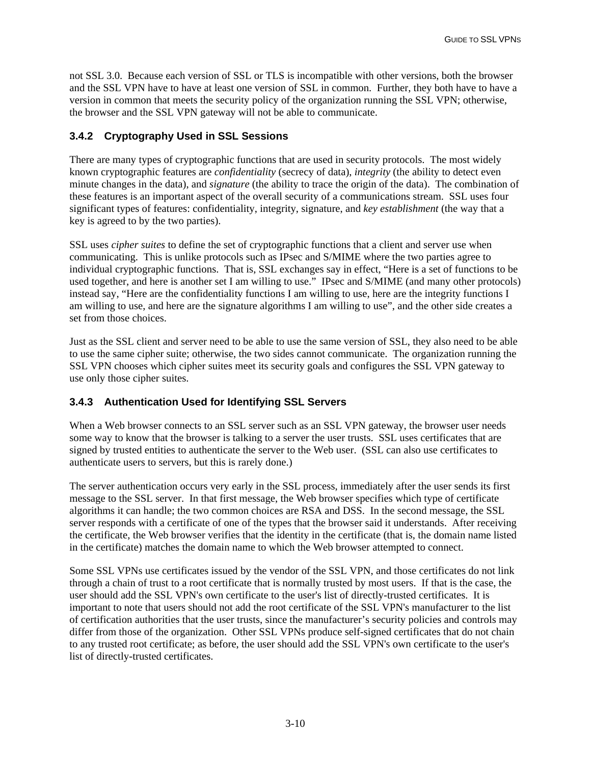not SSL 3.0. Because each version of SSL or TLS is incompatible with other versions, both the browser and the SSL VPN have to have at least one version of SSL in common. Further, they both have to have a version in common that meets the security policy of the organization running the SSL VPN; otherwise, the browser and the SSL VPN gateway will not be able to communicate.

### 3.4.2 Cryptography Used in SSL Sessions

There are many types of cryptographic functions that are used in security protocols. The most widely known cryptographic features are *confidentiality* (secrecy of data), *integrity* (the ability to detect even minute changes in the data), and *signature* (the ability to trace the origin of the data). The combination of these features is an important aspect of the overall security of a communications stream. SSL uses four significant types of features: confidentiality, integrity, signature, and *key establishment* (the way that a key is agreed to by the two parties).

SSL uses *cipher suites* to define the set of cryptographic functions that a client and server use when communicating. This is unlike protocols such as IPsec and S/MIME where the two parties agree to individual cryptographic functions. That is, SSL exchanges say in effect, "Here is a set of functions to be used together, and here is another set I am willing to use." IPsec and S/MIME (and many other protocols) instead say, "Here are the confidentiality functions I am willing to use, here are the integrity functions I am willing to use, and here are the signature algorithms I am willing to use", and the other side creates a set from those choices.

Just as the SSL client and server need to be able to use the same version of SSL, they also need to be able to use the same cipher suite; otherwise, the two sides cannot communicate. The organization running the SSL VPN chooses which cipher suites meet its security goals and configures the SSL VPN gateway to use only those cipher suites.

### 3.4.3 Authentication Used for Identifying SSL Servers

When a Web browser connects to an SSL server such as an SSL VPN gateway, the browser user needs some way to know that the browser is talking to a server the user trusts. SSL uses certificates that are signed by trusted entities to authenticate the server to the Web user. (SSL can also use certificates to authenticate users to servers, but this is rarely done.)

The server authentication occurs very early in the SSL process, immediately after the user sends its first message to the SSL server. In that first message, the Web browser specifies which type of certificate algorithms it can handle; the two common choices are RSA and DSS. In the second message, the SSL server responds with a certificate of one of the types that the browser said it understands. After receiving the certificate, the Web browser verifies that the identity in the certificate (that is, the domain name listed in the certificate) matches the domain name to which the Web browser attempted to connect.

Some SSL VPNs use certificates issued by the vendor of the SSL VPN, and those certificates do not link through a chain of trust to a root certificate that is normally trusted by most users. If that is the case, the user should add the SSL VPN's own certificate to the user's list of directly-trusted certificates. It is important to note that users should not add the root certificate of the SSL VPN's manufacturer to the list of certification authorities that the user trusts, since the manufacturer's security policies and controls may differ from those of the organization. Other SSL VPNs produce self-signed certificates that do not chain to any trusted root certificate; as before, the user should add the SSL VPN's own certificate to the user's list of directly-trusted certificates.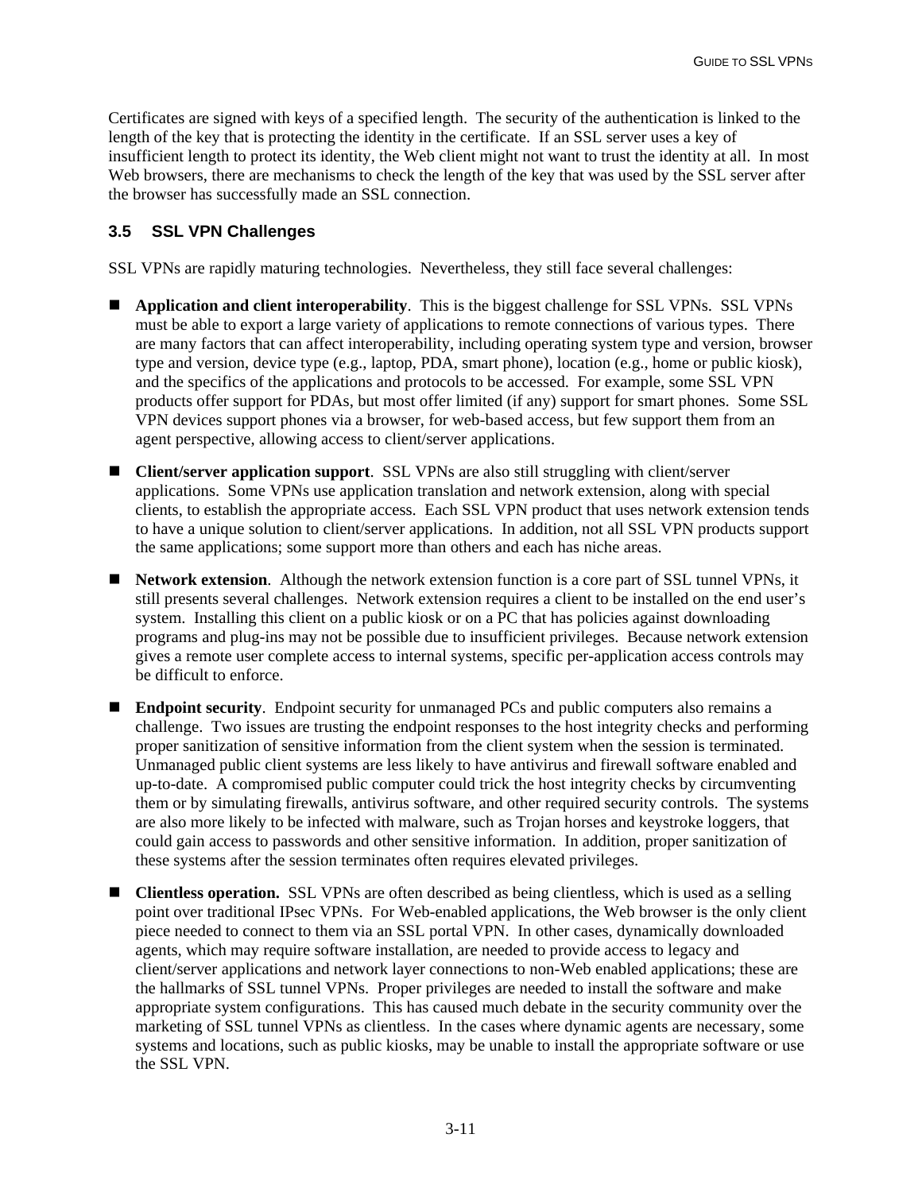Certificates are signed with keys of a specified length. The security of the authentication is linked to the length of the key that is protecting the identity in the certificate. If an SSL server uses a key of insufficient length to protect its identity, the Web client might not want to trust the identity at all. In most Web browsers, there are mechanisms to check the length of the key that was used by the SSL server after the browser has successfully made an SSL connection.

### 3.5 SSL VPN Challenges

SSL VPNs are rapidly maturing technologies. Nevertheless, they still face several challenges:

- **Application and client interoperability**. This is the biggest challenge for SSL VPNs. SSL VPNs must be able to export a large variety of applications to remote connections of various types. There are many factors that can affect interoperability, including operating system type and version, browser type and version, device type (e.g., laptop, PDA, smart phone), location (e.g., home or public kiosk), and the specifics of the applications and protocols to be accessed. For example, some SSL VPN products offer support for PDAs, but most offer limited (if any) support for smart phones. Some SSL VPN devices support phones via a browser, for web-based access, but few support them from an agent perspective, allowing access to client/server applications.

- **Client/server application support**. SSL VPNs are also still struggling with client/server applications. Some VPNs use application translation and network extension, along with special clients, to establish the appropriate access. Each SSL VPN product that uses network extension tends to have a unique solution to client/server applications. In addition, not all SSL VPN products support the same applications; some support more than others and each has niche areas.

- **Network extension**. Although the network extension function is a core part of SSL tunnel VPNs, it still presents several challenges. Network extension requires a client to be installed on the end user's system. Installing this client on a public kiosk or on a PC that has policies against downloading programs and plug-ins may not be possible due to insufficient privileges. Because network extension gives a remote user complete access to internal systems, specific per-application access controls may be difficult to enforce.

- **Endpoint security**. Endpoint security for unmanaged PCs and public computers also remains a challenge. Two issues are trusting the endpoint responses to the host integrity checks and performing proper sanitization of sensitive information from the client system when the session is terminated. Unmanaged public client systems are less likely to have antivirus and firewall software enabled and up-to-date. A compromised public computer could trick the host integrity checks by circumventing them or by simulating firewalls, antivirus software, and other required security controls. The systems are also more likely to be infected with malware, such as Trojan horses and keystroke loggers, that could gain access to passwords and other sensitive information. In addition, proper sanitization of these systems after the session terminates often requires elevated privileges.

- **Clientless operation.** SSL VPNs are often described as being clientless, which is used as a selling point over traditional IPsec VPNs. For Web-enabled applications, the Web browser is the only client piece needed to connect to them via an SSL portal VPN. In other cases, dynamically downloaded agents, which may require software installation, are needed to provide access to legacy and client/server applications and network layer connections to non-Web enabled applications; these are the hallmarks of SSL tunnel VPNs. Proper privileges are needed to install the software and make appropriate system configurations. This has caused much debate in the security community over the marketing of SSL tunnel VPNs as clientless. In the cases where dynamic agents are necessary, some systems and locations, such as public kiosks, may be unable to install the appropriate software or use the SSL VPN.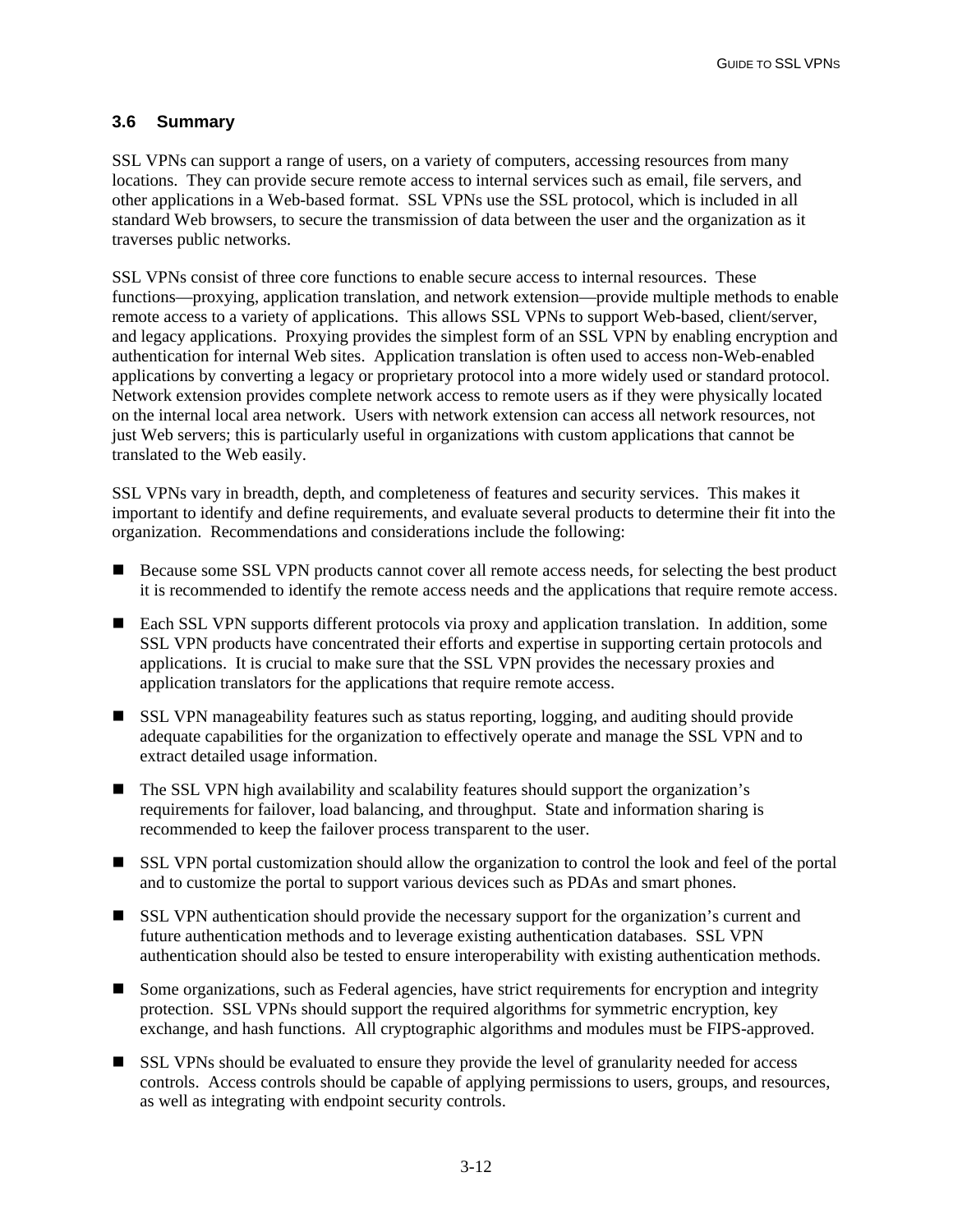## 3.6 Summary

SSL VPNs can support a range of users, on a variety of computers, accessing resources from many locations. They can provide secure remote access to internal services such as email, file servers, and other applications in a Web-based format. SSL VPNs use the SSL protocol, which is included in all standard Web browsers, to secure the transmission of data between the user and the organization as it traverses public networks.

SSL VPNs consist of three core functions to enable secure access to internal resources. These functions—proxying, application translation, and network extension—provide multiple methods to enable remote access to a variety of applications. This allows SSL VPNs to support Web-based, client/server, and legacy applications. Proxying provides the simplest form of an SSL VPN by enabling encryption and authentication for internal Web sites. Application translation is often used to access non-Web-enabled applications by converting a legacy or proprietary protocol into a more widely used or standard protocol. Network extension provides complete network access to remote users as if they were physically located on the internal local area network. Users with network extension can access all network resources, not just Web servers; this is particularly useful in organizations with custom applications that cannot be translated to the Web easily.

SSL VPNs vary in breadth, depth, and completeness of features and security services. This makes it important to identify and define requirements, and evaluate several products to determine their fit into the organization. Recommendations and considerations include the following:

- Because some SSL VPN products cannot cover all remote access needs, for selecting the best product it is recommended to identify the remote access needs and the applications that require remote access.
- Each SSL VPN supports different protocols via proxy and application translation. In addition, some SSL VPN products have concentrated their efforts and expertise in supporting certain protocols and applications. It is crucial to make sure that the SSL VPN provides the necessary proxies and application translators for the applications that require remote access.
- SSL VPN manageability features such as status reporting, logging, and auditing should provide adequate capabilities for the organization to effectively operate and manage the SSL VPN and to extract detailed usage information.
- The SSL VPN high availability and scalability features should support the organization's requirements for failover, load balancing, and throughput. State and information sharing is recommended to keep the failover process transparent to the user.
- SSL VPN portal customization should allow the organization to control the look and feel of the portal and to customize the portal to support various devices such as PDAs and smart phones.
- SSL VPN authentication should provide the necessary support for the organization's current and future authentication methods and to leverage existing authentication databases. SSL VPN authentication should also be tested to ensure interoperability with existing authentication methods.
- Some organizations, such as Federal agencies, have strict requirements for encryption and integrity protection. SSL VPNs should support the required algorithms for symmetric encryption, key exchange, and hash functions. All cryptographic algorithms and modules must be FIPS-approved.
- SSL VPNs should be evaluated to ensure they provide the level of granularity needed for access controls. Access controls should be capable of applying permissions to users, groups, and resources, as well as integrating with endpoint security controls.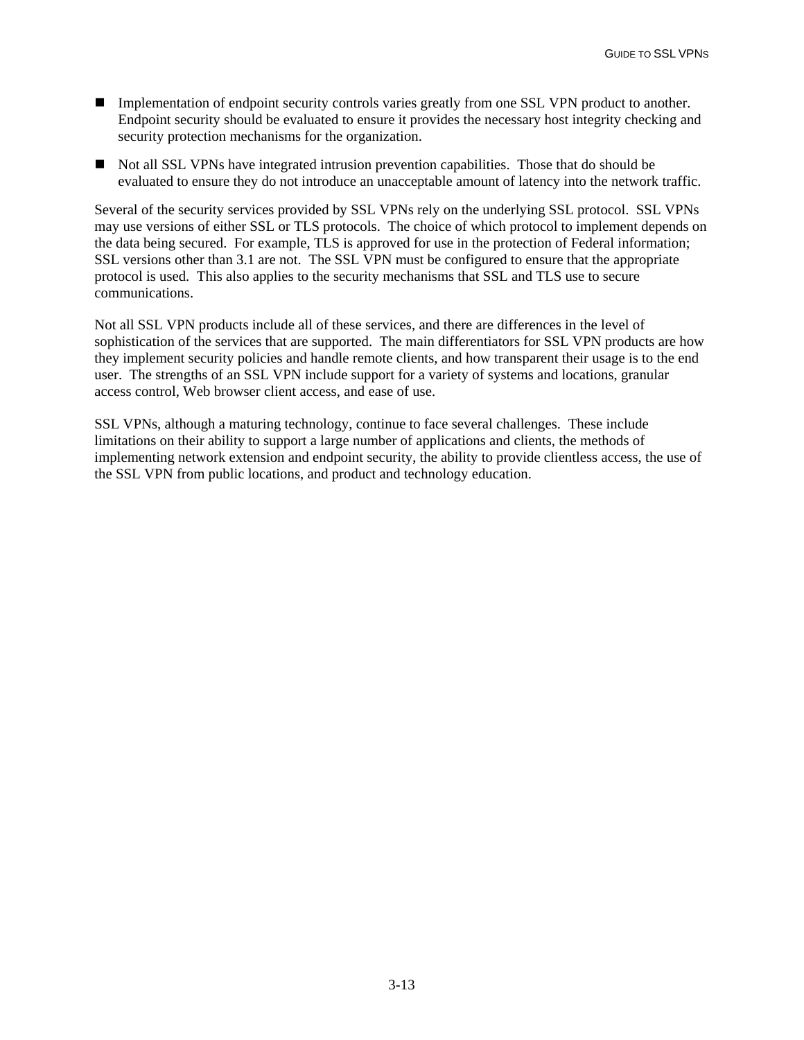- Implementation of endpoint security controls varies greatly from one SSL VPN product to another. Endpoint security should be evaluated to ensure it provides the necessary host integrity checking and security protection mechanisms for the organization.
- Not all SSL VPNs have integrated intrusion prevention capabilities. Those that do should be evaluated to ensure they do not introduce an unacceptable amount of latency into the network traffic.

Several of the security services provided by SSL VPNs rely on the underlying SSL protocol. SSL VPNs may use versions of either SSL or TLS protocols. The choice of which protocol to implement depends on the data being secured. For example, TLS is approved for use in the protection of Federal information; SSL versions other than 3.1 are not. The SSL VPN must be configured to ensure that the appropriate protocol is used. This also applies to the security mechanisms that SSL and TLS use to secure communications.

Not all SSL VPN products include all of these services, and there are differences in the level of sophistication of the services that are supported. The main differentiators for SSL VPN products are how they implement security policies and handle remote clients, and how transparent their usage is to the end user. The strengths of an SSL VPN include support for a variety of systems and locations, granular access control, Web browser client access, and ease of use.

SSL VPNs, although a maturing technology, continue to face several challenges. These include limitations on their ability to support a large number of applications and clients, the methods of implementing network extension and endpoint security, the ability to provide clientless access, the use of the SSL VPN from public locations, and product and technology education.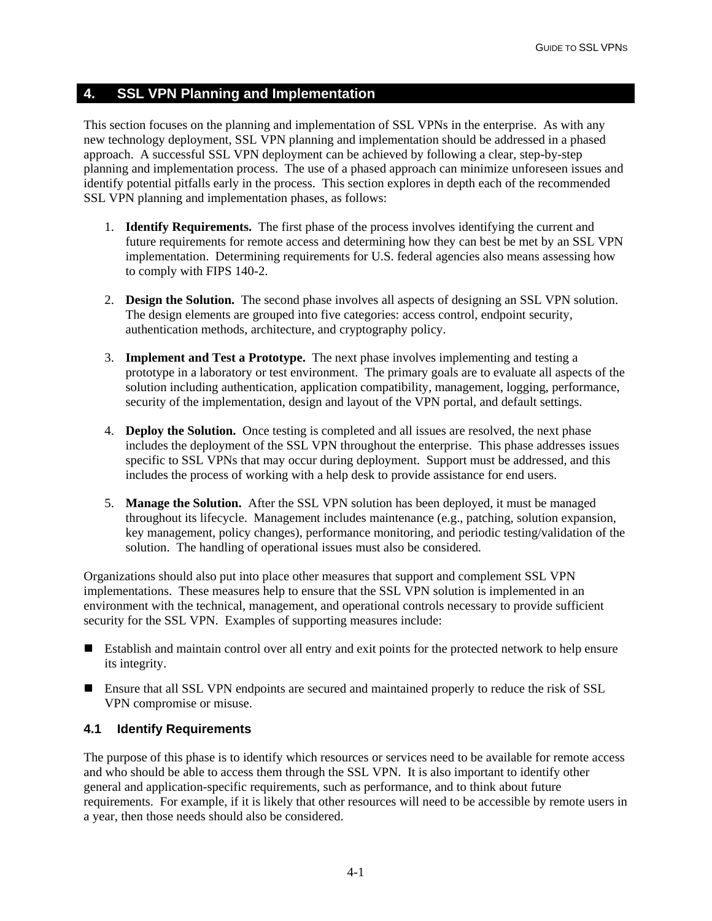# 4. SSL VPN Planning and Implementation

This section focuses on the planning and implementation of SSL VPNs in the enterprise. As with any new technology deployment, SSL VPN planning and implementation should be addressed in a phased approach. A successful SSL VPN deployment can be achieved by following a clear, step-by-step planning and implementation process. The use of a phased approach can minimize unforeseen issues and identify potential pitfalls early in the process. This section explores in depth each of the recommended SSL VPN planning and implementation phases, as follows:

1. **Identify Requirements.** The first phase of the process involves identifying the current and future requirements for remote access and determining how they can best be met by an SSL VPN implementation. Determining requirements for U.S. federal agencies also means assessing how to comply with FIPS 140-2.

2. **Design the Solution.** The second phase involves all aspects of designing an SSL VPN solution. The design elements are grouped into five categories: access control, endpoint security, authentication methods, architecture, and cryptography policy.

3. **Implement and Test a Prototype.** The next phase involves implementing and testing a prototype in a laboratory or test environment. The primary goals are to evaluate all aspects of the solution including authentication, application compatibility, management, logging, performance, security of the implementation, design and layout of the VPN portal, and default settings.

4. **Deploy the Solution.** Once testing is completed and all issues are resolved, the next phase includes the deployment of the SSL VPN throughout the enterprise. This phase addresses issues specific to SSL VPNs that may occur during deployment. Support must be addressed, and this includes the process of working with a help desk to provide assistance for end users.

5. **Manage the Solution.** After the SSL VPN solution has been deployed, it must be managed throughout its lifecycle. Management includes maintenance (e.g., patching, solution expansion, key management, policy changes), performance monitoring, and periodic testing/validation of the solution. The handling of operational issues must also be considered.

Organizations should also put into place other measures that support and complement SSL VPN implementations. These measures help to ensure that the SSL VPN solution is implemented in an environment with the technical, management, and operational controls necessary to provide sufficient security for the SSL VPN. Examples of supporting measures include:

- Establish and maintain control over all entry and exit points for the protected network to help ensure its integrity.
- Ensure that all SSL VPN endpoints are secured and maintained properly to reduce the risk of SSL VPN compromise or misuse.

## 4.1 Identify Requirements

The purpose of this phase is to identify which resources or services need to be available for remote access and who should be able to access them through the SSL VPN. It is also important to identify other general and application-specific requirements, such as performance, and to think about future requirements. For example, if it is likely that other resources will need to be accessible by remote users in a year, then those needs should also be considered.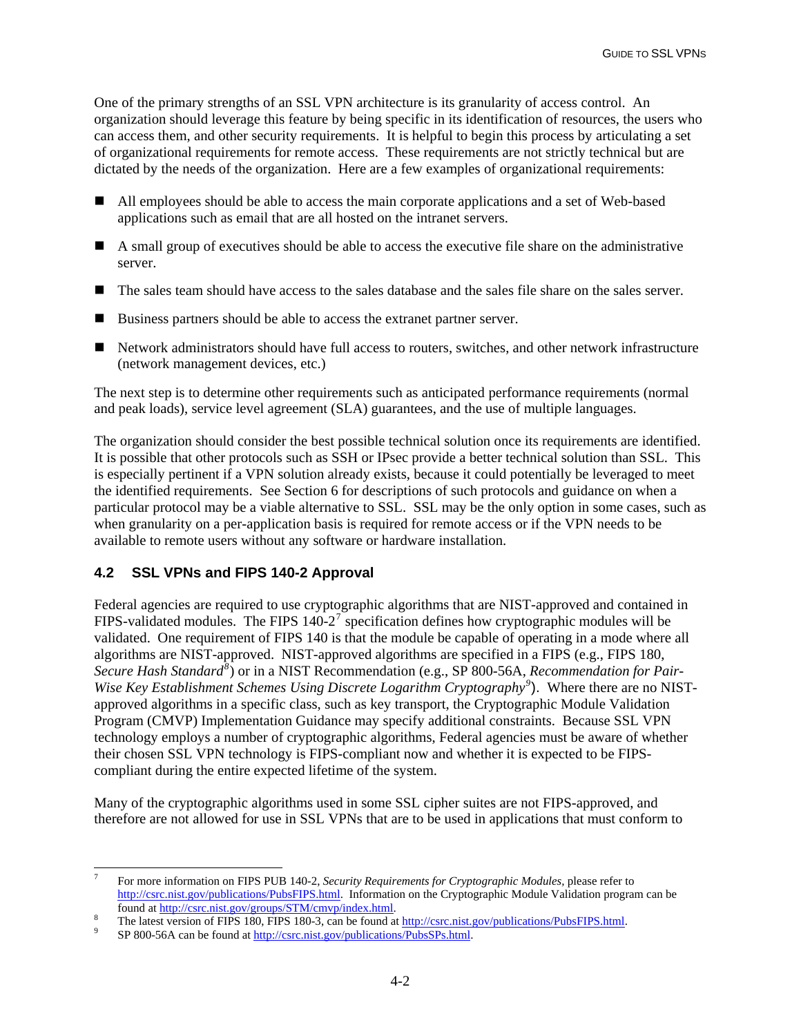One of the primary strengths of an SSL VPN architecture is its granularity of access control. An organization should leverage this feature by being specific in its identification of resources, the users who can access them, and other security requirements. It is helpful to begin this process by articulating a set of organizational requirements for remote access. These requirements are not strictly technical but are dictated by the needs of the organization. Here are a few examples of organizational requirements:

- All employees should be able to access the main corporate applications and a set of Web-based applications such as email that are all hosted on the intranet servers.
- A small group of executives should be able to access the executive file share on the administrative server.
- The sales team should have access to the sales database and the sales file share on the sales server.
- Business partners should be able to access the extranet partner server.
- Network administrators should have full access to routers, switches, and other network infrastructure (network management devices, etc.)

The next step is to determine other requirements such as anticipated performance requirements (normal and peak loads), service level agreement (SLA) guarantees, and the use of multiple languages.

The organization should consider the best possible technical solution once its requirements are identified. It is possible that other protocols such as SSH or IPsec provide a better technical solution than SSL. This is especially pertinent if a VPN solution already exists, because it could potentially be leveraged to meet the identified requirements. See Section 6 for descriptions of such protocols and guidance on when a particular protocol may be a viable alternative to SSL. SSL may be the only option in some cases, such as when granularity on a per-application basis is required for remote access or if the VPN needs to be available to remote users without any software or hardware installation.

## 4.2 SSL VPNs and FIPS 140-2 Approval

Federal agencies are required to use cryptographic algorithms that are NIST-approved and contained in FIPS-validated modules. The FIPS 140-2[7] specification defines how cryptographic modules will be validated. One requirement of FIPS 140 is that the module be capable of operating in a mode where all algorithms are NIST-approved. NIST-approved algorithms are specified in a FIPS (e.g., FIPS 180, *Secure Hash Standard*[8]) or in a NIST Recommendation (e.g., SP 800-56A, *Recommendation for Pair-Wise Key Establishment Schemes Using Discrete Logarithm Cryptography*[9]). Where there are no NIST-approved algorithms in a specific class, such as key transport, the Cryptographic Module Validation Program (CMVP) Implementation Guidance may specify additional constraints. Because SSL VPN technology employs a number of cryptographic algorithms, Federal agencies must be aware of whether their chosen SSL VPN technology is FIPS-compliant now and whether it is expected to be FIPS-compliant during the entire expected lifetime of the system.

Many of the cryptographic algorithms used in some SSL cipher suites are not FIPS-approved, and therefore are not allowed for use in SSL VPNs that are to be used in applications that must conform to

---

[7] For more information on FIPS PUB 140-2, *Security Requirements for Cryptographic Modules,* please refer to http://csrc.nist.gov/publications/PubsFIPS.html. Information on the Cryptographic Module Validation program can be found at http://csrc.nist.gov/groups/STM/cmvp/index.html.

[8] The latest version of FIPS 180, FIPS 180-3, can be found at http://csrc.nist.gov/publications/PubsFIPS.html.

[9] SP 800-56A can be found at http://csrc.nist.gov/publications/PubsSPs.html.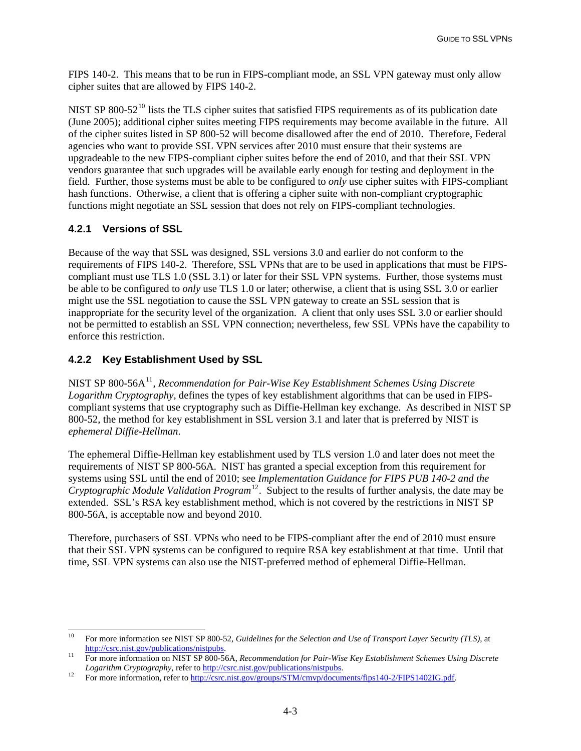FIPS 140-2. This means that to be run in FIPS-compliant mode, an SSL VPN gateway must only allow cipher suites that are allowed by FIPS 140-2.

NIST SP 800-52[10] lists the TLS cipher suites that satisfied FIPS requirements as of its publication date (June 2005); additional cipher suites meeting FIPS requirements may become available in the future. All of the cipher suites listed in SP 800-52 will become disallowed after the end of 2010. Therefore, Federal agencies who want to provide SSL VPN services after 2010 must ensure that their systems are upgradeable to the new FIPS-compliant cipher suites before the end of 2010, and that their SSL VPN vendors guarantee that such upgrades will be available early enough for testing and deployment in the field. Further, those systems must be able to be configured to *only* use cipher suites with FIPS-compliant hash functions. Otherwise, a client that is offering a cipher suite with non-compliant cryptographic functions might negotiate an SSL session that does not rely on FIPS-compliant technologies.

### 4.2.1 Versions of SSL

Because of the way that SSL was designed, SSL versions 3.0 and earlier do not conform to the requirements of FIPS 140-2. Therefore, SSL VPNs that are to be used in applications that must be FIPS-compliant must use TLS 1.0 (SSL 3.1) or later for their SSL VPN systems. Further, those systems must be able to be configured to *only* use TLS 1.0 or later; otherwise, a client that is using SSL 3.0 or earlier might use the SSL negotiation to cause the SSL VPN gateway to create an SSL session that is inappropriate for the security level of the organization. A client that only uses SSL 3.0 or earlier should not be permitted to establish an SSL VPN connection; nevertheless, few SSL VPNs have the capability to enforce this restriction.

### 4.2.2 Key Establishment Used by SSL

NIST SP 800-56A[11], *Recommendation for Pair-Wise Key Establishment Schemes Using Discrete Logarithm Cryptography*, defines the types of key establishment algorithms that can be used in FIPS-compliant systems that use cryptography such as Diffie-Hellman key exchange. As described in NIST SP 800-52, the method for key establishment in SSL version 3.1 and later that is preferred by NIST is *ephemeral Diffie-Hellman*.

The ephemeral Diffie-Hellman key establishment used by TLS version 1.0 and later does not meet the requirements of NIST SP 800-56A. NIST has granted a special exception from this requirement for systems using SSL until the end of 2010; see *Implementation Guidance for FIPS PUB 140-2 and the Cryptographic Module Validation Program*[12]. Subject to the results of further analysis, the date may be extended. SSL's RSA key establishment method, which is not covered by the restrictions in NIST SP 800-56A, is acceptable now and beyond 2010.

Therefore, purchasers of SSL VPNs who need to be FIPS-compliant after the end of 2010 must ensure that their SSL VPN systems can be configured to require RSA key establishment at that time. Until that time, SSL VPN systems can also use the NIST-preferred method of ephemeral Diffie-Hellman.

---

[10] For more information see NIST SP 800-52, *Guidelines for the Selection and Use of Transport Layer Security (TLS)*, at http://csrc.nist.gov/publications/nistpubs.

[11] For more information on NIST SP 800-56A, *Recommendation for Pair-Wise Key Establishment Schemes Using Discrete Logarithm Cryptography*, refer to http://csrc.nist.gov/publications/nistpubs.

[12] For more information, refer to http://csrc.nist.gov/groups/STM/cmvp/documents/fips140-2/FIPS1402IG.pdf.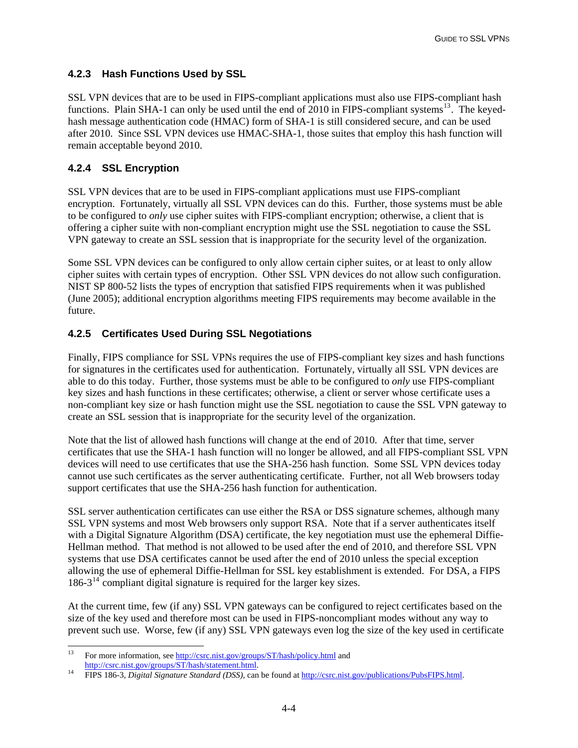### 4.2.3 Hash Functions Used by SSL

SSL VPN devices that are to be used in FIPS-compliant applications must also use FIPS-compliant hash functions. Plain SHA-1 can only be used until the end of 2010 in FIPS-compliant systems[13]. The keyed-hash message authentication code (HMAC) form of SHA-1 is still considered secure, and can be used after 2010. Since SSL VPN devices use HMAC-SHA-1, those suites that employ this hash function will remain acceptable beyond 2010.

### 4.2.4 SSL Encryption

SSL VPN devices that are to be used in FIPS-compliant applications must use FIPS-compliant encryption. Fortunately, virtually all SSL VPN devices can do this. Further, those systems must be able to be configured to *only* use cipher suites with FIPS-compliant encryption; otherwise, a client that is offering a cipher suite with non-compliant encryption might use the SSL negotiation to cause the SSL VPN gateway to create an SSL session that is inappropriate for the security level of the organization.

Some SSL VPN devices can be configured to only allow certain cipher suites, or at least to only allow cipher suites with certain types of encryption. Other SSL VPN devices do not allow such configuration. NIST SP 800-52 lists the types of encryption that satisfied FIPS requirements when it was published (June 2005); additional encryption algorithms meeting FIPS requirements may become available in the future.

### 4.2.5 Certificates Used During SSL Negotiations

Finally, FIPS compliance for SSL VPNs requires the use of FIPS-compliant key sizes and hash functions for signatures in the certificates used for authentication. Fortunately, virtually all SSL VPN devices are able to do this today. Further, those systems must be able to be configured to *only* use FIPS-compliant key sizes and hash functions in these certificates; otherwise, a client or server whose certificate uses a non-compliant key size or hash function might use the SSL negotiation to cause the SSL VPN gateway to create an SSL session that is inappropriate for the security level of the organization.

Note that the list of allowed hash functions will change at the end of 2010. After that time, server certificates that use the SHA-1 hash function will no longer be allowed, and all FIPS-compliant SSL VPN devices will need to use certificates that use the SHA-256 hash function. Some SSL VPN devices today cannot use such certificates as the server authenticating certificate. Further, not all Web browsers today support certificates that use the SHA-256 hash function for authentication.

SSL server authentication certificates can use either the RSA or DSS signature schemes, although many SSL VPN systems and most Web browsers only support RSA. Note that if a server authenticates itself with a Digital Signature Algorithm (DSA) certificate, the key negotiation must use the ephemeral Diffie-Hellman method. That method is not allowed to be used after the end of 2010, and therefore SSL VPN systems that use DSA certificates cannot be used after the end of 2010 unless the special exception allowing the use of ephemeral Diffie-Hellman for SSL key establishment is extended. For DSA, a FIPS 186-3[14] compliant digital signature is required for the larger key sizes.

At the current time, few (if any) SSL VPN gateways can be configured to reject certificates based on the size of the key used and therefore most can be used in FIPS-noncompliant modes without any way to prevent such use. Worse, few (if any) SSL VPN gateways even log the size of the key used in certificate

---

[13] For more information, see http://csrc.nist.gov/groups/ST/hash/policy.html and http://csrc.nist.gov/groups/ST/hash/statement.html.

[14] FIPS 186-3, *Digital Signature Standard (DSS)*, can be found at http://csrc.nist.gov/publications/PubsFIPS.html.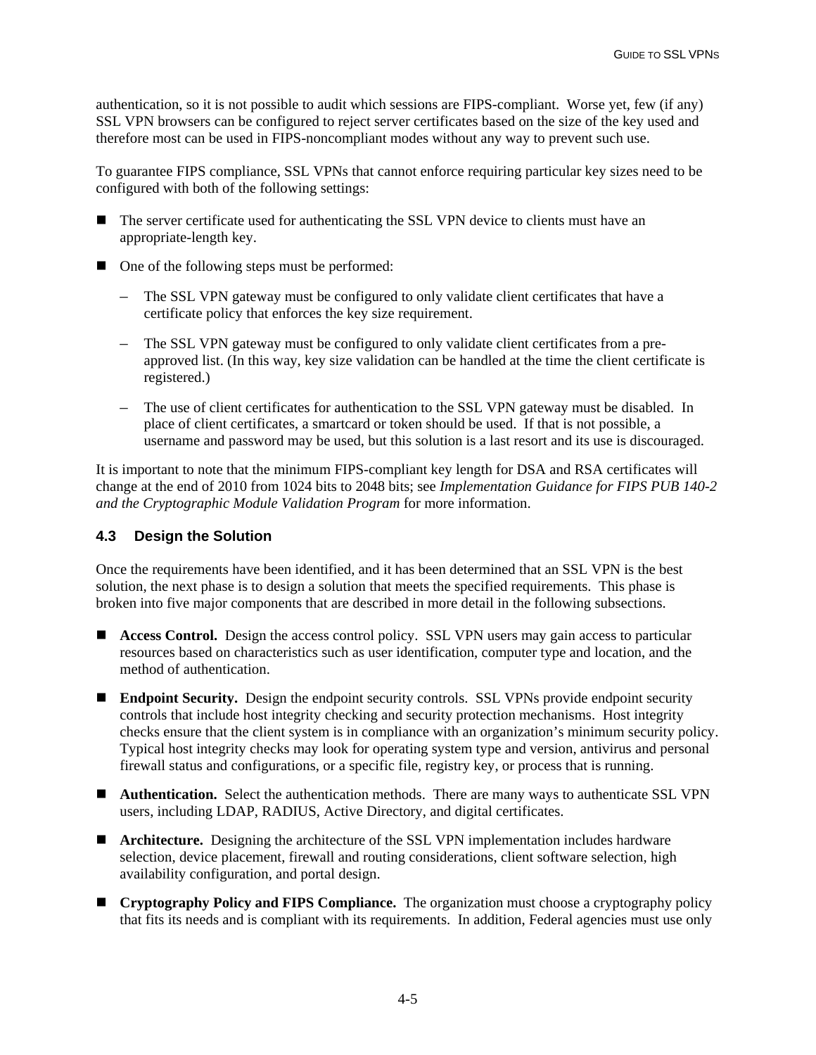authentication, so it is not possible to audit which sessions are FIPS-compliant. Worse yet, few (if any) SSL VPN browsers can be configured to reject server certificates based on the size of the key used and therefore most can be used in FIPS-noncompliant modes without any way to prevent such use.

To guarantee FIPS compliance, SSL VPNs that cannot enforce requiring particular key sizes need to be configured with both of the following settings:

- The server certificate used for authenticating the SSL VPN device to clients must have an appropriate-length key.
- One of the following steps must be performed:
  - The SSL VPN gateway must be configured to only validate client certificates that have a certificate policy that enforces the key size requirement.
  - The SSL VPN gateway must be configured to only validate client certificates from a pre-approved list. (In this way, key size validation can be handled at the time the client certificate is registered.)
  - The use of client certificates for authentication to the SSL VPN gateway must be disabled. In place of client certificates, a smartcard or token should be used. If that is not possible, a username and password may be used, but this solution is a last resort and its use is discouraged.

It is important to note that the minimum FIPS-compliant key length for DSA and RSA certificates will change at the end of 2010 from 1024 bits to 2048 bits; see *Implementation Guidance for FIPS PUB 140-2 and the Cryptographic Module Validation Program* for more information.

### 4.3 Design the Solution

Once the requirements have been identified, and it has been determined that an SSL VPN is the best solution, the next phase is to design a solution that meets the specified requirements. This phase is broken into five major components that are described in more detail in the following subsections.

- **Access Control.** Design the access control policy. SSL VPN users may gain access to particular resources based on characteristics such as user identification, computer type and location, and the method of authentication.
- **Endpoint Security.** Design the endpoint security controls. SSL VPNs provide endpoint security controls that include host integrity checking and security protection mechanisms. Host integrity checks ensure that the client system is in compliance with an organization's minimum security policy. Typical host integrity checks may look for operating system type and version, antivirus and personal firewall status and configurations, or a specific file, registry key, or process that is running.
- **Authentication.** Select the authentication methods. There are many ways to authenticate SSL VPN users, including LDAP, RADIUS, Active Directory, and digital certificates.
- **Architecture.** Designing the architecture of the SSL VPN implementation includes hardware selection, device placement, firewall and routing considerations, client software selection, high availability configuration, and portal design.
- **Cryptography Policy and FIPS Compliance.** The organization must choose a cryptography policy that fits its needs and is compliant with its requirements. In addition, Federal agencies must use only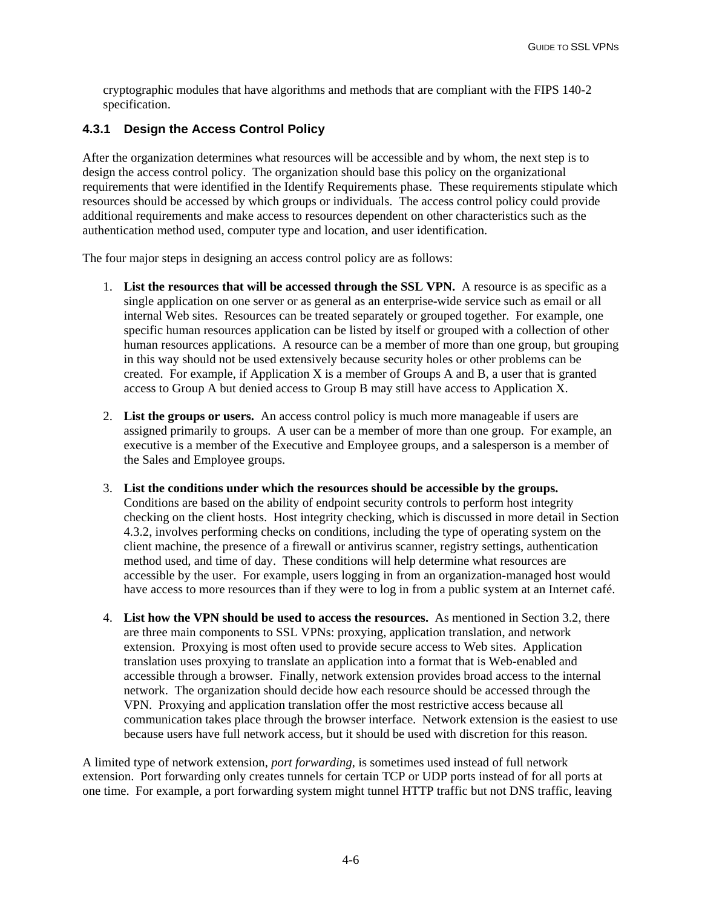cryptographic modules that have algorithms and methods that are compliant with the FIPS 140-2 specification.

### 4.3.1 Design the Access Control Policy

After the organization determines what resources will be accessible and by whom, the next step is to design the access control policy. The organization should base this policy on the organizational requirements that were identified in the Identify Requirements phase. These requirements stipulate which resources should be accessed by which groups or individuals. The access control policy could provide additional requirements and make access to resources dependent on other characteristics such as the authentication method used, computer type and location, and user identification.

The four major steps in designing an access control policy are as follows:

1. **List the resources that will be accessed through the SSL VPN.** A resource is as specific as a single application on one server or as general as an enterprise-wide service such as email or all internal Web sites. Resources can be treated separately or grouped together. For example, one specific human resources application can be listed by itself or grouped with a collection of other human resources applications. A resource can be a member of more than one group, but grouping in this way should not be used extensively because security holes or other problems can be created. For example, if Application X is a member of Groups A and B, a user that is granted access to Group A but denied access to Group B may still have access to Application X.

2. **List the groups or users.** An access control policy is much more manageable if users are assigned primarily to groups. A user can be a member of more than one group. For example, an executive is a member of the Executive and Employee groups, and a salesperson is a member of the Sales and Employee groups.

3. **List the conditions under which the resources should be accessible by the groups.** Conditions are based on the ability of endpoint security controls to perform host integrity checking on the client hosts. Host integrity checking, which is discussed in more detail in Section 4.3.2, involves performing checks on conditions, including the type of operating system on the client machine, the presence of a firewall or antivirus scanner, registry settings, authentication method used, and time of day. These conditions will help determine what resources are accessible by the user. For example, users logging in from an organization-managed host would have access to more resources than if they were to log in from a public system at an Internet café.

4. **List how the VPN should be used to access the resources.** As mentioned in Section 3.2, there are three main components to SSL VPNs: proxying, application translation, and network extension. Proxying is most often used to provide secure access to Web sites. Application translation uses proxying to translate an application into a format that is Web-enabled and accessible through a browser. Finally, network extension provides broad access to the internal network. The organization should decide how each resource should be accessed through the VPN. Proxying and application translation offer the most restrictive access because all communication takes place through the browser interface. Network extension is the easiest to use because users have full network access, but it should be used with discretion for this reason.

A limited type of network extension, *port forwarding*, is sometimes used instead of full network extension. Port forwarding only creates tunnels for certain TCP or UDP ports instead of for all ports at one time. For example, a port forwarding system might tunnel HTTP traffic but not DNS traffic, leaving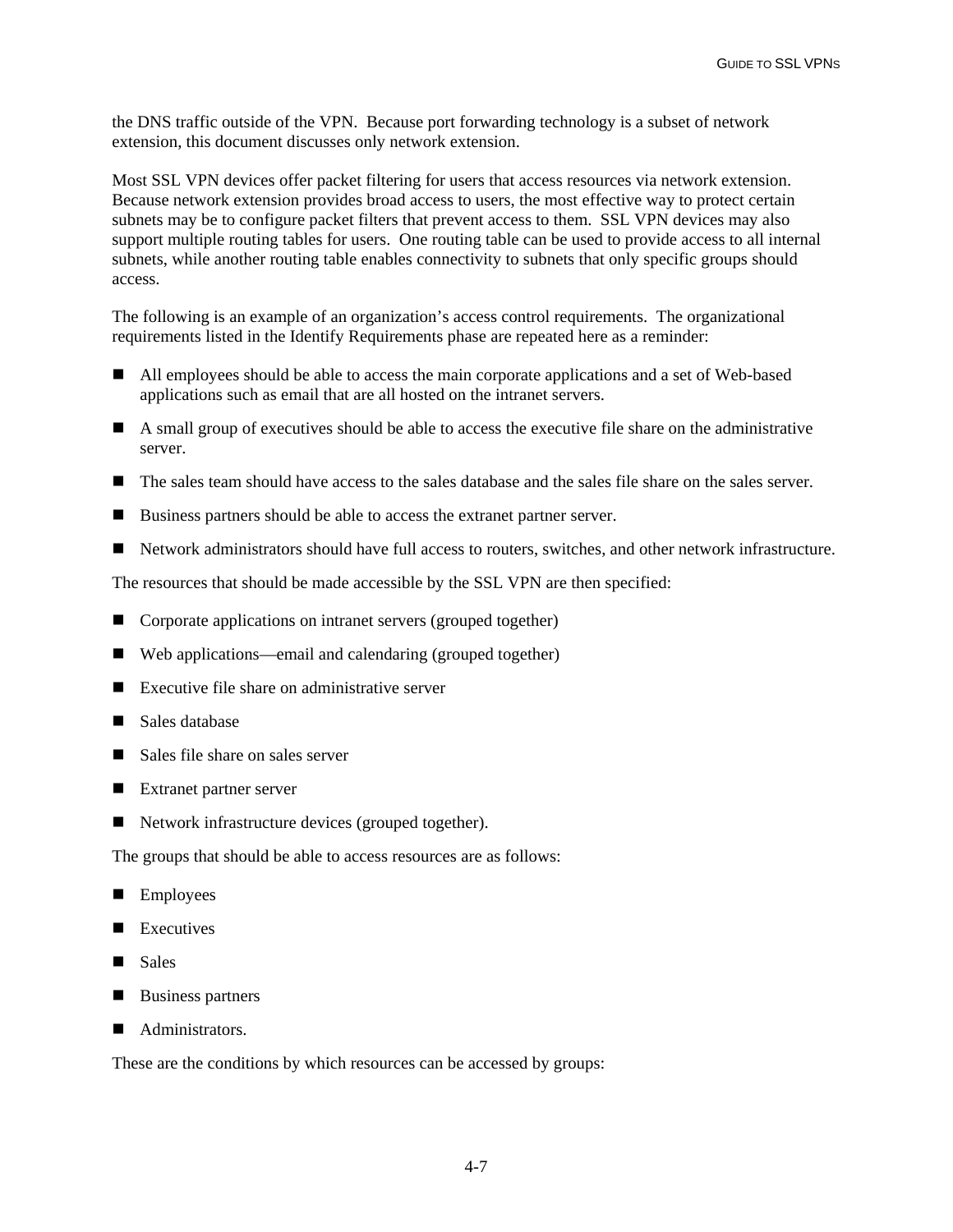the DNS traffic outside of the VPN. Because port forwarding technology is a subset of network extension, this document discusses only network extension.

Most SSL VPN devices offer packet filtering for users that access resources via network extension. Because network extension provides broad access to users, the most effective way to protect certain subnets may be to configure packet filters that prevent access to them. SSL VPN devices may also support multiple routing tables for users. One routing table can be used to provide access to all internal subnets, while another routing table enables connectivity to subnets that only specific groups should access.

The following is an example of an organization's access control requirements. The organizational requirements listed in the Identify Requirements phase are repeated here as a reminder:

- All employees should be able to access the main corporate applications and a set of Web-based applications such as email that are all hosted on the intranet servers.
- A small group of executives should be able to access the executive file share on the administrative server.
- The sales team should have access to the sales database and the sales file share on the sales server.
- Business partners should be able to access the extranet partner server.
- Network administrators should have full access to routers, switches, and other network infrastructure.

The resources that should be made accessible by the SSL VPN are then specified:

- Corporate applications on intranet servers (grouped together)
- Web applications—email and calendaring (grouped together)
- Executive file share on administrative server
- Sales database
- Sales file share on sales server
- Extranet partner server
- Network infrastructure devices (grouped together).

The groups that should be able to access resources are as follows:

- Employees
- Executives
- Sales
- Business partners
- Administrators.

These are the conditions by which resources can be accessed by groups: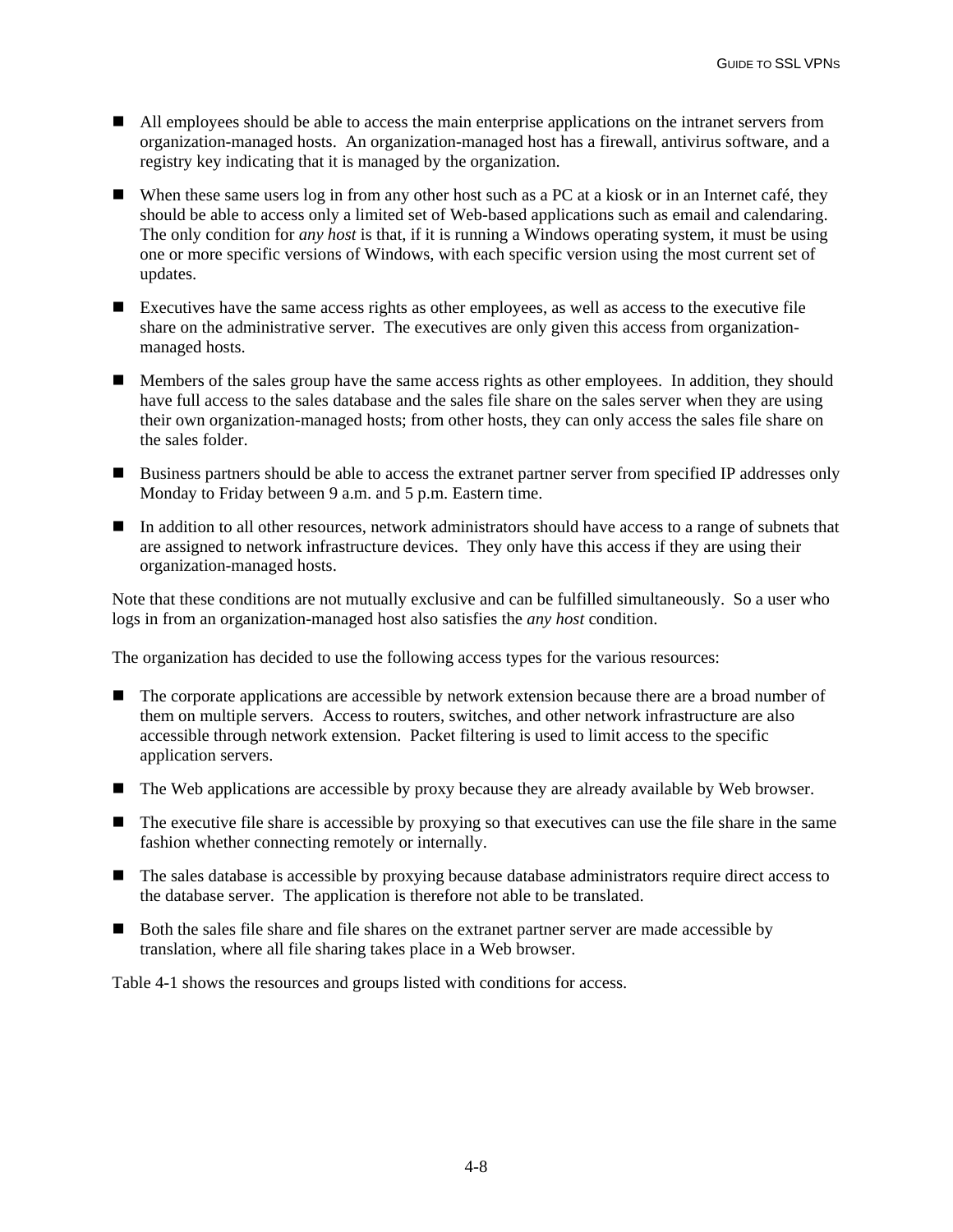- All employees should be able to access the main enterprise applications on the intranet servers from organization-managed hosts.  An organization-managed host has a firewall, antivirus software, and a registry key indicating that it is managed by the organization.
- When these same users log in from any other host such as a PC at a kiosk or in an Internet café, they should be able to access only a limited set of Web-based applications such as email and calendaring. The only condition for *any host* is that, if it is running a Windows operating system, it must be using one or more specific versions of Windows, with each specific version using the most current set of updates.
- Executives have the same access rights as other employees, as well as access to the executive file share on the administrative server.  The executives are only given this access from organization-managed hosts.
- Members of the sales group have the same access rights as other employees.  In addition, they should have full access to the sales database and the sales file share on the sales server when they are using their own organization-managed hosts; from other hosts, they can only access the sales file share on the sales folder.
- Business partners should be able to access the extranet partner server from specified IP addresses only Monday to Friday between 9 a.m. and 5 p.m. Eastern time.
- In addition to all other resources, network administrators should have access to a range of subnets that are assigned to network infrastructure devices.  They only have this access if they are using their organization-managed hosts.

Note that these conditions are not mutually exclusive and can be fulfilled simultaneously.  So a user who logs in from an organization-managed host also satisfies the *any host* condition.

The organization has decided to use the following access types for the various resources:

- The corporate applications are accessible by network extension because there are a broad number of them on multiple servers.  Access to routers, switches, and other network infrastructure are also accessible through network extension.  Packet filtering is used to limit access to the specific application servers.
- The Web applications are accessible by proxy because they are already available by Web browser.
- The executive file share is accessible by proxying so that executives can use the file share in the same fashion whether connecting remotely or internally.
- The sales database is accessible by proxying because database administrators require direct access to the database server.  The application is therefore not able to be translated.
- Both the sales file share and file shares on the extranet partner server are made accessible by translation, where all file sharing takes place in a Web browser.

Table 4-1 shows the resources and groups listed with conditions for access.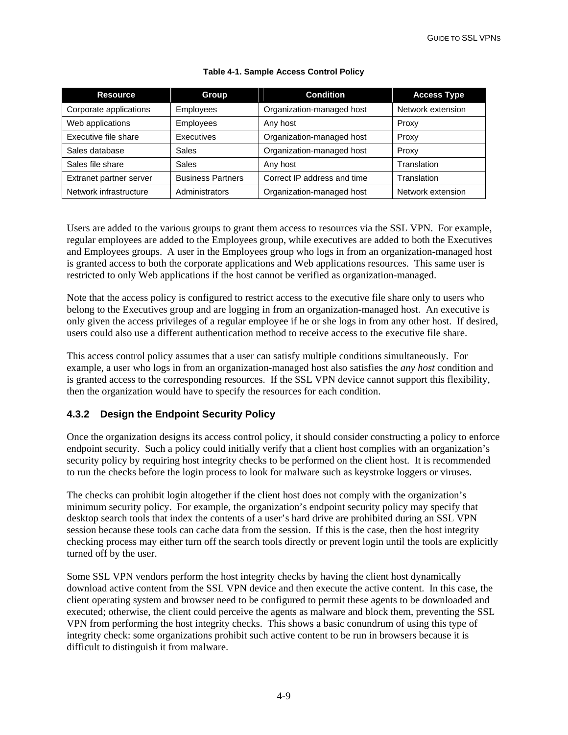**Table 4-1. Sample Access Control Policy**

| Resource | Group | Condition | Access Type |
|---|---|---|---|
| Corporate applications | Employees | Organization-managed host | Network extension |
| Web applications | Employees | Any host | Proxy |
| Executive file share | Executives | Organization-managed host | Proxy |
| Sales database | Sales | Organization-managed host | Proxy |
| Sales file share | Sales | Any host | Translation |
| Extranet partner server | Business Partners | Correct IP address and time | Translation |
| Network infrastructure | Administrators | Organization-managed host | Network extension |

Users are added to the various groups to grant them access to resources via the SSL VPN. For example, regular employees are added to the Employees group, while executives are added to both the Executives and Employees groups. A user in the Employees group who logs in from an organization-managed host is granted access to both the corporate applications and Web applications resources. This same user is restricted to only Web applications if the host cannot be verified as organization-managed.

Note that the access policy is configured to restrict access to the executive file share only to users who belong to the Executives group and are logging in from an organization-managed host. An executive is only given the access privileges of a regular employee if he or she logs in from any other host. If desired, users could also use a different authentication method to receive access to the executive file share.

This access control policy assumes that a user can satisfy multiple conditions simultaneously. For example, a user who logs in from an organization-managed host also satisfies the *any host* condition and is granted access to the corresponding resources. If the SSL VPN device cannot support this flexibility, then the organization would have to specify the resources for each condition.

### 4.3.2 Design the Endpoint Security Policy

Once the organization designs its access control policy, it should consider constructing a policy to enforce endpoint security. Such a policy could initially verify that a client host complies with an organization's security policy by requiring host integrity checks to be performed on the client host. It is recommended to run the checks before the login process to look for malware such as keystroke loggers or viruses.

The checks can prohibit login altogether if the client host does not comply with the organization's minimum security policy. For example, the organization's endpoint security policy may specify that desktop search tools that index the contents of a user's hard drive are prohibited during an SSL VPN session because these tools can cache data from the session. If this is the case, then the host integrity checking process may either turn off the search tools directly or prevent login until the tools are explicitly turned off by the user.

Some SSL VPN vendors perform the host integrity checks by having the client host dynamically download active content from the SSL VPN device and then execute the active content. In this case, the client operating system and browser need to be configured to permit these agents to be downloaded and executed; otherwise, the client could perceive the agents as malware and block them, preventing the SSL VPN from performing the host integrity checks. This shows a basic conundrum of using this type of integrity check: some organizations prohibit such active content to be run in browsers because it is difficult to distinguish it from malware.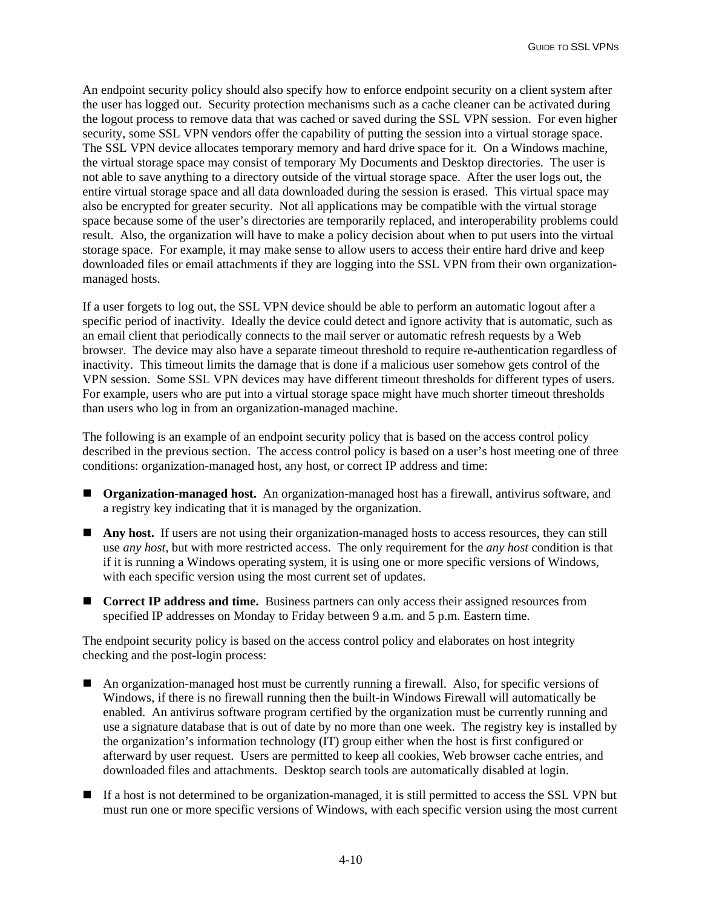An endpoint security policy should also specify how to enforce endpoint security on a client system after the user has logged out. Security protection mechanisms such as a cache cleaner can be activated during the logout process to remove data that was cached or saved during the SSL VPN session. For even higher security, some SSL VPN vendors offer the capability of putting the session into a virtual storage space. The SSL VPN device allocates temporary memory and hard drive space for it. On a Windows machine, the virtual storage space may consist of temporary My Documents and Desktop directories. The user is not able to save anything to a directory outside of the virtual storage space. After the user logs out, the entire virtual storage space and all data downloaded during the session is erased. This virtual space may also be encrypted for greater security. Not all applications may be compatible with the virtual storage space because some of the user's directories are temporarily replaced, and interoperability problems could result. Also, the organization will have to make a policy decision about when to put users into the virtual storage space. For example, it may make sense to allow users to access their entire hard drive and keep downloaded files or email attachments if they are logging into the SSL VPN from their own organization-managed hosts.

If a user forgets to log out, the SSL VPN device should be able to perform an automatic logout after a specific period of inactivity. Ideally the device could detect and ignore activity that is automatic, such as an email client that periodically connects to the mail server or automatic refresh requests by a Web browser. The device may also have a separate timeout threshold to require re-authentication regardless of inactivity. This timeout limits the damage that is done if a malicious user somehow gets control of the VPN session. Some SSL VPN devices may have different timeout thresholds for different types of users. For example, users who are put into a virtual storage space might have much shorter timeout thresholds than users who log in from an organization-managed machine.

The following is an example of an endpoint security policy that is based on the access control policy described in the previous section. The access control policy is based on a user's host meeting one of three conditions: organization-managed host, any host, or correct IP address and time:

- **Organization-managed host.** An organization-managed host has a firewall, antivirus software, and a registry key indicating that it is managed by the organization.
- **Any host.** If users are not using their organization-managed hosts to access resources, they can still use *any host*, but with more restricted access. The only requirement for the *any host* condition is that if it is running a Windows operating system, it is using one or more specific versions of Windows, with each specific version using the most current set of updates.
- **Correct IP address and time.** Business partners can only access their assigned resources from specified IP addresses on Monday to Friday between 9 a.m. and 5 p.m. Eastern time.

The endpoint security policy is based on the access control policy and elaborates on host integrity checking and the post-login process:

- An organization-managed host must be currently running a firewall. Also, for specific versions of Windows, if there is no firewall running then the built-in Windows Firewall will automatically be enabled. An antivirus software program certified by the organization must be currently running and use a signature database that is out of date by no more than one week. The registry key is installed by the organization's information technology (IT) group either when the host is first configured or afterward by user request. Users are permitted to keep all cookies, Web browser cache entries, and downloaded files and attachments. Desktop search tools are automatically disabled at login.
- If a host is not determined to be organization-managed, it is still permitted to access the SSL VPN but must run one or more specific versions of Windows, with each specific version using the most current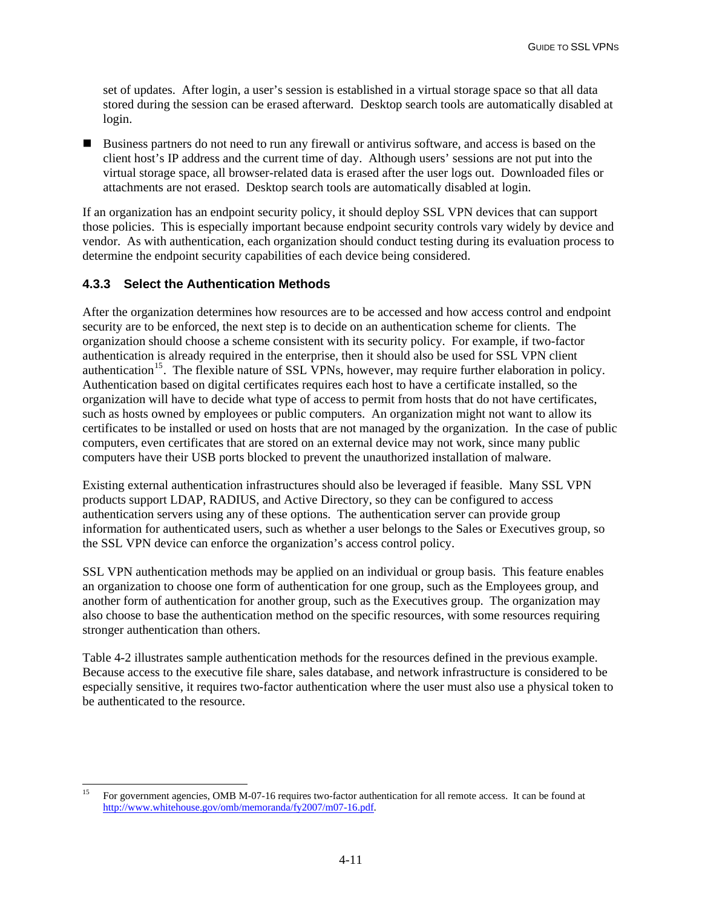set of updates. After login, a user's session is established in a virtual storage space so that all data stored during the session can be erased afterward. Desktop search tools are automatically disabled at login.

- Business partners do not need to run any firewall or antivirus software, and access is based on the client host's IP address and the current time of day. Although users' sessions are not put into the virtual storage space, all browser-related data is erased after the user logs out. Downloaded files or attachments are not erased. Desktop search tools are automatically disabled at login.

If an organization has an endpoint security policy, it should deploy SSL VPN devices that can support those policies. This is especially important because endpoint security controls vary widely by device and vendor. As with authentication, each organization should conduct testing during its evaluation process to determine the endpoint security capabilities of each device being considered.

### 4.3.3 Select the Authentication Methods

After the organization determines how resources are to be accessed and how access control and endpoint security are to be enforced, the next step is to decide on an authentication scheme for clients. The organization should choose a scheme consistent with its security policy. For example, if two-factor authentication is already required in the enterprise, then it should also be used for SSL VPN client authentication[15]. The flexible nature of SSL VPNs, however, may require further elaboration in policy. Authentication based on digital certificates requires each host to have a certificate installed, so the organization will have to decide what type of access to permit from hosts that do not have certificates, such as hosts owned by employees or public computers. An organization might not want to allow its certificates to be installed or used on hosts that are not managed by the organization. In the case of public computers, even certificates that are stored on an external device may not work, since many public computers have their USB ports blocked to prevent the unauthorized installation of malware.

Existing external authentication infrastructures should also be leveraged if feasible. Many SSL VPN products support LDAP, RADIUS, and Active Directory, so they can be configured to access authentication servers using any of these options. The authentication server can provide group information for authenticated users, such as whether a user belongs to the Sales or Executives group, so the SSL VPN device can enforce the organization's access control policy.

SSL VPN authentication methods may be applied on an individual or group basis. This feature enables an organization to choose one form of authentication for one group, such as the Employees group, and another form of authentication for another group, such as the Executives group. The organization may also choose to base the authentication method on the specific resources, with some resources requiring stronger authentication than others.

Table 4-2 illustrates sample authentication methods for the resources defined in the previous example. Because access to the executive file share, sales database, and network infrastructure is considered to be especially sensitive, it requires two-factor authentication where the user must also use a physical token to be authenticated to the resource.

---

[15] For government agencies, OMB M-07-16 requires two-factor authentication for all remote access. It can be found at http://www.whitehouse.gov/omb/memoranda/fy2007/m07-16.pdf.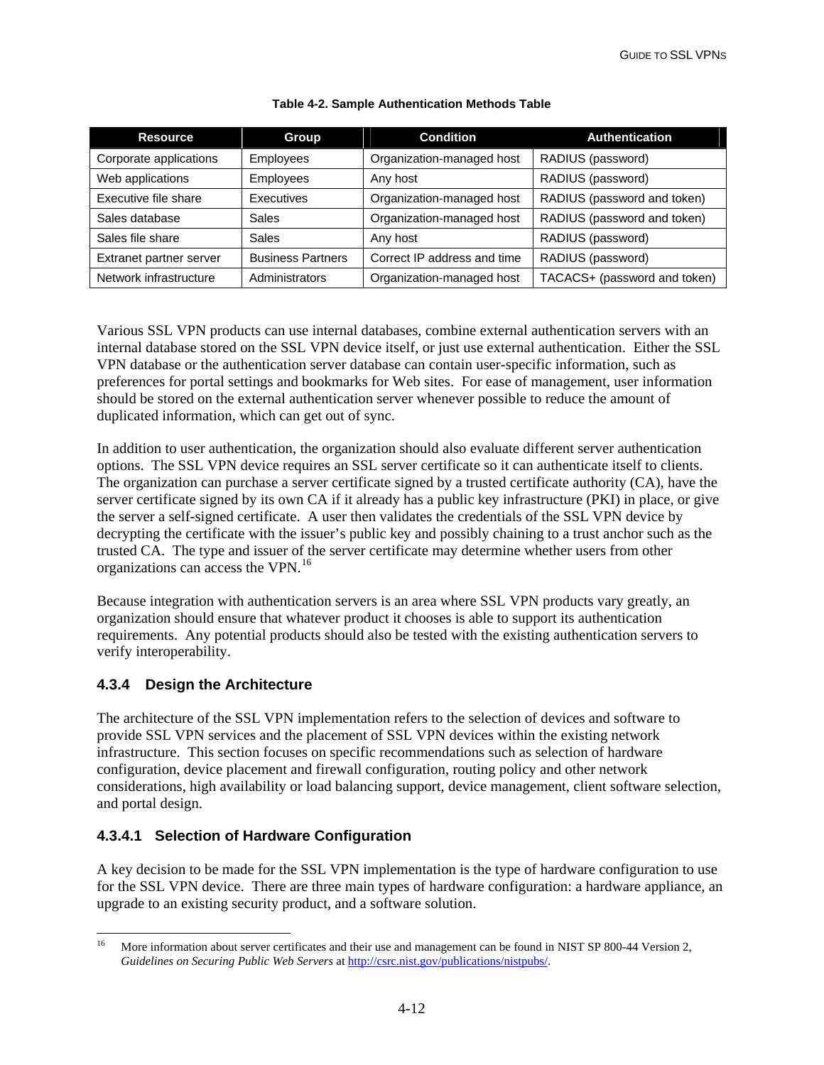**Table 4-2. Sample Authentication Methods Table**

| Resource | Group | Condition | Authentication |
|---|---|---|---|
| Corporate applications | Employees | Organization-managed host | RADIUS (password) |
| Web applications | Employees | Any host | RADIUS (password) |
| Executive file share | Executives | Organization-managed host | RADIUS (password and token) |
| Sales database | Sales | Organization-managed host | RADIUS (password and token) |
| Sales file share | Sales | Any host | RADIUS (password) |
| Extranet partner server | Business Partners | Correct IP address and time | RADIUS (password) |
| Network infrastructure | Administrators | Organization-managed host | TACACS+ (password and token) |

Various SSL VPN products can use internal databases, combine external authentication servers with an internal database stored on the SSL VPN device itself, or just use external authentication. Either the SSL VPN database or the authentication server database can contain user-specific information, such as preferences for portal settings and bookmarks for Web sites. For ease of management, user information should be stored on the external authentication server whenever possible to reduce the amount of duplicated information, which can get out of sync.

In addition to user authentication, the organization should also evaluate different server authentication options. The SSL VPN device requires an SSL server certificate so it can authenticate itself to clients. The organization can purchase a server certificate signed by a trusted certificate authority (CA), have the server certificate signed by its own CA if it already has a public key infrastructure (PKI) in place, or give the server a self-signed certificate. A user then validates the credentials of the SSL VPN device by decrypting the certificate with the issuer's public key and possibly chaining to a trust anchor such as the trusted CA. The type and issuer of the server certificate may determine whether users from other organizations can access the VPN.[16]

Because integration with authentication servers is an area where SSL VPN products vary greatly, an organization should ensure that whatever product it chooses is able to support its authentication requirements. Any potential products should also be tested with the existing authentication servers to verify interoperability.

### 4.3.4 Design the Architecture

The architecture of the SSL VPN implementation refers to the selection of devices and software to provide SSL VPN services and the placement of SSL VPN devices within the existing network infrastructure. This section focuses on specific recommendations such as selection of hardware configuration, device placement and firewall configuration, routing policy and other network considerations, high availability or load balancing support, device management, client software selection, and portal design.

#### 4.3.4.1 Selection of Hardware Configuration

A key decision to be made for the SSL VPN implementation is the type of hardware configuration to use for the SSL VPN device. There are three main types of hardware configuration: a hardware appliance, an upgrade to an existing security product, and a software solution.

[16] More information about server certificates and their use and management can be found in NIST SP 800-44 Version 2, *Guidelines on Securing Public Web Servers* at http://csrc.nist.gov/publications/nistpubs/.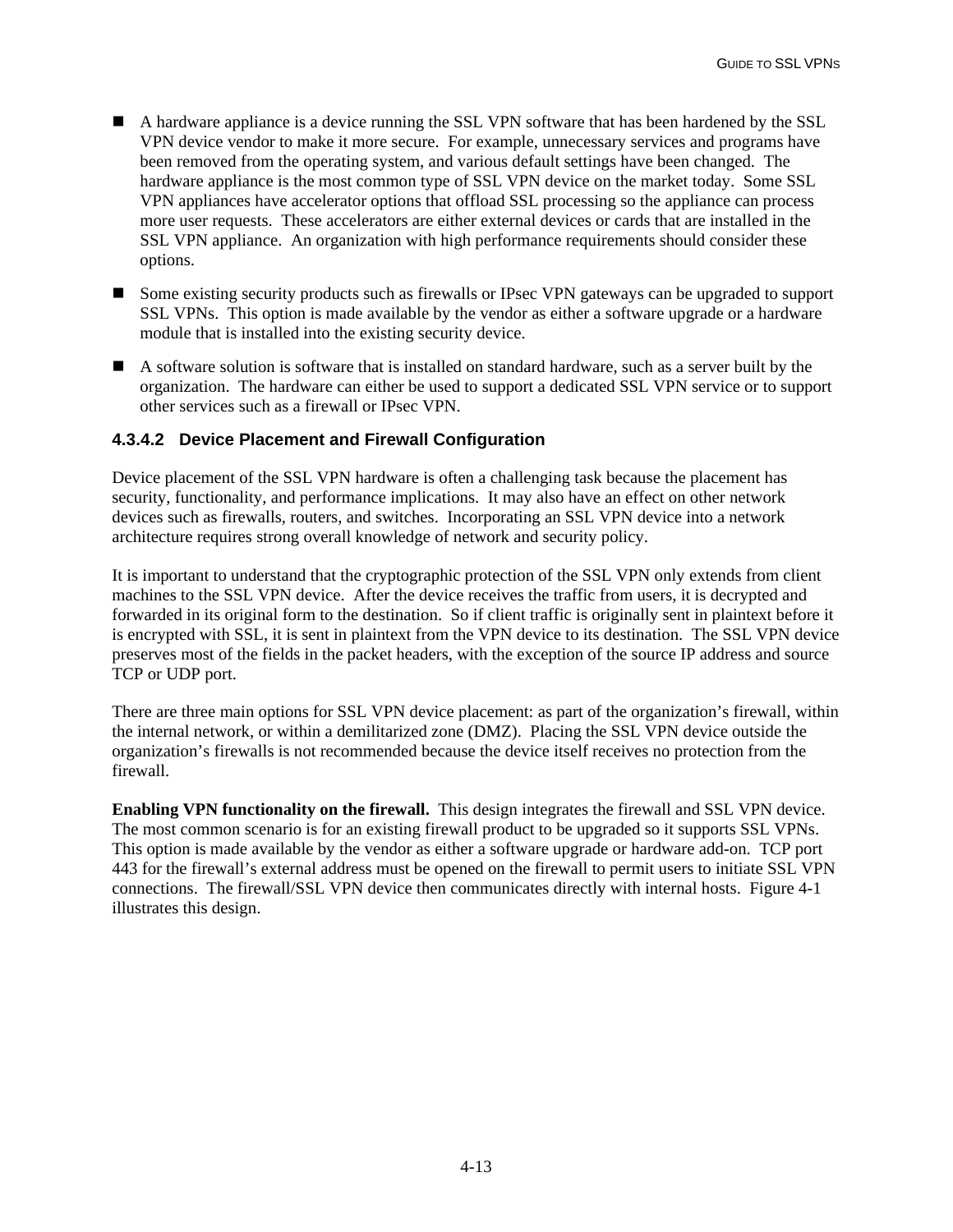- A hardware appliance is a device running the SSL VPN software that has been hardened by the SSL VPN device vendor to make it more secure. For example, unnecessary services and programs have been removed from the operating system, and various default settings have been changed. The hardware appliance is the most common type of SSL VPN device on the market today. Some SSL VPN appliances have accelerator options that offload SSL processing so the appliance can process more user requests. These accelerators are either external devices or cards that are installed in the SSL VPN appliance. An organization with high performance requirements should consider these options.
- Some existing security products such as firewalls or IPsec VPN gateways can be upgraded to support SSL VPNs. This option is made available by the vendor as either a software upgrade or a hardware module that is installed into the existing security device.
- A software solution is software that is installed on standard hardware, such as a server built by the organization. The hardware can either be used to support a dedicated SSL VPN service or to support other services such as a firewall or IPsec VPN.

#### 4.3.4.2 Device Placement and Firewall Configuration

Device placement of the SSL VPN hardware is often a challenging task because the placement has security, functionality, and performance implications. It may also have an effect on other network devices such as firewalls, routers, and switches. Incorporating an SSL VPN device into a network architecture requires strong overall knowledge of network and security policy.

It is important to understand that the cryptographic protection of the SSL VPN only extends from client machines to the SSL VPN device. After the device receives the traffic from users, it is decrypted and forwarded in its original form to the destination. So if client traffic is originally sent in plaintext before it is encrypted with SSL, it is sent in plaintext from the VPN device to its destination. The SSL VPN device preserves most of the fields in the packet headers, with the exception of the source IP address and source TCP or UDP port.

There are three main options for SSL VPN device placement: as part of the organization's firewall, within the internal network, or within a demilitarized zone (DMZ). Placing the SSL VPN device outside the organization's firewalls is not recommended because the device itself receives no protection from the firewall.

**Enabling VPN functionality on the firewall.** This design integrates the firewall and SSL VPN device. The most common scenario is for an existing firewall product to be upgraded so it supports SSL VPNs. This option is made available by the vendor as either a software upgrade or hardware add-on. TCP port 443 for the firewall's external address must be opened on the firewall to permit users to initiate SSL VPN connections. The firewall/SSL VPN device then communicates directly with internal hosts. Figure 4-1 illustrates this design.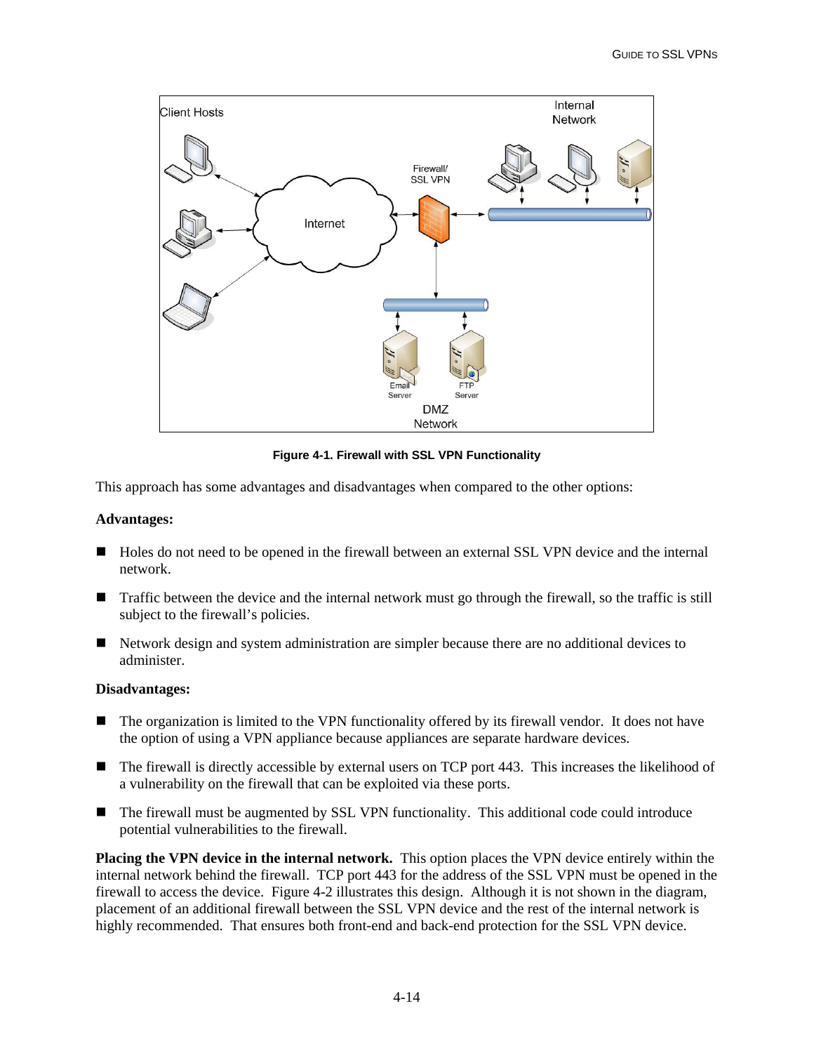Client Hosts

Internet

Firewall/
SSL VPN

Internal
Network

Email
Server

FTP
Server

DMZ
Network

**Figure 4-1. Firewall with SSL VPN Functionality**

This approach has some advantages and disadvantages when compared to the other options:

**Advantages:**

- Holes do not need to be opened in the firewall between an external SSL VPN device and the internal network.
- Traffic between the device and the internal network must go through the firewall, so the traffic is still subject to the firewall's policies.
- Network design and system administration are simpler because there are no additional devices to administer.

**Disadvantages:**

- The organization is limited to the VPN functionality offered by its firewall vendor. It does not have the option of using a VPN appliance because appliances are separate hardware devices.
- The firewall is directly accessible by external users on TCP port 443. This increases the likelihood of a vulnerability on the firewall that can be exploited via these ports.
- The firewall must be augmented by SSL VPN functionality. This additional code could introduce potential vulnerabilities to the firewall.

**Placing the VPN device in the internal network.** This option places the VPN device entirely within the internal network behind the firewall. TCP port 443 for the address of the SSL VPN must be opened in the firewall to access the device. Figure 4-2 illustrates this design. Although it is not shown in the diagram, placement of an additional firewall between the SSL VPN device and the rest of the internal network is highly recommended. That ensures both front-end and back-end protection for the SSL VPN device.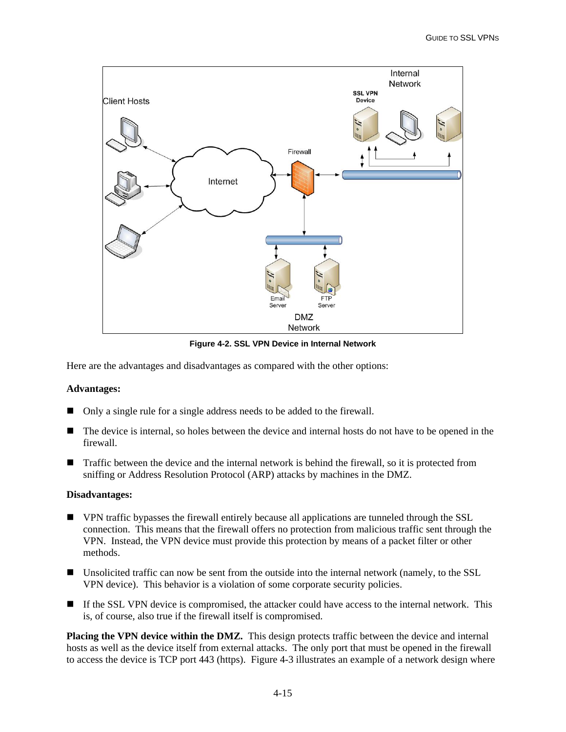Internal Network

SSL VPN Device

Client Hosts

Firewall

Internet

Email Server

FTP Server

DMZ Network

**Figure 4-2. SSL VPN Device in Internal Network**

Here are the advantages and disadvantages as compared with the other options:

**Advantages:**

- Only a single rule for a single address needs to be added to the firewall.
- The device is internal, so holes between the device and internal hosts do not have to be opened in the firewall.
- Traffic between the device and the internal network is behind the firewall, so it is protected from sniffing or Address Resolution Protocol (ARP) attacks by machines in the DMZ.

**Disadvantages:**

- VPN traffic bypasses the firewall entirely because all applications are tunneled through the SSL connection. This means that the firewall offers no protection from malicious traffic sent through the VPN. Instead, the VPN device must provide this protection by means of a packet filter or other methods.
- Unsolicited traffic can now be sent from the outside into the internal network (namely, to the SSL VPN device). This behavior is a violation of some corporate security policies.
- If the SSL VPN device is compromised, the attacker could have access to the internal network. This is, of course, also true if the firewall itself is compromised.

**Placing the VPN device within the DMZ.** This design protects traffic between the device and internal hosts as well as the device itself from external attacks. The only port that must be opened in the firewall to access the device is TCP port 443 (https). Figure 4-3 illustrates an example of a network design where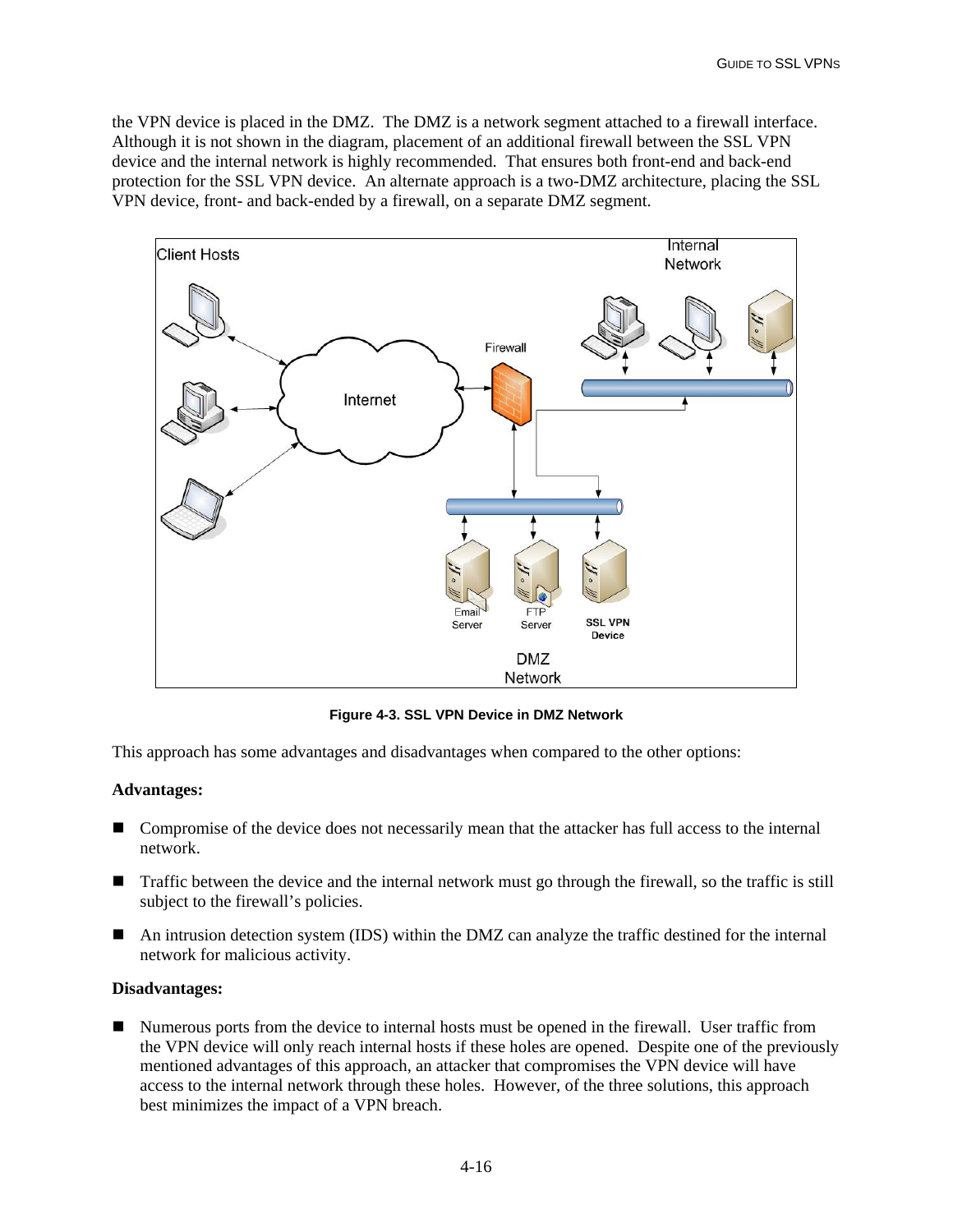the VPN device is placed in the DMZ. The DMZ is a network segment attached to a firewall interface. Although it is not shown in the diagram, placement of an additional firewall between the SSL VPN device and the internal network is highly recommended. That ensures both front-end and back-end protection for the SSL VPN device. An alternate approach is a two-DMZ architecture, placing the SSL VPN device, front- and back-ended by a firewall, on a separate DMZ segment.

Client Hosts

Internet

Firewall

Internal Network

Email Server

FTP Server

SSL VPN Device

DMZ Network

**Figure 4-3. SSL VPN Device in DMZ Network**

This approach has some advantages and disadvantages when compared to the other options:

**Advantages:**

- Compromise of the device does not necessarily mean that the attacker has full access to the internal network.
- Traffic between the device and the internal network must go through the firewall, so the traffic is still subject to the firewall's policies.
- An intrusion detection system (IDS) within the DMZ can analyze the traffic destined for the internal network for malicious activity.

**Disadvantages:**

- Numerous ports from the device to internal hosts must be opened in the firewall. User traffic from the VPN device will only reach internal hosts if these holes are opened. Despite one of the previously mentioned advantages of this approach, an attacker that compromises the VPN device will have access to the internal network through these holes. However, of the three solutions, this approach best minimizes the impact of a VPN breach.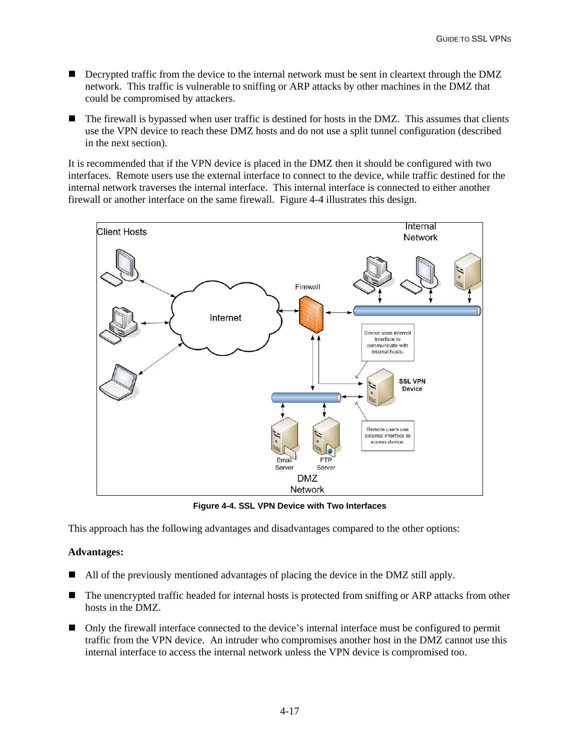- Decrypted traffic from the device to the internal network must be sent in cleartext through the DMZ network. This traffic is vulnerable to sniffing or ARP attacks by other machines in the DMZ that could be compromised by attackers.
- The firewall is bypassed when user traffic is destined for hosts in the DMZ. This assumes that clients use the VPN device to reach these DMZ hosts and do not use a split tunnel configuration (described in the next section).

It is recommended that if the VPN device is placed in the DMZ then it should be configured with two interfaces. Remote users use the external interface to connect to the device, while traffic destined for the internal network traverses the internal interface. This internal interface is connected to either another firewall or another interface on the same firewall. Figure 4-4 illustrates this design.

Client Hosts

Internal Network

Internet

Firewall

Device uses internal interface to communicate with internal hosts.

SSL VPN Device

Remote users use external interface to access device.

Email Server

FTP Server

DMZ Network

**Figure 4-4. SSL VPN Device with Two Interfaces**

This approach has the following advantages and disadvantages compared to the other options:

**Advantages:**

- All of the previously mentioned advantages of placing the device in the DMZ still apply.
- The unencrypted traffic headed for internal hosts is protected from sniffing or ARP attacks from other hosts in the DMZ.
- Only the firewall interface connected to the device's internal interface must be configured to permit traffic from the VPN device. An intruder who compromises another host in the DMZ cannot use this internal interface to access the internal network unless the VPN device is compromised too.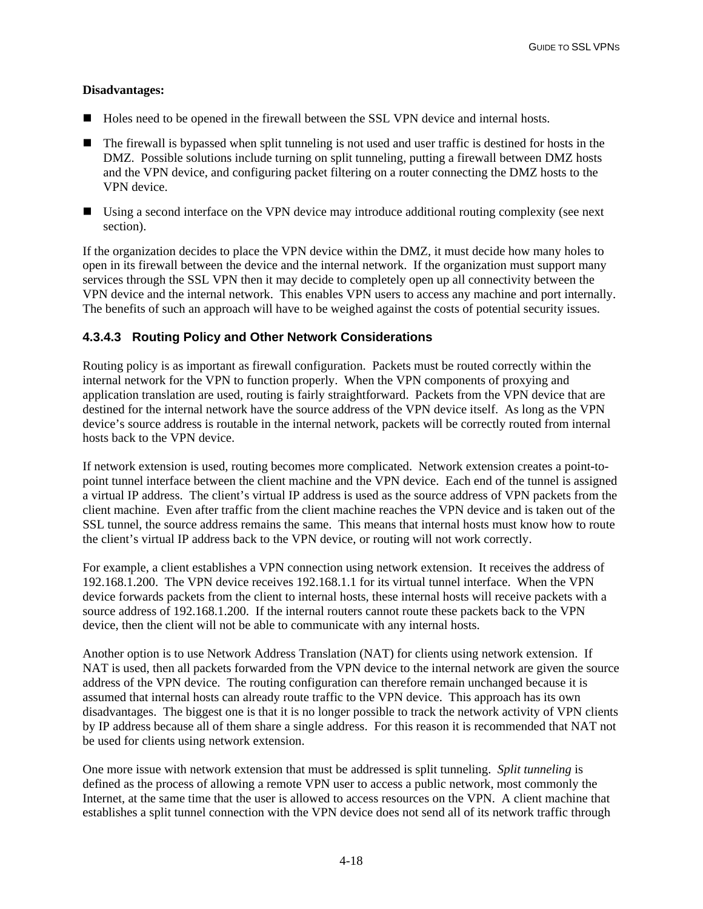**Disadvantages:**

- Holes need to be opened in the firewall between the SSL VPN device and internal hosts.
- The firewall is bypassed when split tunneling is not used and user traffic is destined for hosts in the DMZ. Possible solutions include turning on split tunneling, putting a firewall between DMZ hosts and the VPN device, and configuring packet filtering on a router connecting the DMZ hosts to the VPN device.
- Using a second interface on the VPN device may introduce additional routing complexity (see next section).

If the organization decides to place the VPN device within the DMZ, it must decide how many holes to open in its firewall between the device and the internal network. If the organization must support many services through the SSL VPN then it may decide to completely open up all connectivity between the VPN device and the internal network. This enables VPN users to access any machine and port internally. The benefits of such an approach will have to be weighed against the costs of potential security issues.

#### 4.3.4.3 Routing Policy and Other Network Considerations

Routing policy is as important as firewall configuration. Packets must be routed correctly within the internal network for the VPN to function properly. When the VPN components of proxying and application translation are used, routing is fairly straightforward. Packets from the VPN device that are destined for the internal network have the source address of the VPN device itself. As long as the VPN device's source address is routable in the internal network, packets will be correctly routed from internal hosts back to the VPN device.

If network extension is used, routing becomes more complicated. Network extension creates a point-to-point tunnel interface between the client machine and the VPN device. Each end of the tunnel is assigned a virtual IP address. The client's virtual IP address is used as the source address of VPN packets from the client machine. Even after traffic from the client machine reaches the VPN device and is taken out of the SSL tunnel, the source address remains the same. This means that internal hosts must know how to route the client's virtual IP address back to the VPN device, or routing will not work correctly.

For example, a client establishes a VPN connection using network extension. It receives the address of 192.168.1.200. The VPN device receives 192.168.1.1 for its virtual tunnel interface. When the VPN device forwards packets from the client to internal hosts, these internal hosts will receive packets with a source address of 192.168.1.200. If the internal routers cannot route these packets back to the VPN device, then the client will not be able to communicate with any internal hosts.

Another option is to use Network Address Translation (NAT) for clients using network extension. If NAT is used, then all packets forwarded from the VPN device to the internal network are given the source address of the VPN device. The routing configuration can therefore remain unchanged because it is assumed that internal hosts can already route traffic to the VPN device. This approach has its own disadvantages. The biggest one is that it is no longer possible to track the network activity of VPN clients by IP address because all of them share a single address. For this reason it is recommended that NAT not be used for clients using network extension.

One more issue with network extension that must be addressed is split tunneling. *Split tunneling* is defined as the process of allowing a remote VPN user to access a public network, most commonly the Internet, at the same time that the user is allowed to access resources on the VPN. A client machine that establishes a split tunnel connection with the VPN device does not send all of its network traffic through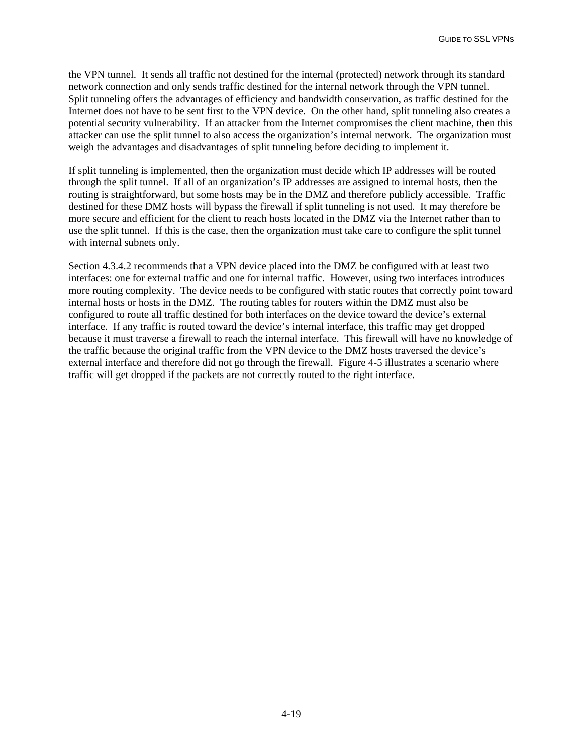the VPN tunnel. It sends all traffic not destined for the internal (protected) network through its standard network connection and only sends traffic destined for the internal network through the VPN tunnel. Split tunneling offers the advantages of efficiency and bandwidth conservation, as traffic destined for the Internet does not have to be sent first to the VPN device. On the other hand, split tunneling also creates a potential security vulnerability. If an attacker from the Internet compromises the client machine, then this attacker can use the split tunnel to also access the organization's internal network. The organization must weigh the advantages and disadvantages of split tunneling before deciding to implement it.

If split tunneling is implemented, then the organization must decide which IP addresses will be routed through the split tunnel. If all of an organization's IP addresses are assigned to internal hosts, then the routing is straightforward, but some hosts may be in the DMZ and therefore publicly accessible. Traffic destined for these DMZ hosts will bypass the firewall if split tunneling is not used. It may therefore be more secure and efficient for the client to reach hosts located in the DMZ via the Internet rather than to use the split tunnel. If this is the case, then the organization must take care to configure the split tunnel with internal subnets only.

Section 4.3.4.2 recommends that a VPN device placed into the DMZ be configured with at least two interfaces: one for external traffic and one for internal traffic. However, using two interfaces introduces more routing complexity. The device needs to be configured with static routes that correctly point toward internal hosts or hosts in the DMZ. The routing tables for routers within the DMZ must also be configured to route all traffic destined for both interfaces on the device toward the device's external interface. If any traffic is routed toward the device's internal interface, this traffic may get dropped because it must traverse a firewall to reach the internal interface. This firewall will have no knowledge of the traffic because the original traffic from the VPN device to the DMZ hosts traversed the device's external interface and therefore did not go through the firewall. Figure 4-5 illustrates a scenario where traffic will get dropped if the packets are not correctly routed to the right interface.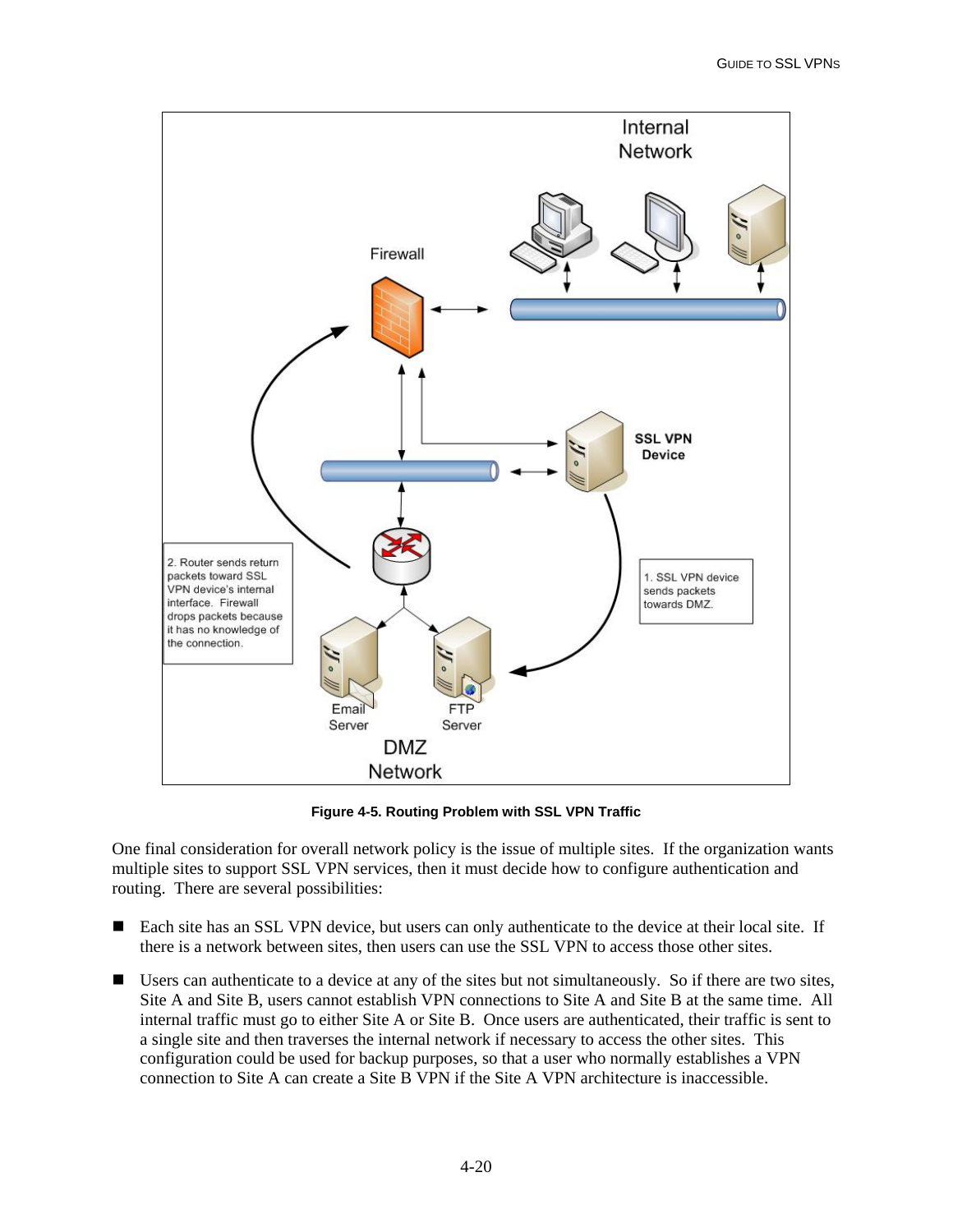Internal Network

Firewall

SSL VPN Device

2. Router sends return packets toward SSL VPN device's internal interface. Firewall drops packets because it has no knowledge of the connection.

1. SSL VPN device sends packets towards DMZ.

Email Server

FTP Server

DMZ Network

**Figure 4-5. Routing Problem with SSL VPN Traffic**

One final consideration for overall network policy is the issue of multiple sites. If the organization wants multiple sites to support SSL VPN services, then it must decide how to configure authentication and routing. There are several possibilities:

- Each site has an SSL VPN device, but users can only authenticate to the device at their local site. If there is a network between sites, then users can use the SSL VPN to access those other sites.
- Users can authenticate to a device at any of the sites but not simultaneously. So if there are two sites, Site A and Site B, users cannot establish VPN connections to Site A and Site B at the same time. All internal traffic must go to either Site A or Site B. Once users are authenticated, their traffic is sent to a single site and then traverses the internal network if necessary to access the other sites. This configuration could be used for backup purposes, so that a user who normally establishes a VPN connection to Site A can create a Site B VPN if the Site A VPN architecture is inaccessible.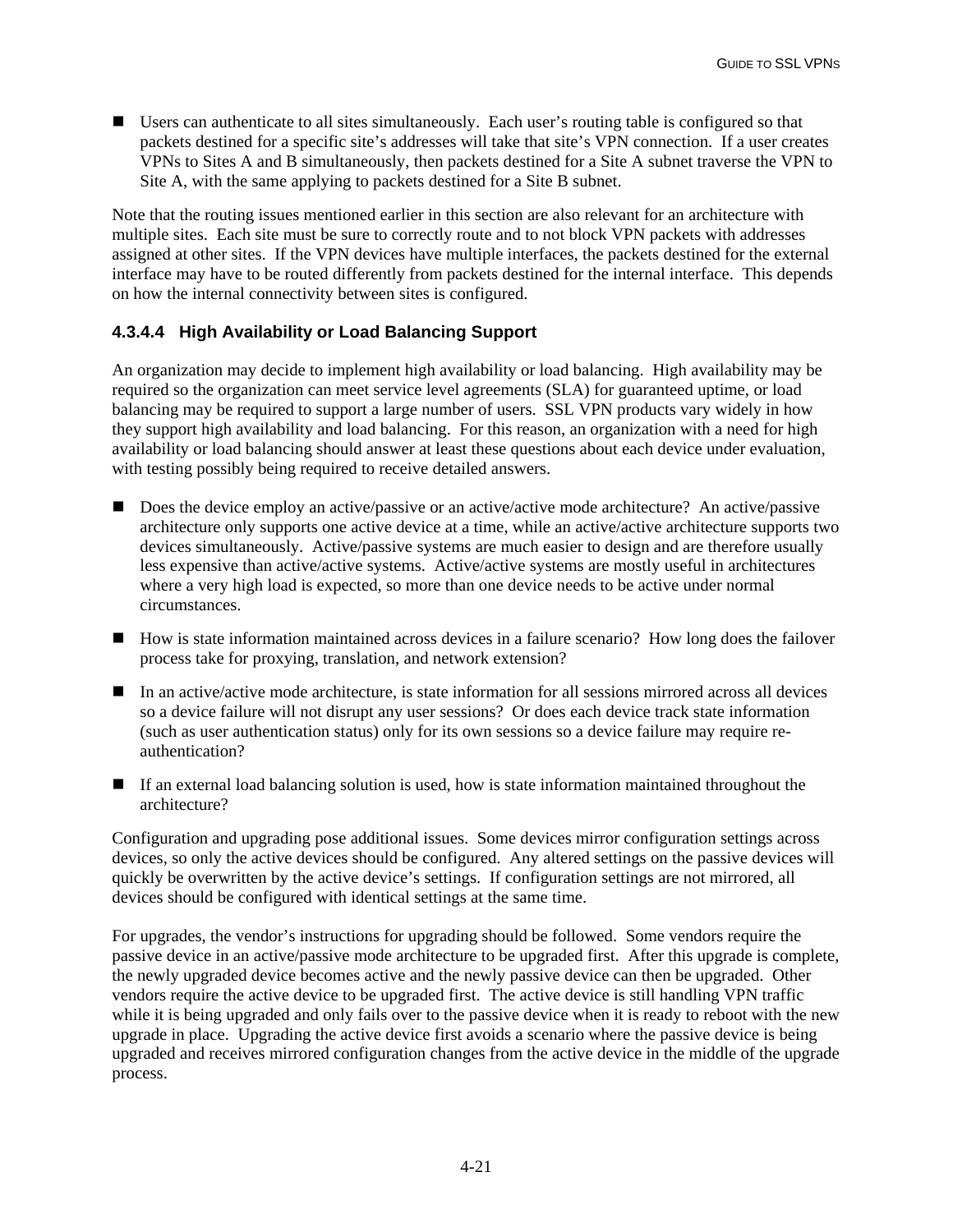- Users can authenticate to all sites simultaneously. Each user's routing table is configured so that packets destined for a specific site's addresses will take that site's VPN connection. If a user creates VPNs to Sites A and B simultaneously, then packets destined for a Site A subnet traverse the VPN to Site A, with the same applying to packets destined for a Site B subnet.

Note that the routing issues mentioned earlier in this section are also relevant for an architecture with multiple sites. Each site must be sure to correctly route and to not block VPN packets with addresses assigned at other sites. If the VPN devices have multiple interfaces, the packets destined for the external interface may have to be routed differently from packets destined for the internal interface. This depends on how the internal connectivity between sites is configured.

#### 4.3.4.4 High Availability or Load Balancing Support

An organization may decide to implement high availability or load balancing. High availability may be required so the organization can meet service level agreements (SLA) for guaranteed uptime, or load balancing may be required to support a large number of users. SSL VPN products vary widely in how they support high availability and load balancing. For this reason, an organization with a need for high availability or load balancing should answer at least these questions about each device under evaluation, with testing possibly being required to receive detailed answers.

- Does the device employ an active/passive or an active/active mode architecture? An active/passive architecture only supports one active device at a time, while an active/active architecture supports two devices simultaneously. Active/passive systems are much easier to design and are therefore usually less expensive than active/active systems. Active/active systems are mostly useful in architectures where a very high load is expected, so more than one device needs to be active under normal circumstances.
- How is state information maintained across devices in a failure scenario? How long does the failover process take for proxying, translation, and network extension?
- In an active/active mode architecture, is state information for all sessions mirrored across all devices so a device failure will not disrupt any user sessions? Or does each device track state information (such as user authentication status) only for its own sessions so a device failure may require re-authentication?
- If an external load balancing solution is used, how is state information maintained throughout the architecture?

Configuration and upgrading pose additional issues. Some devices mirror configuration settings across devices, so only the active devices should be configured. Any altered settings on the passive devices will quickly be overwritten by the active device's settings. If configuration settings are not mirrored, all devices should be configured with identical settings at the same time.

For upgrades, the vendor's instructions for upgrading should be followed. Some vendors require the passive device in an active/passive mode architecture to be upgraded first. After this upgrade is complete, the newly upgraded device becomes active and the newly passive device can then be upgraded. Other vendors require the active device to be upgraded first. The active device is still handling VPN traffic while it is being upgraded and only fails over to the passive device when it is ready to reboot with the new upgrade in place. Upgrading the active device first avoids a scenario where the passive device is being upgraded and receives mirrored configuration changes from the active device in the middle of the upgrade process.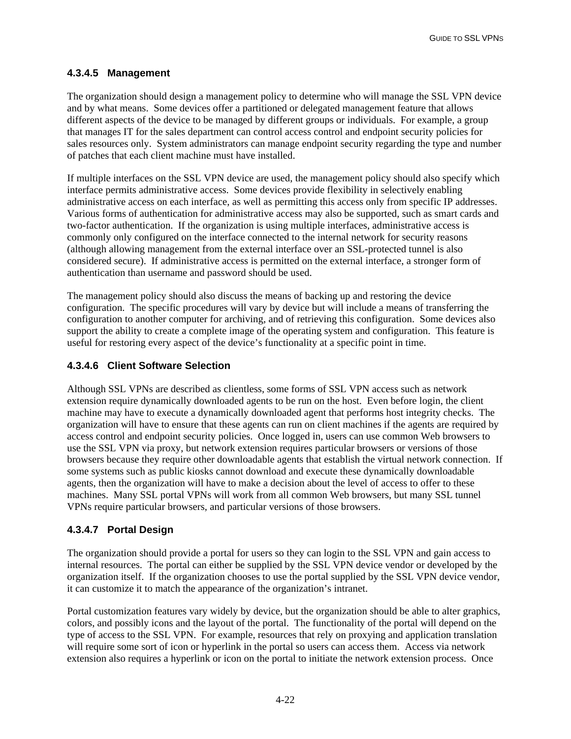#### 4.3.4.5 Management

The organization should design a management policy to determine who will manage the SSL VPN device and by what means. Some devices offer a partitioned or delegated management feature that allows different aspects of the device to be managed by different groups or individuals. For example, a group that manages IT for the sales department can control access control and endpoint security policies for sales resources only. System administrators can manage endpoint security regarding the type and number of patches that each client machine must have installed.

If multiple interfaces on the SSL VPN device are used, the management policy should also specify which interface permits administrative access. Some devices provide flexibility in selectively enabling administrative access on each interface, as well as permitting this access only from specific IP addresses. Various forms of authentication for administrative access may also be supported, such as smart cards and two-factor authentication. If the organization is using multiple interfaces, administrative access is commonly only configured on the interface connected to the internal network for security reasons (although allowing management from the external interface over an SSL-protected tunnel is also considered secure). If administrative access is permitted on the external interface, a stronger form of authentication than username and password should be used.

The management policy should also discuss the means of backing up and restoring the device configuration. The specific procedures will vary by device but will include a means of transferring the configuration to another computer for archiving, and of retrieving this configuration. Some devices also support the ability to create a complete image of the operating system and configuration. This feature is useful for restoring every aspect of the device's functionality at a specific point in time.

#### 4.3.4.6 Client Software Selection

Although SSL VPNs are described as clientless, some forms of SSL VPN access such as network extension require dynamically downloaded agents to be run on the host. Even before login, the client machine may have to execute a dynamically downloaded agent that performs host integrity checks. The organization will have to ensure that these agents can run on client machines if the agents are required by access control and endpoint security policies. Once logged in, users can use common Web browsers to use the SSL VPN via proxy, but network extension requires particular browsers or versions of those browsers because they require other downloadable agents that establish the virtual network connection. If some systems such as public kiosks cannot download and execute these dynamically downloadable agents, then the organization will have to make a decision about the level of access to offer to these machines. Many SSL portal VPNs will work from all common Web browsers, but many SSL tunnel VPNs require particular browsers, and particular versions of those browsers.

#### 4.3.4.7 Portal Design

The organization should provide a portal for users so they can login to the SSL VPN and gain access to internal resources. The portal can either be supplied by the SSL VPN device vendor or developed by the organization itself. If the organization chooses to use the portal supplied by the SSL VPN device vendor, it can customize it to match the appearance of the organization's intranet.

Portal customization features vary widely by device, but the organization should be able to alter graphics, colors, and possibly icons and the layout of the portal. The functionality of the portal will depend on the type of access to the SSL VPN. For example, resources that rely on proxying and application translation will require some sort of icon or hyperlink in the portal so users can access them. Access via network extension also requires a hyperlink or icon on the portal to initiate the network extension process. Once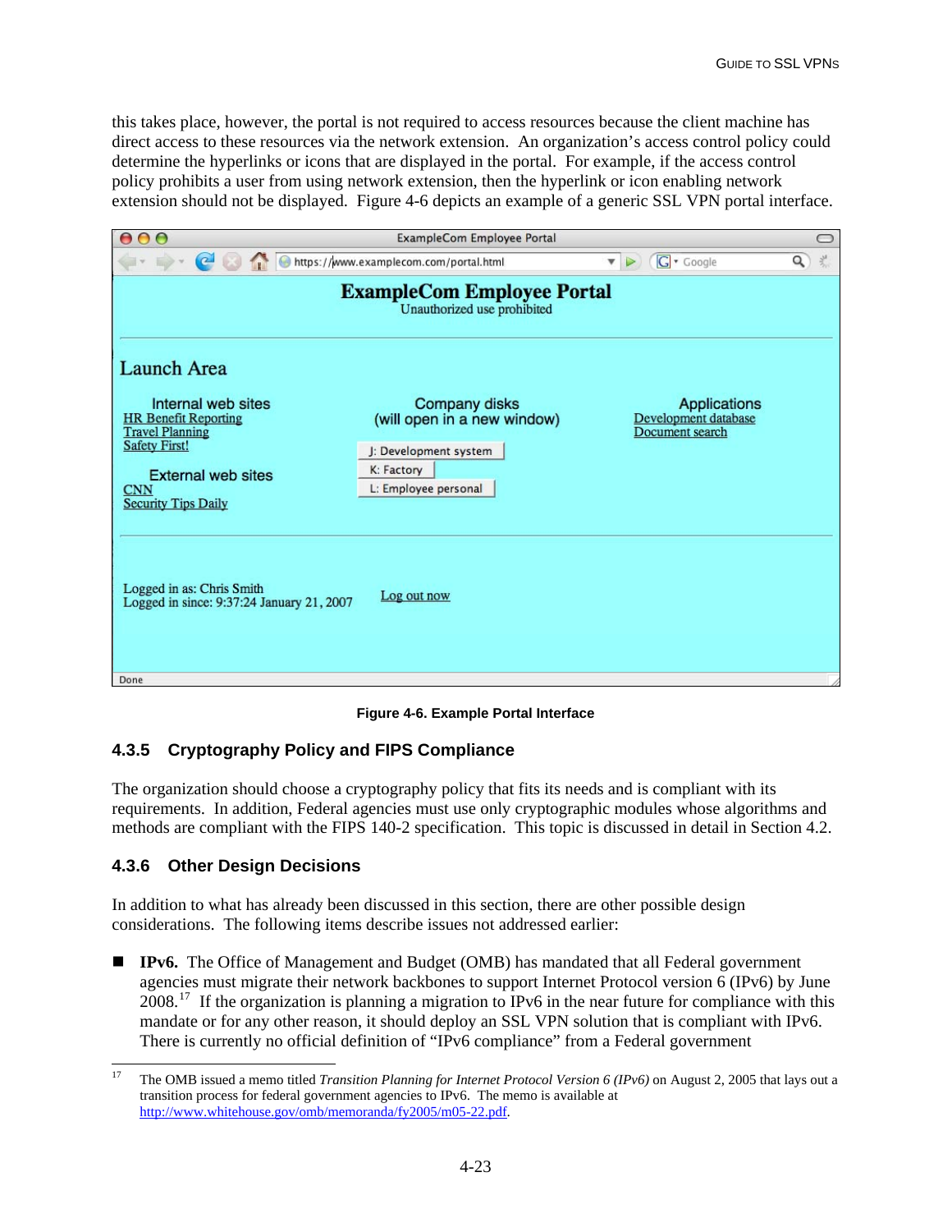this takes place, however, the portal is not required to access resources because the client machine has direct access to these resources via the network extension. An organization's access control policy could determine the hyperlinks or icons that are displayed in the portal. For example, if the access control policy prohibits a user from using network extension, then the hyperlink or icon enabling network extension should not be displayed. Figure 4-6 depicts an example of a generic SSL VPN portal interface.

**Figure 4-6. Example Portal Interface**

### 4.3.5 Cryptography Policy and FIPS Compliance

The organization should choose a cryptography policy that fits its needs and is compliant with its requirements. In addition, Federal agencies must use only cryptographic modules whose algorithms and methods are compliant with the FIPS 140-2 specification. This topic is discussed in detail in Section 4.2.

### 4.3.6 Other Design Decisions

In addition to what has already been discussed in this section, there are other possible design considerations. The following items describe issues not addressed earlier:

- **IPv6.** The Office of Management and Budget (OMB) has mandated that all Federal government agencies must migrate their network backbones to support Internet Protocol version 6 (IPv6) by June 2008.[17] If the organization is planning a migration to IPv6 in the near future for compliance with this mandate or for any other reason, it should deploy an SSL VPN solution that is compliant with IPv6. There is currently no official definition of "IPv6 compliance" from a Federal government

---

[17] The OMB issued a memo titled *Transition Planning for Internet Protocol Version 6 (IPv6)* on August 2, 2005 that lays out a transition process for federal government agencies to IPv6. The memo is available at http://www.whitehouse.gov/omb/memoranda/fy2005/m05-22.pdf.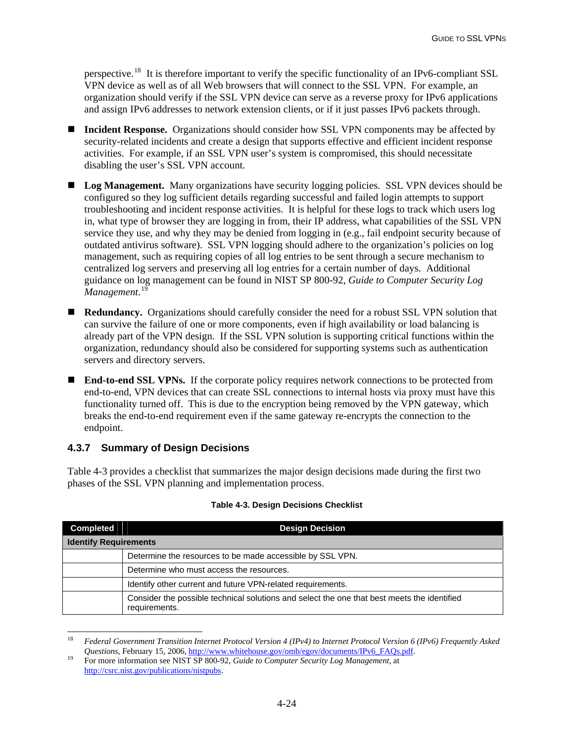perspective.[18] It is therefore important to verify the specific functionality of an IPv6-compliant SSL VPN device as well as of all Web browsers that will connect to the SSL VPN. For example, an organization should verify if the SSL VPN device can serve as a reverse proxy for IPv6 applications and assign IPv6 addresses to network extension clients, or if it just passes IPv6 packets through.

- **Incident Response.** Organizations should consider how SSL VPN components may be affected by security-related incidents and create a design that supports effective and efficient incident response activities. For example, if an SSL VPN user's system is compromised, this should necessitate disabling the user's SSL VPN account.
- **Log Management.** Many organizations have security logging policies. SSL VPN devices should be configured so they log sufficient details regarding successful and failed login attempts to support troubleshooting and incident response activities. It is helpful for these logs to track which users log in, what type of browser they are logging in from, their IP address, what capabilities of the SSL VPN service they use, and why they may be denied from logging in (e.g., fail endpoint security because of outdated antivirus software). SSL VPN logging should adhere to the organization's policies on log management, such as requiring copies of all log entries to be sent through a secure mechanism to centralized log servers and preserving all log entries for a certain number of days. Additional guidance on log management can be found in NIST SP 800-92, *Guide to Computer Security Log Management*.[19]
- **Redundancy.** Organizations should carefully consider the need for a robust SSL VPN solution that can survive the failure of one or more components, even if high availability or load balancing is already part of the VPN design. If the SSL VPN solution is supporting critical functions within the organization, redundancy should also be considered for supporting systems such as authentication servers and directory servers.
- **End-to-end SSL VPNs.** If the corporate policy requires network connections to be protected from end-to-end, VPN devices that can create SSL connections to internal hosts via proxy must have this functionality turned off. This is due to the encryption being removed by the VPN gateway, which breaks the end-to-end requirement even if the same gateway re-encrypts the connection to the endpoint.

### 4.3.7 Summary of Design Decisions

Table 4-3 provides a checklist that summarizes the major design decisions made during the first two phases of the SSL VPN planning and implementation process.

**Table 4-3. Design Decisions Checklist**

| Completed | Design Decision |
|---|---|
| **Identify Requirements** | |
| | Determine the resources to be made accessible by SSL VPN. |
| | Determine who must access the resources. |
| | Identify other current and future VPN-related requirements. |
| | Consider the possible technical solutions and select the one that best meets the identified requirements. |

---

[18] *Federal Government Transition Internet Protocol Version 4 (IPv4) to Internet Protocol Version 6 (IPv6) Frequently Asked Questions*, February 15, 2006, http://www.whitehouse.gov/omb/egov/documents/IPv6_FAQs.pdf.

[19] For more information see NIST SP 800-92, *Guide to Computer Security Log Management*, at http://csrc.nist.gov/publications/nistpubs.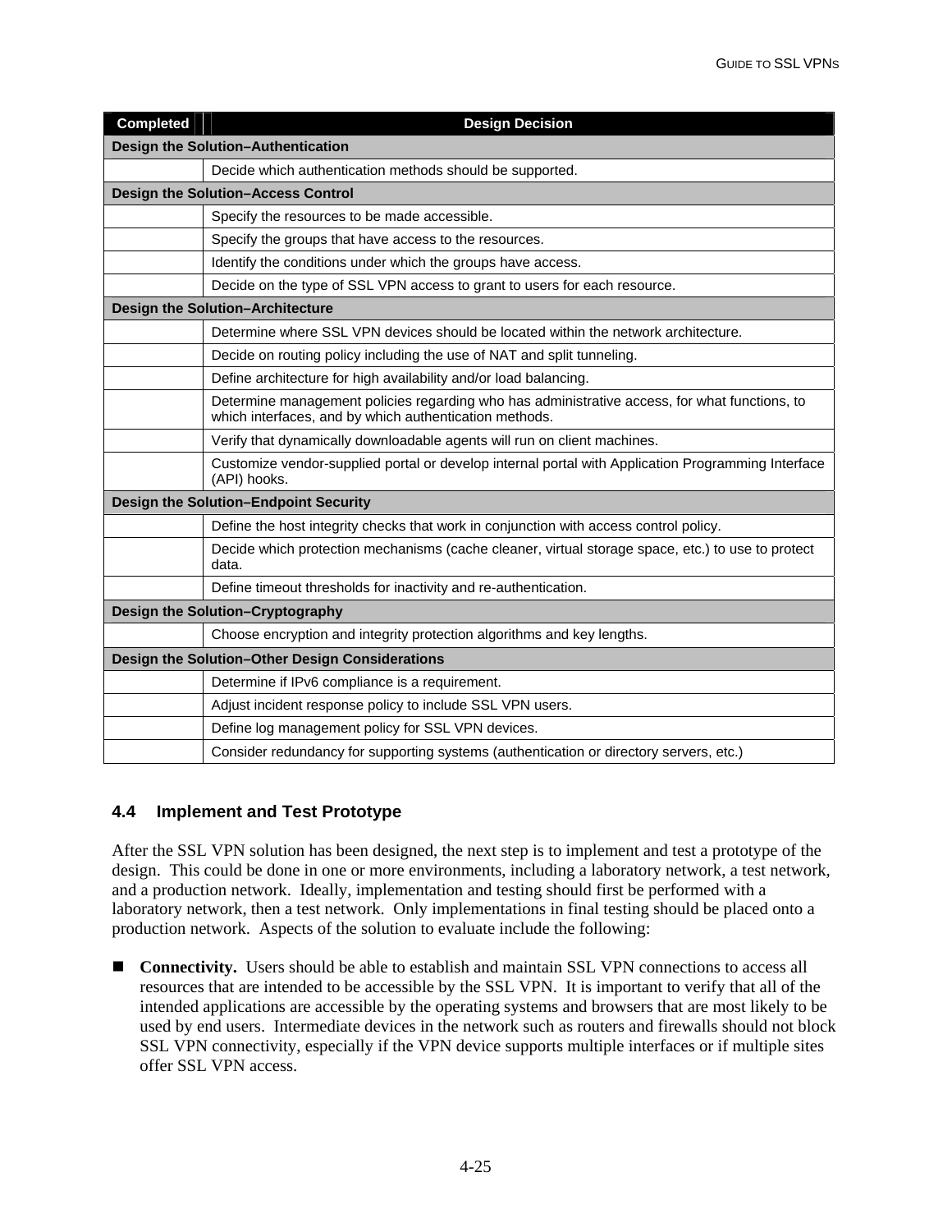| Completed | Design Decision |
|---|---|
| **Design the Solution–Authentication** | |
| | Decide which authentication methods should be supported. |
| **Design the Solution–Access Control** | |
| | Specify the resources to be made accessible. |
| | Specify the groups that have access to the resources. |
| | Identify the conditions under which the groups have access. |
| | Decide on the type of SSL VPN access to grant to users for each resource. |
| **Design the Solution–Architecture** | |
| | Determine where SSL VPN devices should be located within the network architecture. |
| | Decide on routing policy including the use of NAT and split tunneling. |
| | Define architecture for high availability and/or load balancing. |
| | Determine management policies regarding who has administrative access, for what functions, to which interfaces, and by which authentication methods. |
| | Verify that dynamically downloadable agents will run on client machines. |
| | Customize vendor-supplied portal or develop internal portal with Application Programming Interface (API) hooks. |
| **Design the Solution–Endpoint Security** | |
| | Define the host integrity checks that work in conjunction with access control policy. |
| | Decide which protection mechanisms (cache cleaner, virtual storage space, etc.) to use to protect data. |
| | Define timeout thresholds for inactivity and re-authentication. |
| **Design the Solution–Cryptography** | |
| | Choose encryption and integrity protection algorithms and key lengths. |
| **Design the Solution–Other Design Considerations** | |
| | Determine if IPv6 compliance is a requirement. |
| | Adjust incident response policy to include SSL VPN users. |
| | Define log management policy for SSL VPN devices. |
| | Consider redundancy for supporting systems (authentication or directory servers, etc.) |

## 4.4 Implement and Test Prototype

After the SSL VPN solution has been designed, the next step is to implement and test a prototype of the design. This could be done in one or more environments, including a laboratory network, a test network, and a production network. Ideally, implementation and testing should first be performed with a laboratory network, then a test network. Only implementations in final testing should be placed onto a production network. Aspects of the solution to evaluate include the following:

- **Connectivity.** Users should be able to establish and maintain SSL VPN connections to access all resources that are intended to be accessible by the SSL VPN. It is important to verify that all of the intended applications are accessible by the operating systems and browsers that are most likely to be used by end users. Intermediate devices in the network such as routers and firewalls should not block SSL VPN connectivity, especially if the VPN device supports multiple interfaces or if multiple sites offer SSL VPN access.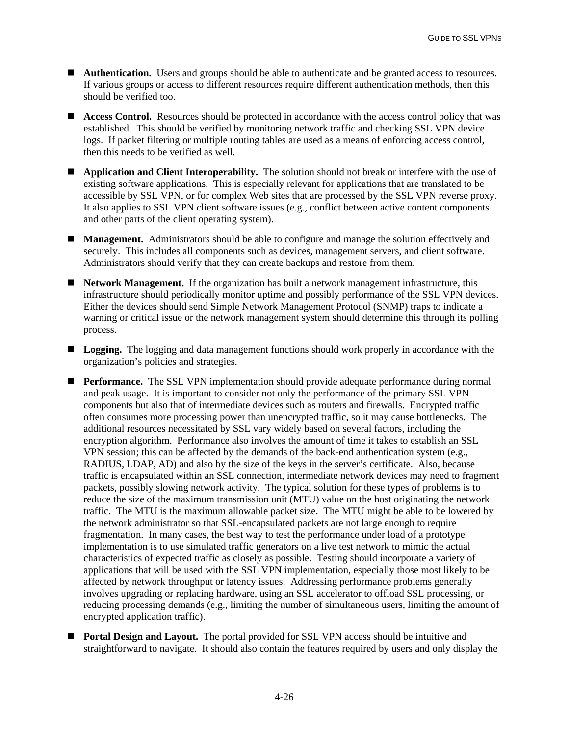- **Authentication.** Users and groups should be able to authenticate and be granted access to resources. If various groups or access to different resources require different authentication methods, then this should be verified too.

- **Access Control.** Resources should be protected in accordance with the access control policy that was established. This should be verified by monitoring network traffic and checking SSL VPN device logs. If packet filtering or multiple routing tables are used as a means of enforcing access control, then this needs to be verified as well.

- **Application and Client Interoperability.** The solution should not break or interfere with the use of existing software applications. This is especially relevant for applications that are translated to be accessible by SSL VPN, or for complex Web sites that are processed by the SSL VPN reverse proxy. It also applies to SSL VPN client software issues (e.g., conflict between active content components and other parts of the client operating system).

- **Management.** Administrators should be able to configure and manage the solution effectively and securely. This includes all components such as devices, management servers, and client software. Administrators should verify that they can create backups and restore from them.

- **Network Management.** If the organization has built a network management infrastructure, this infrastructure should periodically monitor uptime and possibly performance of the SSL VPN devices. Either the devices should send Simple Network Management Protocol (SNMP) traps to indicate a warning or critical issue or the network management system should determine this through its polling process.

- **Logging.** The logging and data management functions should work properly in accordance with the organization's policies and strategies.

- **Performance.** The SSL VPN implementation should provide adequate performance during normal and peak usage. It is important to consider not only the performance of the primary SSL VPN components but also that of intermediate devices such as routers and firewalls. Encrypted traffic often consumes more processing power than unencrypted traffic, so it may cause bottlenecks. The additional resources necessitated by SSL vary widely based on several factors, including the encryption algorithm. Performance also involves the amount of time it takes to establish an SSL VPN session; this can be affected by the demands of the back-end authentication system (e.g., RADIUS, LDAP, AD) and also by the size of the keys in the server's certificate. Also, because traffic is encapsulated within an SSL connection, intermediate network devices may need to fragment packets, possibly slowing network activity. The typical solution for these types of problems is to reduce the size of the maximum transmission unit (MTU) value on the host originating the network traffic. The MTU is the maximum allowable packet size. The MTU might be able to be lowered by the network administrator so that SSL-encapsulated packets are not large enough to require fragmentation. In many cases, the best way to test the performance under load of a prototype implementation is to use simulated traffic generators on a live test network to mimic the actual characteristics of expected traffic as closely as possible. Testing should incorporate a variety of applications that will be used with the SSL VPN implementation, especially those most likely to be affected by network throughput or latency issues. Addressing performance problems generally involves upgrading or replacing hardware, using an SSL accelerator to offload SSL processing, or reducing processing demands (e.g., limiting the number of simultaneous users, limiting the amount of encrypted application traffic).

- **Portal Design and Layout.** The portal provided for SSL VPN access should be intuitive and straightforward to navigate. It should also contain the features required by users and only display the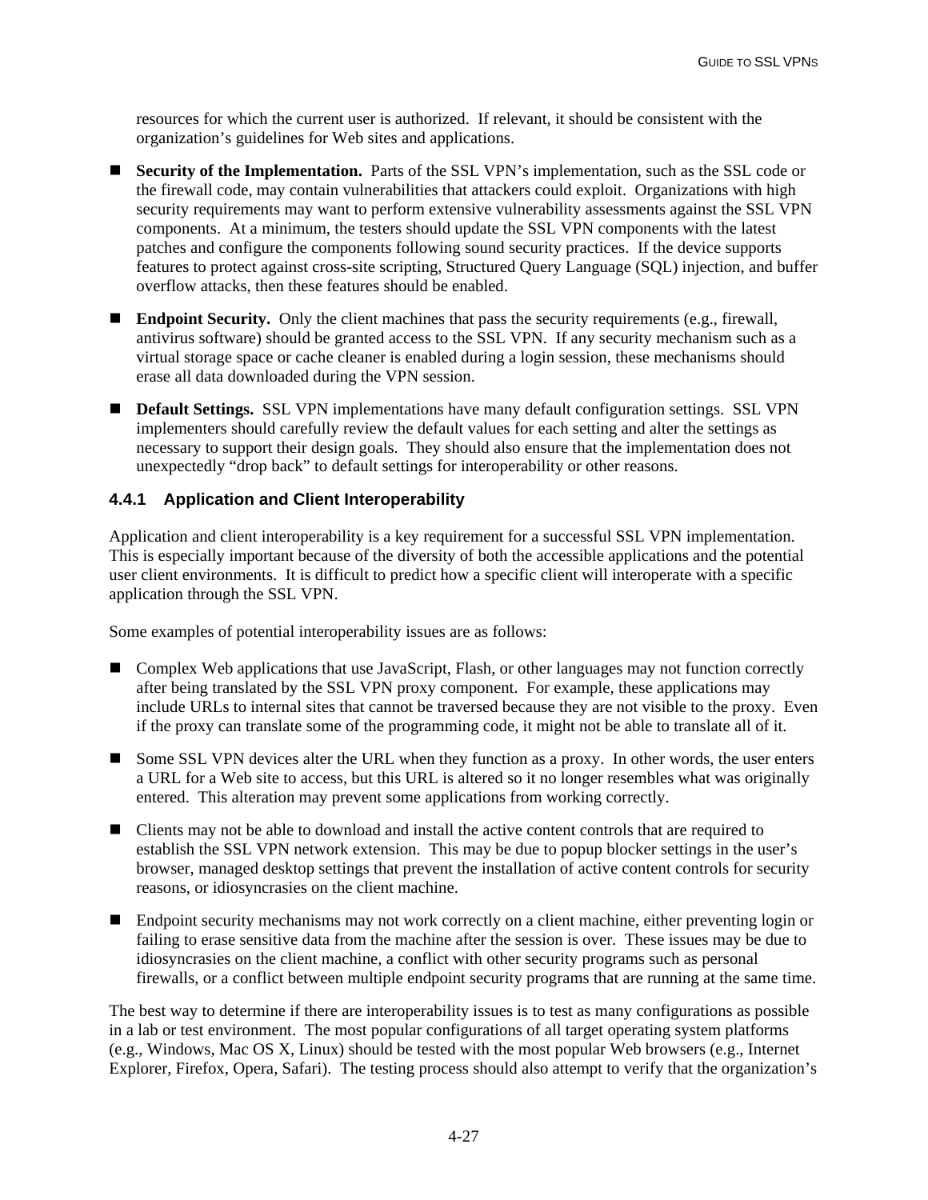resources for which the current user is authorized. If relevant, it should be consistent with the organization's guidelines for Web sites and applications.

- **Security of the Implementation.** Parts of the SSL VPN's implementation, such as the SSL code or the firewall code, may contain vulnerabilities that attackers could exploit. Organizations with high security requirements may want to perform extensive vulnerability assessments against the SSL VPN components. At a minimum, the testers should update the SSL VPN components with the latest patches and configure the components following sound security practices. If the device supports features to protect against cross-site scripting, Structured Query Language (SQL) injection, and buffer overflow attacks, then these features should be enabled.

- **Endpoint Security.** Only the client machines that pass the security requirements (e.g., firewall, antivirus software) should be granted access to the SSL VPN. If any security mechanism such as a virtual storage space or cache cleaner is enabled during a login session, these mechanisms should erase all data downloaded during the VPN session.

- **Default Settings.** SSL VPN implementations have many default configuration settings. SSL VPN implementers should carefully review the default values for each setting and alter the settings as necessary to support their design goals. They should also ensure that the implementation does not unexpectedly "drop back" to default settings for interoperability or other reasons.

### 4.4.1 Application and Client Interoperability

Application and client interoperability is a key requirement for a successful SSL VPN implementation. This is especially important because of the diversity of both the accessible applications and the potential user client environments. It is difficult to predict how a specific client will interoperate with a specific application through the SSL VPN.

Some examples of potential interoperability issues are as follows:

- Complex Web applications that use JavaScript, Flash, or other languages may not function correctly after being translated by the SSL VPN proxy component. For example, these applications may include URLs to internal sites that cannot be traversed because they are not visible to the proxy. Even if the proxy can translate some of the programming code, it might not be able to translate all of it.

- Some SSL VPN devices alter the URL when they function as a proxy. In other words, the user enters a URL for a Web site to access, but this URL is altered so it no longer resembles what was originally entered. This alteration may prevent some applications from working correctly.

- Clients may not be able to download and install the active content controls that are required to establish the SSL VPN network extension. This may be due to popup blocker settings in the user's browser, managed desktop settings that prevent the installation of active content controls for security reasons, or idiosyncrasies on the client machine.

- Endpoint security mechanisms may not work correctly on a client machine, either preventing login or failing to erase sensitive data from the machine after the session is over. These issues may be due to idiosyncrasies on the client machine, a conflict with other security programs such as personal firewalls, or a conflict between multiple endpoint security programs that are running at the same time.

The best way to determine if there are interoperability issues is to test as many configurations as possible in a lab or test environment. The most popular configurations of all target operating system platforms (e.g., Windows, Mac OS X, Linux) should be tested with the most popular Web browsers (e.g., Internet Explorer, Firefox, Opera, Safari). The testing process should also attempt to verify that the organization's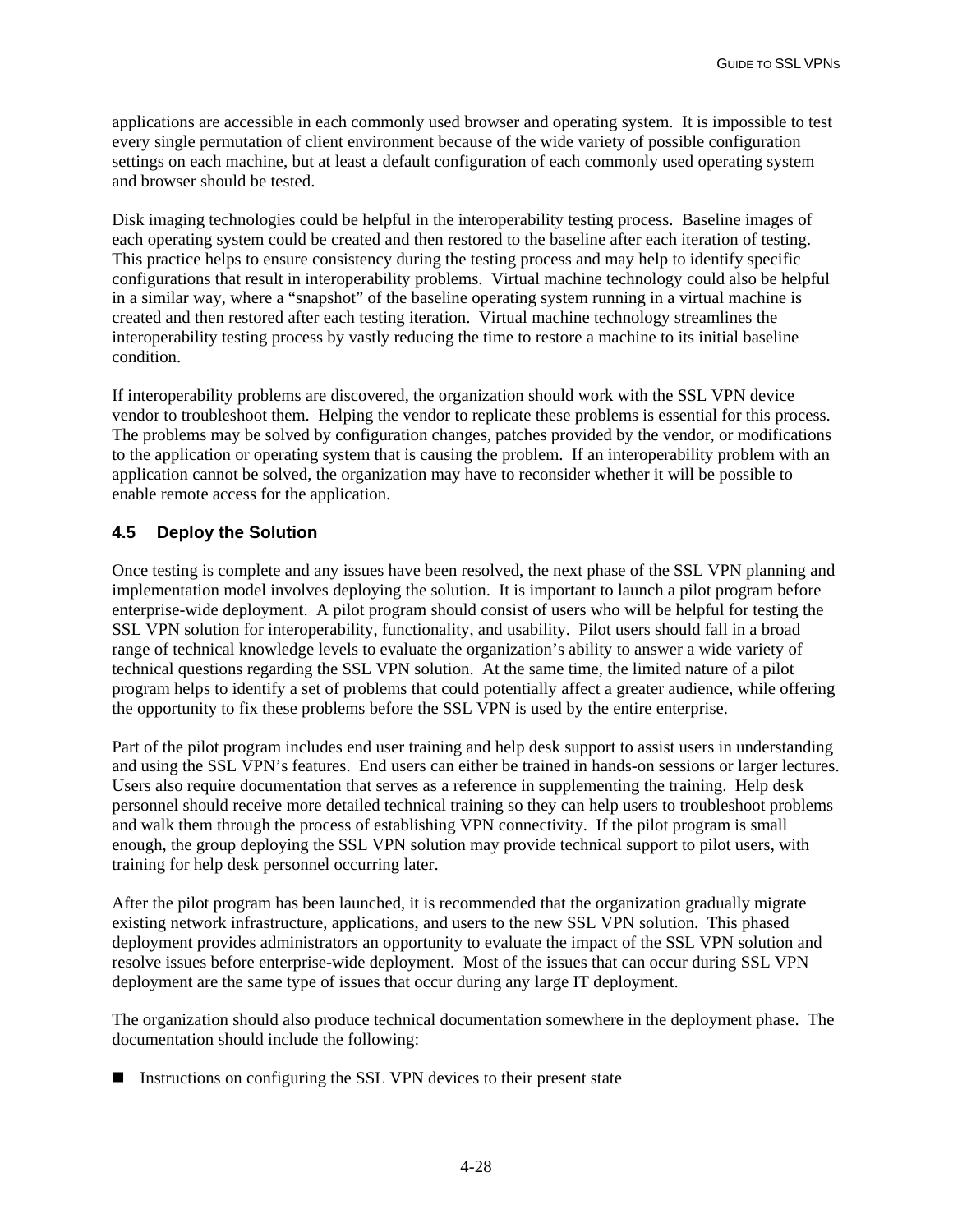applications are accessible in each commonly used browser and operating system. It is impossible to test every single permutation of client environment because of the wide variety of possible configuration settings on each machine, but at least a default configuration of each commonly used operating system and browser should be tested.

Disk imaging technologies could be helpful in the interoperability testing process. Baseline images of each operating system could be created and then restored to the baseline after each iteration of testing. This practice helps to ensure consistency during the testing process and may help to identify specific configurations that result in interoperability problems. Virtual machine technology could also be helpful in a similar way, where a "snapshot" of the baseline operating system running in a virtual machine is created and then restored after each testing iteration. Virtual machine technology streamlines the interoperability testing process by vastly reducing the time to restore a machine to its initial baseline condition.

If interoperability problems are discovered, the organization should work with the SSL VPN device vendor to troubleshoot them. Helping the vendor to replicate these problems is essential for this process. The problems may be solved by configuration changes, patches provided by the vendor, or modifications to the application or operating system that is causing the problem. If an interoperability problem with an application cannot be solved, the organization may have to reconsider whether it will be possible to enable remote access for the application.

## 4.5 Deploy the Solution

Once testing is complete and any issues have been resolved, the next phase of the SSL VPN planning and implementation model involves deploying the solution. It is important to launch a pilot program before enterprise-wide deployment. A pilot program should consist of users who will be helpful for testing the SSL VPN solution for interoperability, functionality, and usability. Pilot users should fall in a broad range of technical knowledge levels to evaluate the organization's ability to answer a wide variety of technical questions regarding the SSL VPN solution. At the same time, the limited nature of a pilot program helps to identify a set of problems that could potentially affect a greater audience, while offering the opportunity to fix these problems before the SSL VPN is used by the entire enterprise.

Part of the pilot program includes end user training and help desk support to assist users in understanding and using the SSL VPN's features. End users can either be trained in hands-on sessions or larger lectures. Users also require documentation that serves as a reference in supplementing the training. Help desk personnel should receive more detailed technical training so they can help users to troubleshoot problems and walk them through the process of establishing VPN connectivity. If the pilot program is small enough, the group deploying the SSL VPN solution may provide technical support to pilot users, with training for help desk personnel occurring later.

After the pilot program has been launched, it is recommended that the organization gradually migrate existing network infrastructure, applications, and users to the new SSL VPN solution. This phased deployment provides administrators an opportunity to evaluate the impact of the SSL VPN solution and resolve issues before enterprise-wide deployment. Most of the issues that can occur during SSL VPN deployment are the same type of issues that occur during any large IT deployment.

The organization should also produce technical documentation somewhere in the deployment phase. The documentation should include the following:

- Instructions on configuring the SSL VPN devices to their present state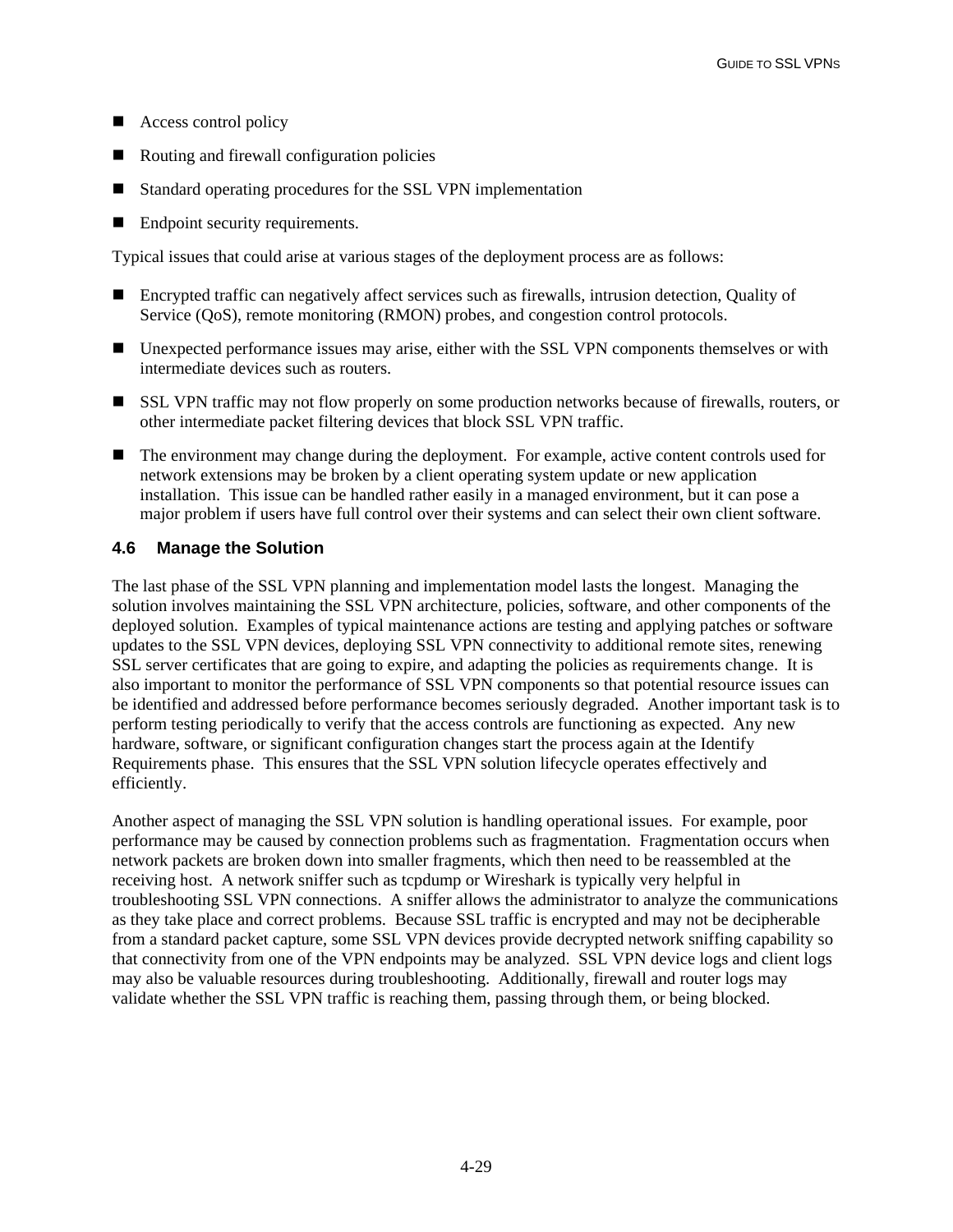- Access control policy
- Routing and firewall configuration policies
- Standard operating procedures for the SSL VPN implementation
- Endpoint security requirements.

Typical issues that could arise at various stages of the deployment process are as follows:

- Encrypted traffic can negatively affect services such as firewalls, intrusion detection, Quality of Service (QoS), remote monitoring (RMON) probes, and congestion control protocols.
- Unexpected performance issues may arise, either with the SSL VPN components themselves or with intermediate devices such as routers.
- SSL VPN traffic may not flow properly on some production networks because of firewalls, routers, or other intermediate packet filtering devices that block SSL VPN traffic.
- The environment may change during the deployment. For example, active content controls used for network extensions may be broken by a client operating system update or new application installation. This issue can be handled rather easily in a managed environment, but it can pose a major problem if users have full control over their systems and can select their own client software.

### 4.6 Manage the Solution

The last phase of the SSL VPN planning and implementation model lasts the longest. Managing the solution involves maintaining the SSL VPN architecture, policies, software, and other components of the deployed solution. Examples of typical maintenance actions are testing and applying patches or software updates to the SSL VPN devices, deploying SSL VPN connectivity to additional remote sites, renewing SSL server certificates that are going to expire, and adapting the policies as requirements change. It is also important to monitor the performance of SSL VPN components so that potential resource issues can be identified and addressed before performance becomes seriously degraded. Another important task is to perform testing periodically to verify that the access controls are functioning as expected. Any new hardware, software, or significant configuration changes start the process again at the Identify Requirements phase. This ensures that the SSL VPN solution lifecycle operates effectively and efficiently.

Another aspect of managing the SSL VPN solution is handling operational issues. For example, poor performance may be caused by connection problems such as fragmentation. Fragmentation occurs when network packets are broken down into smaller fragments, which then need to be reassembled at the receiving host. A network sniffer such as tcpdump or Wireshark is typically very helpful in troubleshooting SSL VPN connections. A sniffer allows the administrator to analyze the communications as they take place and correct problems. Because SSL traffic is encrypted and may not be decipherable from a standard packet capture, some SSL VPN devices provide decrypted network sniffing capability so that connectivity from one of the VPN endpoints may be analyzed. SSL VPN device logs and client logs may also be valuable resources during troubleshooting. Additionally, firewall and router logs may validate whether the SSL VPN traffic is reaching them, passing through them, or being blocked.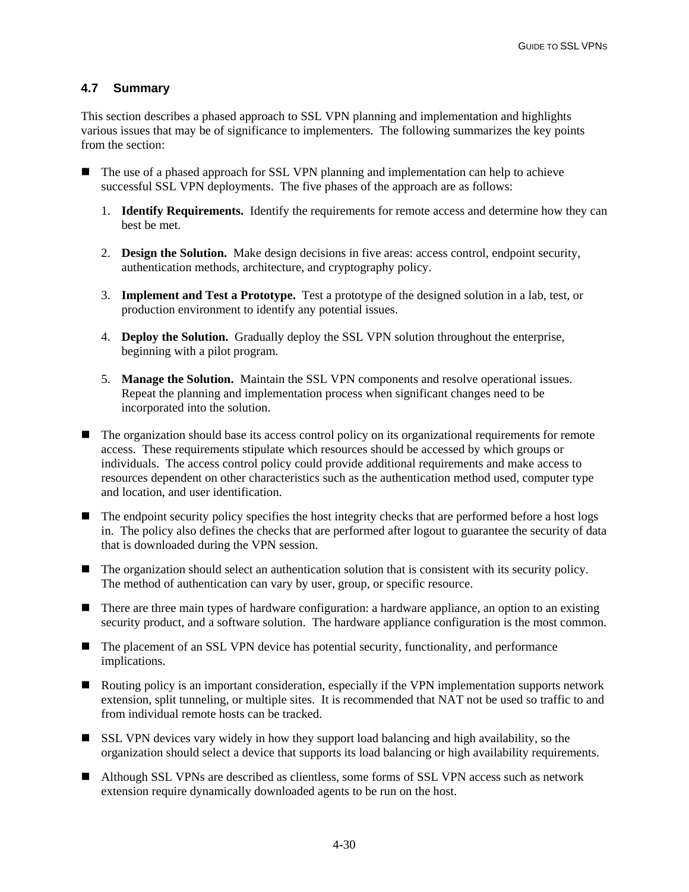## 4.7 Summary

This section describes a phased approach to SSL VPN planning and implementation and highlights various issues that may be of significance to implementers. The following summarizes the key points from the section:

- The use of a phased approach for SSL VPN planning and implementation can help to achieve successful SSL VPN deployments. The five phases of the approach are as follows:

  1. **Identify Requirements.** Identify the requirements for remote access and determine how they can best be met.

  2. **Design the Solution.** Make design decisions in five areas: access control, endpoint security, authentication methods, architecture, and cryptography policy.

  3. **Implement and Test a Prototype.** Test a prototype of the designed solution in a lab, test, or production environment to identify any potential issues.

  4. **Deploy the Solution.** Gradually deploy the SSL VPN solution throughout the enterprise, beginning with a pilot program.

  5. **Manage the Solution.** Maintain the SSL VPN components and resolve operational issues. Repeat the planning and implementation process when significant changes need to be incorporated into the solution.

- The organization should base its access control policy on its organizational requirements for remote access. These requirements stipulate which resources should be accessed by which groups or individuals. The access control policy could provide additional requirements and make access to resources dependent on other characteristics such as the authentication method used, computer type and location, and user identification.

- The endpoint security policy specifies the host integrity checks that are performed before a host logs in. The policy also defines the checks that are performed after logout to guarantee the security of data that is downloaded during the VPN session.

- The organization should select an authentication solution that is consistent with its security policy. The method of authentication can vary by user, group, or specific resource.

- There are three main types of hardware configuration: a hardware appliance, an option to an existing security product, and a software solution. The hardware appliance configuration is the most common.

- The placement of an SSL VPN device has potential security, functionality, and performance implications.

- Routing policy is an important consideration, especially if the VPN implementation supports network extension, split tunneling, or multiple sites. It is recommended that NAT not be used so traffic to and from individual remote hosts can be tracked.

- SSL VPN devices vary widely in how they support load balancing and high availability, so the organization should select a device that supports its load balancing or high availability requirements.

- Although SSL VPNs are described as clientless, some forms of SSL VPN access such as network extension require dynamically downloaded agents to be run on the host.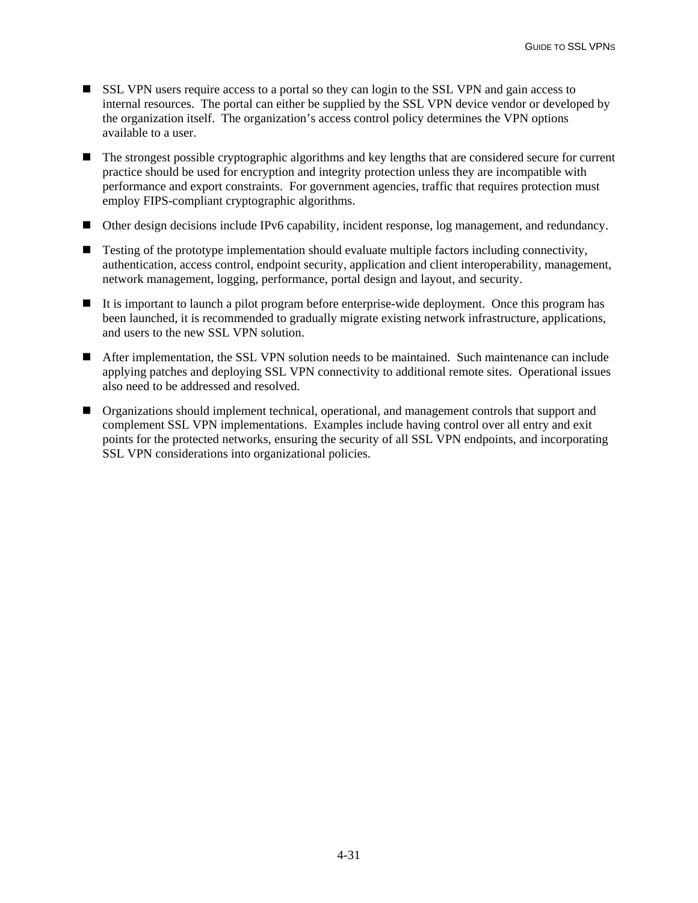- SSL VPN users require access to a portal so they can login to the SSL VPN and gain access to internal resources. The portal can either be supplied by the SSL VPN device vendor or developed by the organization itself. The organization's access control policy determines the VPN options available to a user.

- The strongest possible cryptographic algorithms and key lengths that are considered secure for current practice should be used for encryption and integrity protection unless they are incompatible with performance and export constraints. For government agencies, traffic that requires protection must employ FIPS-compliant cryptographic algorithms.

- Other design decisions include IPv6 capability, incident response, log management, and redundancy.

- Testing of the prototype implementation should evaluate multiple factors including connectivity, authentication, access control, endpoint security, application and client interoperability, management, network management, logging, performance, portal design and layout, and security.

- It is important to launch a pilot program before enterprise-wide deployment. Once this program has been launched, it is recommended to gradually migrate existing network infrastructure, applications, and users to the new SSL VPN solution.

- After implementation, the SSL VPN solution needs to be maintained. Such maintenance can include applying patches and deploying SSL VPN connectivity to additional remote sites. Operational issues also need to be addressed and resolved.

- Organizations should implement technical, operational, and management controls that support and complement SSL VPN implementations. Examples include having control over all entry and exit points for the protected networks, ensuring the security of all SSL VPN endpoints, and incorporating SSL VPN considerations into organizational policies.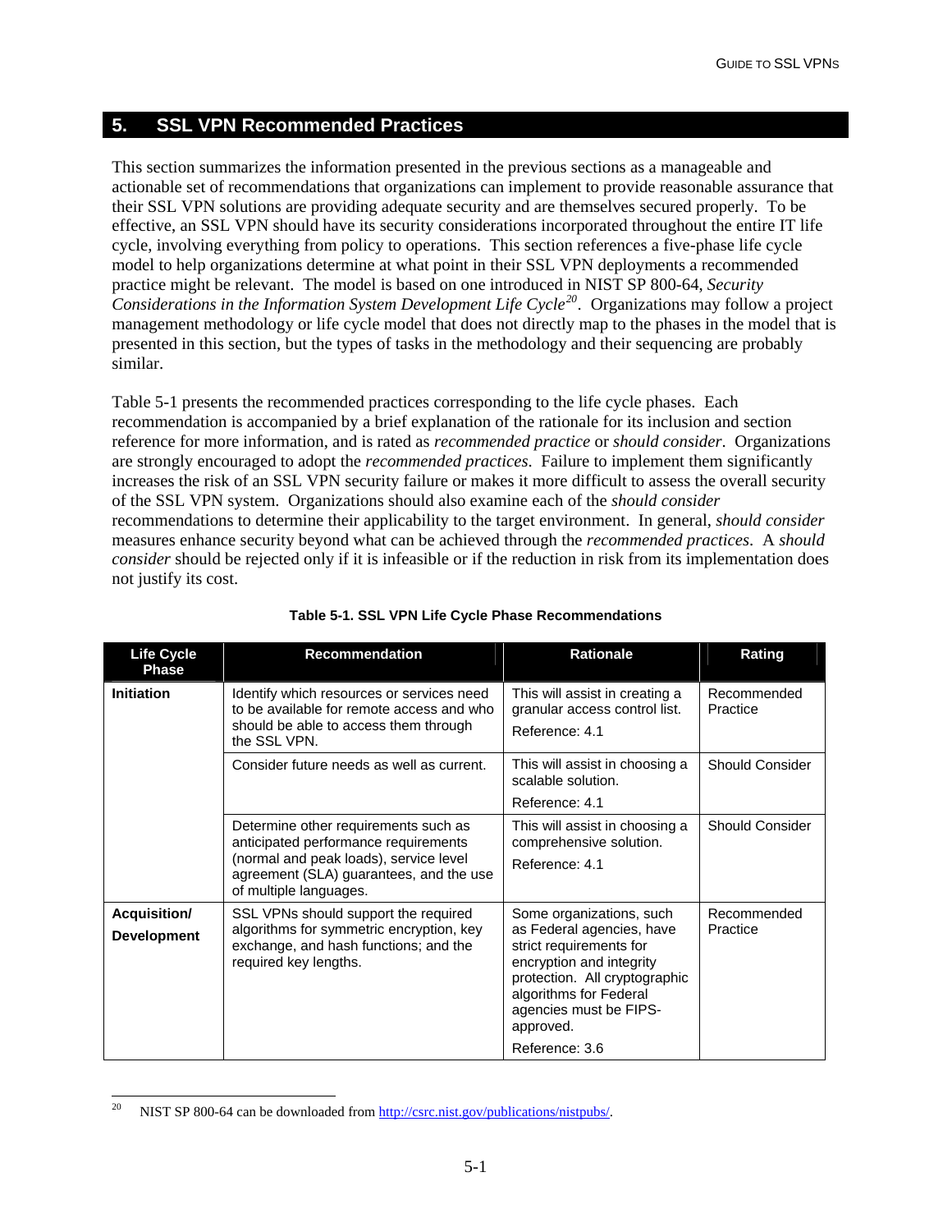# 5. SSL VPN Recommended Practices

This section summarizes the information presented in the previous sections as a manageable and actionable set of recommendations that organizations can implement to provide reasonable assurance that their SSL VPN solutions are providing adequate security and are themselves secured properly. To be effective, an SSL VPN should have its security considerations incorporated throughout the entire IT life cycle, involving everything from policy to operations. This section references a five-phase life cycle model to help organizations determine at what point in their SSL VPN deployments a recommended practice might be relevant. The model is based on one introduced in NIST SP 800-64, *Security Considerations in the Information System Development Life Cycle*[20]. Organizations may follow a project management methodology or life cycle model that does not directly map to the phases in the model that is presented in this section, but the types of tasks in the methodology and their sequencing are probably similar.

Table 5-1 presents the recommended practices corresponding to the life cycle phases. Each recommendation is accompanied by a brief explanation of the rationale for its inclusion and section reference for more information, and is rated as *recommended practice* or *should consider*. Organizations are strongly encouraged to adopt the *recommended practices*. Failure to implement them significantly increases the risk of an SSL VPN security failure or makes it more difficult to assess the overall security of the SSL VPN system. Organizations should also examine each of the *should consider* recommendations to determine their applicability to the target environment. In general, *should consider* measures enhance security beyond what can be achieved through the *recommended practices*. A *should consider* should be rejected only if it is infeasible or if the reduction in risk from its implementation does not justify its cost.

**Table 5-1. SSL VPN Life Cycle Phase Recommendations**

| Life Cycle Phase | Recommendation | Rationale | Rating |
|---|---|---|---|
| **Initiation** | Identify which resources or services need to be available for remote access and who should be able to access them through the SSL VPN. | This will assist in creating a granular access control list. Reference: 4.1 | Recommended Practice |
| | Consider future needs as well as current. | This will assist in choosing a scalable solution. Reference: 4.1 | Should Consider |
| | Determine other requirements such as anticipated performance requirements (normal and peak loads), service level agreement (SLA) guarantees, and the use of multiple languages. | This will assist in choosing a comprehensive solution. Reference: 4.1 | Should Consider |
| **Acquisition/ Development** | SSL VPNs should support the required algorithms for symmetric encryption, key exchange, and hash functions; and the required key lengths. | Some organizations, such as Federal agencies, have strict requirements for encryption and integrity protection. All cryptographic algorithms for Federal agencies must be FIPS-approved. Reference: 3.6 | Recommended Practice |

[20] NIST SP 800-64 can be downloaded from http://csrc.nist.gov/publications/nistpubs/.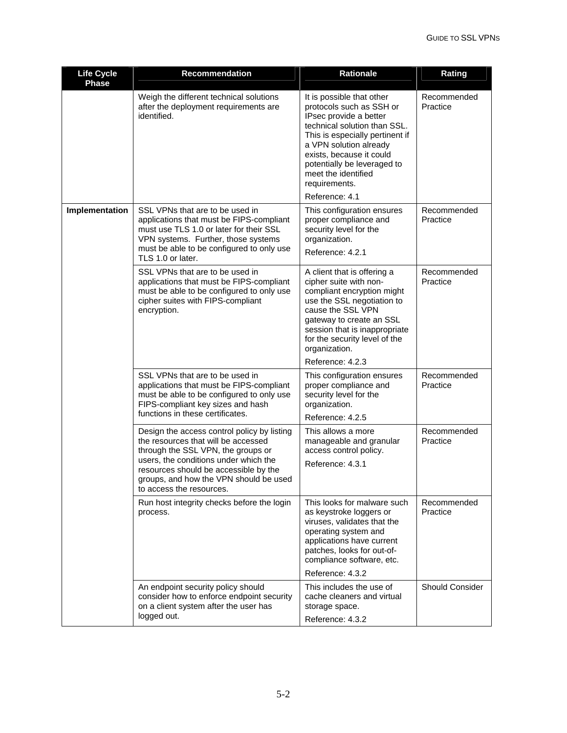| Life Cycle Phase | Recommendation | Rationale | Rating |
|---|---|---|---|
| | Weigh the different technical solutions after the deployment requirements are identified. | It is possible that other protocols such as SSH or IPsec provide a better technical solution than SSL. This is especially pertinent if a VPN solution already exists, because it could potentially be leveraged to meet the identified requirements. <br><br> Reference: 4.1 | Recommended Practice |
| **Implementation** | SSL VPNs that are to be used in applications that must be FIPS-compliant must use TLS 1.0 or later for their SSL VPN systems. Further, those systems must be able to be configured to only use TLS 1.0 or later. | This configuration ensures proper compliance and security level for the organization. <br><br> Reference: 4.2.1 | Recommended Practice |
| | SSL VPNs that are to be used in applications that must be FIPS-compliant must be able to be configured to only use cipher suites with FIPS-compliant encryption. | A client that is offering a cipher suite with non-compliant encryption might use the SSL negotiation to cause the SSL VPN gateway to create an SSL session that is inappropriate for the security level of the organization. <br><br> Reference: 4.2.3 | Recommended Practice |
| | SSL VPNs that are to be used in applications that must be FIPS-compliant must be able to be configured to only use FIPS-compliant key sizes and hash functions in these certificates. | This configuration ensures proper compliance and security level for the organization. <br><br> Reference: 4.2.5 | Recommended Practice |
| | Design the access control policy by listing the resources that will be accessed through the SSL VPN, the groups or users, the conditions under which the resources should be accessible by the groups, and how the VPN should be used to access the resources. | This allows a more manageable and granular access control policy. <br><br> Reference: 4.3.1 | Recommended Practice |
| | Run host integrity checks before the login process. | This looks for malware such as keystroke loggers or viruses, validates that the operating system and applications have current patches, looks for out-of-compliance software, etc. <br><br> Reference: 4.3.2 | Recommended Practice |
| | An endpoint security policy should consider how to enforce endpoint security on a client system after the user has logged out. | This includes the use of cache cleaners and virtual storage space. <br><br> Reference: 4.3.2 | Should Consider |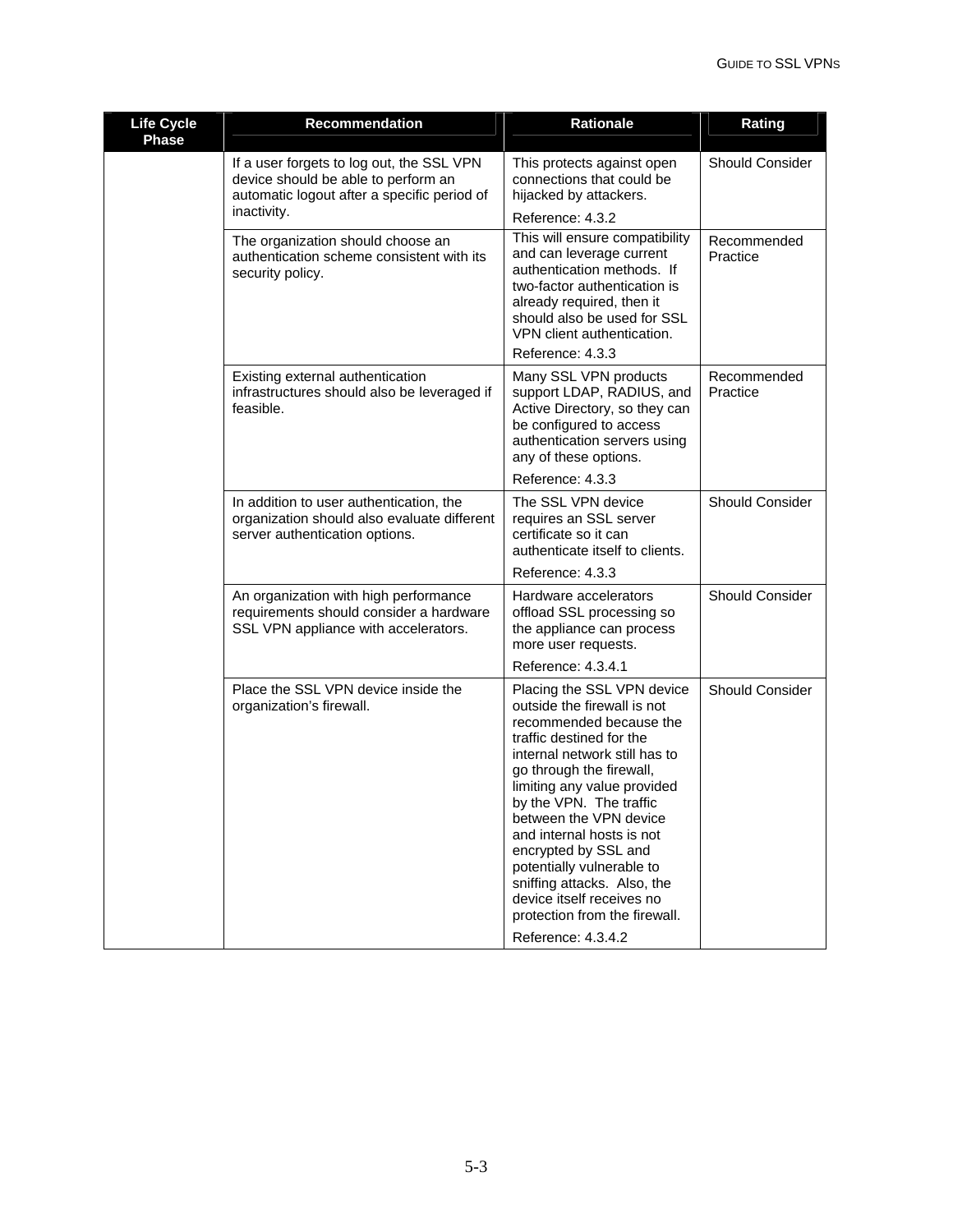| Life Cycle Phase | Recommendation | Rationale | Rating |
|---|---|---|---|
| | If a user forgets to log out, the SSL VPN device should be able to perform an automatic logout after a specific period of inactivity. | This protects against open connections that could be hijacked by attackers. Reference: 4.3.2 | Should Consider |
| | The organization should choose an authentication scheme consistent with its security policy. | This will ensure compatibility and can leverage current authentication methods. If two-factor authentication is already required, then it should also be used for SSL VPN client authentication. Reference: 4.3.3 | Recommended Practice |
| | Existing external authentication infrastructures should also be leveraged if feasible. | Many SSL VPN products support LDAP, RADIUS, and Active Directory, so they can be configured to access authentication servers using any of these options. Reference: 4.3.3 | Recommended Practice |
| | In addition to user authentication, the organization should also evaluate different server authentication options. | The SSL VPN device requires an SSL server certificate so it can authenticate itself to clients. Reference: 4.3.3 | Should Consider |
| | An organization with high performance requirements should consider a hardware SSL VPN appliance with accelerators. | Hardware accelerators offload SSL processing so the appliance can process more user requests. Reference: 4.3.4.1 | Should Consider |
| | Place the SSL VPN device inside the organization's firewall. | Placing the SSL VPN device outside the firewall is not recommended because the traffic destined for the internal network still has to go through the firewall, limiting any value provided by the VPN. The traffic between the VPN device and internal hosts is not encrypted by SSL and potentially vulnerable to sniffing attacks. Also, the device itself receives no protection from the firewall. Reference: 4.3.4.2 | Should Consider |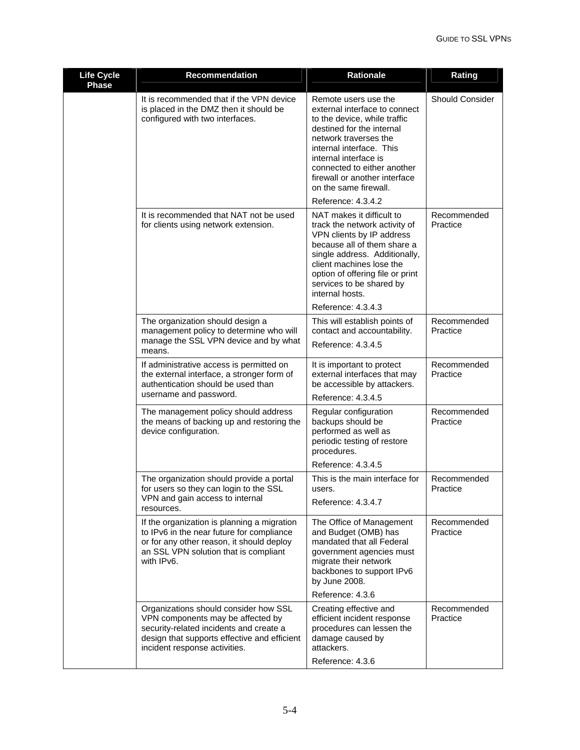| Life Cycle Phase | Recommendation | Rationale | Rating |
|---|---|---|---|
| | It is recommended that if the VPN device is placed in the DMZ then it should be configured with two interfaces. | Remote users use the external interface to connect to the device, while traffic destined for the internal network traverses the internal interface. This internal interface is connected to either another firewall or another interface on the same firewall.<br><br>Reference: 4.3.4.2 | Should Consider |
| | It is recommended that NAT not be used for clients using network extension. | NAT makes it difficult to track the network activity of VPN clients by IP address because all of them share a single address. Additionally, client machines lose the option of offering file or print services to be shared by internal hosts.<br><br>Reference: 4.3.4.3 | Recommended Practice |
| | The organization should design a management policy to determine who will manage the SSL VPN device and by what means. | This will establish points of contact and accountability.<br><br>Reference: 4.3.4.5 | Recommended Practice |
| | If administrative access is permitted on the external interface, a stronger form of authentication should be used than username and password. | It is important to protect external interfaces that may be accessible by attackers.<br><br>Reference: 4.3.4.5 | Recommended Practice |
| | The management policy should address the means of backing up and restoring the device configuration. | Regular configuration backups should be performed as well as periodic testing of restore procedures.<br><br>Reference: 4.3.4.5 | Recommended Practice |
| | The organization should provide a portal for users so they can login to the SSL VPN and gain access to internal resources. | This is the main interface for users.<br><br>Reference: 4.3.4.7 | Recommended Practice |
| | If the organization is planning a migration to IPv6 in the near future for compliance or for any other reason, it should deploy an SSL VPN solution that is compliant with IPv6. | The Office of Management and Budget (OMB) has mandated that all Federal government agencies must migrate their network backbones to support IPv6 by June 2008.<br><br>Reference: 4.3.6 | Recommended Practice |
| | Organizations should consider how SSL VPN components may be affected by security-related incidents and create a design that supports effective and efficient incident response activities. | Creating effective and efficient incident response procedures can lessen the damage caused by attackers.<br><br>Reference: 4.3.6 | Recommended Practice |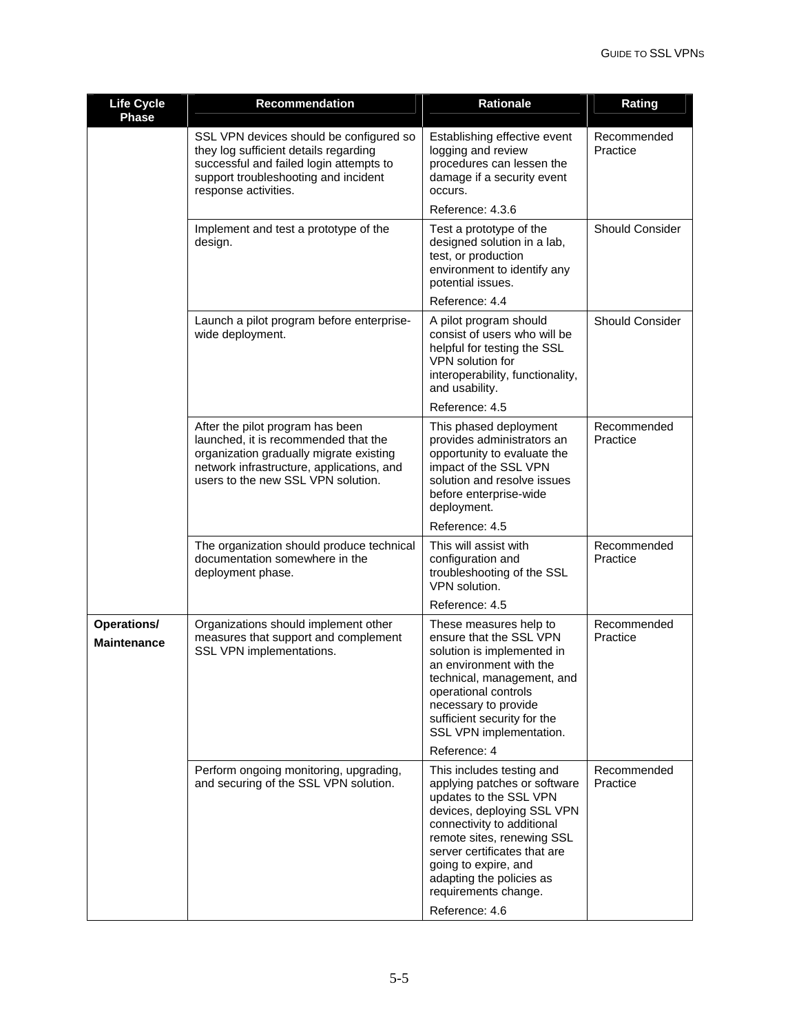| Life Cycle Phase | Recommendation | Rationale | Rating |
|---|---|---|---|
| | SSL VPN devices should be configured so they log sufficient details regarding successful and failed login attempts to support troubleshooting and incident response activities. | Establishing effective event logging and review procedures can lessen the damage if a security event occurs.<br><br>Reference: 4.3.6 | Recommended Practice |
| | Implement and test a prototype of the design. | Test a prototype of the designed solution in a lab, test, or production environment to identify any potential issues.<br><br>Reference: 4.4 | Should Consider |
| | Launch a pilot program before enterprise-wide deployment. | A pilot program should consist of users who will be helpful for testing the SSL VPN solution for interoperability, functionality, and usability.<br><br>Reference: 4.5 | Should Consider |
| | After the pilot program has been launched, it is recommended that the organization gradually migrate existing network infrastructure, applications, and users to the new SSL VPN solution. | This phased deployment provides administrators an opportunity to evaluate the impact of the SSL VPN solution and resolve issues before enterprise-wide deployment.<br><br>Reference: 4.5 | Recommended Practice |
| | The organization should produce technical documentation somewhere in the deployment phase. | This will assist with configuration and troubleshooting of the SSL VPN solution.<br><br>Reference: 4.5 | Recommended Practice |
| **Operations/ Maintenance** | Organizations should implement other measures that support and complement SSL VPN implementations. | These measures help to ensure that the SSL VPN solution is implemented in an environment with the technical, management, and operational controls necessary to provide sufficient security for the SSL VPN implementation.<br><br>Reference: 4 | Recommended Practice |
| | Perform ongoing monitoring, upgrading, and securing of the SSL VPN solution. | This includes testing and applying patches or software updates to the SSL VPN devices, deploying SSL VPN connectivity to additional remote sites, renewing SSL server certificates that are going to expire, and adapting the policies as requirements change.<br><br>Reference: 4.6 | Recommended Practice |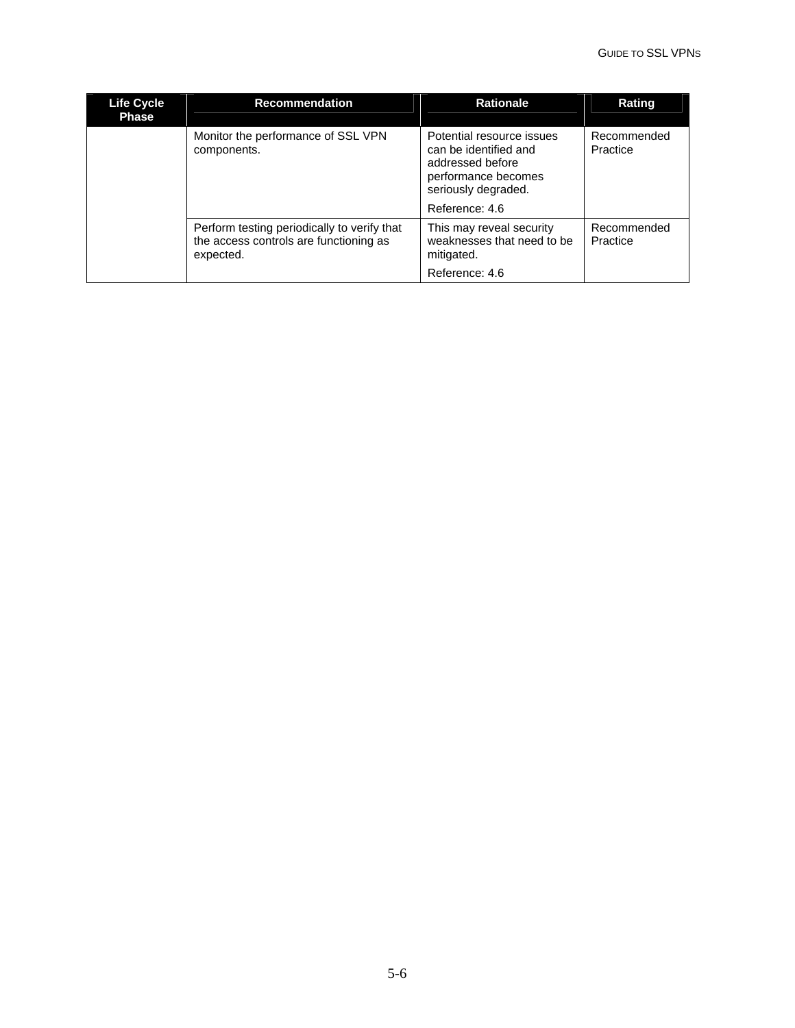| Life Cycle Phase | Recommendation | Rationale | Rating |
|---|---|---|---|
| | Monitor the performance of SSL VPN components. | Potential resource issues can be identified and addressed before performance becomes seriously degraded.<br><br>Reference: 4.6 | Recommended Practice |
| | Perform testing periodically to verify that the access controls are functioning as expected. | This may reveal security weaknesses that need to be mitigated.<br><br>Reference: 4.6 | Recommended Practice |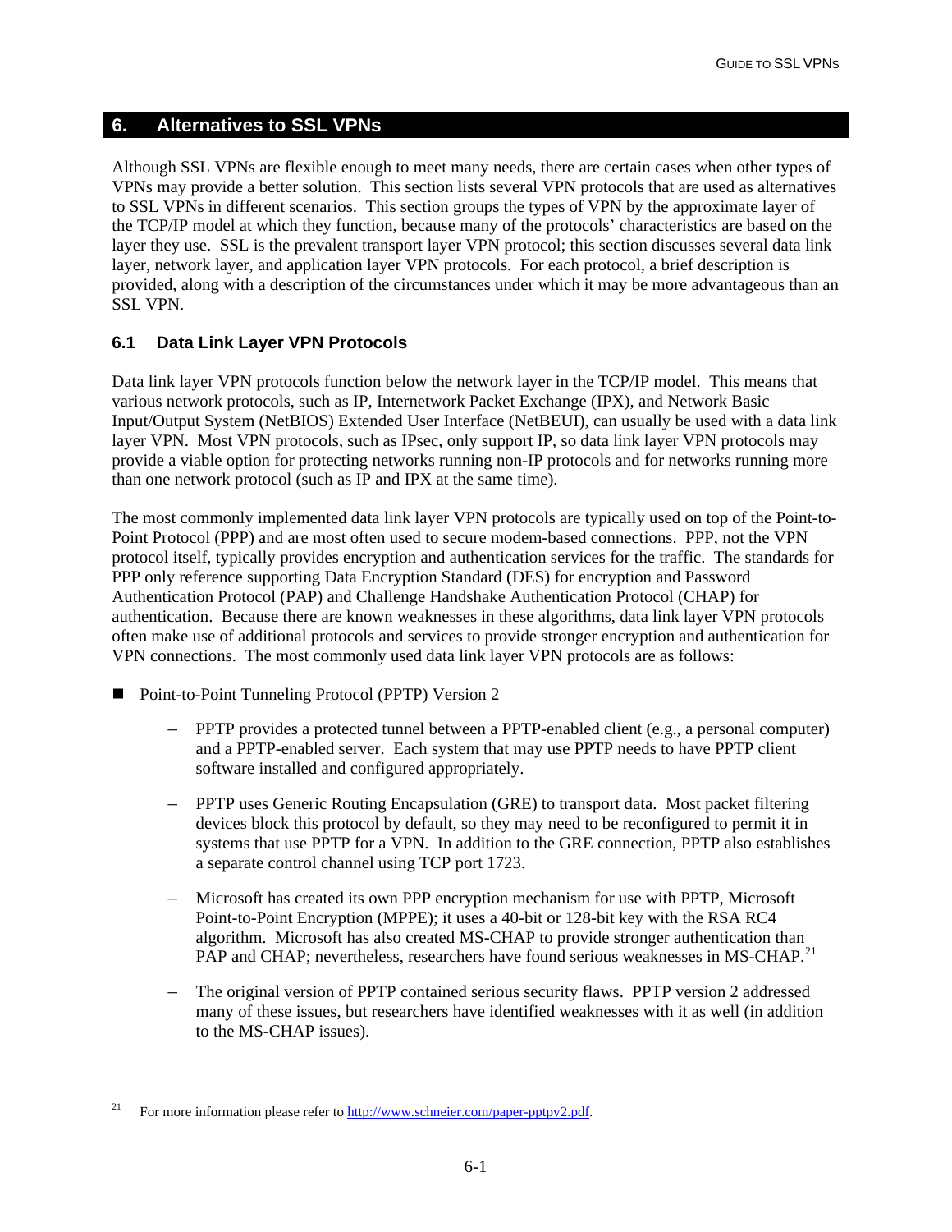# 6. Alternatives to SSL VPNs

Although SSL VPNs are flexible enough to meet many needs, there are certain cases when other types of VPNs may provide a better solution. This section lists several VPN protocols that are used as alternatives to SSL VPNs in different scenarios. This section groups the types of VPN by the approximate layer of the TCP/IP model at which they function, because many of the protocols' characteristics are based on the layer they use. SSL is the prevalent transport layer VPN protocol; this section discusses several data link layer, network layer, and application layer VPN protocols. For each protocol, a brief description is provided, along with a description of the circumstances under which it may be more advantageous than an SSL VPN.

## 6.1 Data Link Layer VPN Protocols

Data link layer VPN protocols function below the network layer in the TCP/IP model. This means that various network protocols, such as IP, Internetwork Packet Exchange (IPX), and Network Basic Input/Output System (NetBIOS) Extended User Interface (NetBEUI), can usually be used with a data link layer VPN. Most VPN protocols, such as IPsec, only support IP, so data link layer VPN protocols may provide a viable option for protecting networks running non-IP protocols and for networks running more than one network protocol (such as IP and IPX at the same time).

The most commonly implemented data link layer VPN protocols are typically used on top of the Point-to-Point Protocol (PPP) and are most often used to secure modem-based connections. PPP, not the VPN protocol itself, typically provides encryption and authentication services for the traffic. The standards for PPP only reference supporting Data Encryption Standard (DES) for encryption and Password Authentication Protocol (PAP) and Challenge Handshake Authentication Protocol (CHAP) for authentication. Because there are known weaknesses in these algorithms, data link layer VPN protocols often make use of additional protocols and services to provide stronger encryption and authentication for VPN connections. The most commonly used data link layer VPN protocols are as follows:

- Point-to-Point Tunneling Protocol (PPTP) Version 2
  - PPTP provides a protected tunnel between a PPTP-enabled client (e.g., a personal computer) and a PPTP-enabled server. Each system that may use PPTP needs to have PPTP client software installed and configured appropriately.
  - PPTP uses Generic Routing Encapsulation (GRE) to transport data. Most packet filtering devices block this protocol by default, so they may need to be reconfigured to permit it in systems that use PPTP for a VPN. In addition to the GRE connection, PPTP also establishes a separate control channel using TCP port 1723.
  - Microsoft has created its own PPP encryption mechanism for use with PPTP, Microsoft Point-to-Point Encryption (MPPE); it uses a 40-bit or 128-bit key with the RSA RC4 algorithm. Microsoft has also created MS-CHAP to provide stronger authentication than PAP and CHAP; nevertheless, researchers have found serious weaknesses in MS-CHAP.[21]
  - The original version of PPTP contained serious security flaws. PPTP version 2 addressed many of these issues, but researchers have identified weaknesses with it as well (in addition to the MS-CHAP issues).

[21] For more information please refer to http://www.schneier.com/paper-pptpv2.pdf.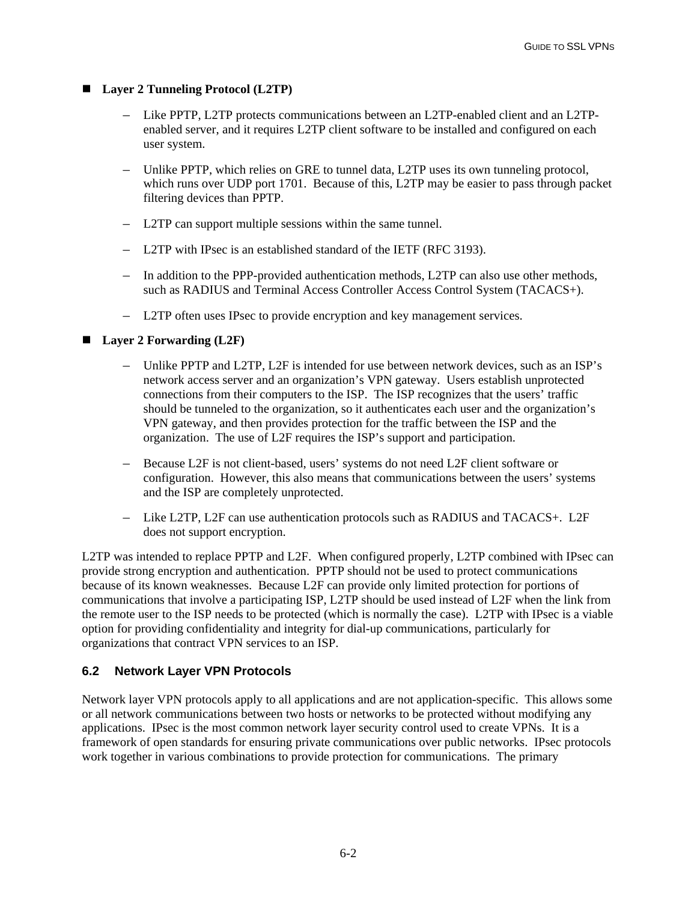- **Layer 2 Tunneling Protocol (L2TP)**
  - Like PPTP, L2TP protects communications between an L2TP-enabled client and an L2TP-enabled server, and it requires L2TP client software to be installed and configured on each user system.
  - Unlike PPTP, which relies on GRE to tunnel data, L2TP uses its own tunneling protocol, which runs over UDP port 1701. Because of this, L2TP may be easier to pass through packet filtering devices than PPTP.
  - L2TP can support multiple sessions within the same tunnel.
  - L2TP with IPsec is an established standard of the IETF (RFC 3193).
  - In addition to the PPP-provided authentication methods, L2TP can also use other methods, such as RADIUS and Terminal Access Controller Access Control System (TACACS+).
  - L2TP often uses IPsec to provide encryption and key management services.
- **Layer 2 Forwarding (L2F)**
  - Unlike PPTP and L2TP, L2F is intended for use between network devices, such as an ISP's network access server and an organization's VPN gateway. Users establish unprotected connections from their computers to the ISP. The ISP recognizes that the users' traffic should be tunneled to the organization, so it authenticates each user and the organization's VPN gateway, and then provides protection for the traffic between the ISP and the organization. The use of L2F requires the ISP's support and participation.
  - Because L2F is not client-based, users' systems do not need L2F client software or configuration. However, this also means that communications between the users' systems and the ISP are completely unprotected.
  - Like L2TP, L2F can use authentication protocols such as RADIUS and TACACS+. L2F does not support encryption.

L2TP was intended to replace PPTP and L2F. When configured properly, L2TP combined with IPsec can provide strong encryption and authentication. PPTP should not be used to protect communications because of its known weaknesses. Because L2F can provide only limited protection for portions of communications that involve a participating ISP, L2TP should be used instead of L2F when the link from the remote user to the ISP needs to be protected (which is normally the case). L2TP with IPsec is a viable option for providing confidentiality and integrity for dial-up communications, particularly for organizations that contract VPN services to an ISP.

## 6.2 Network Layer VPN Protocols

Network layer VPN protocols apply to all applications and are not application-specific. This allows some or all network communications between two hosts or networks to be protected without modifying any applications. IPsec is the most common network layer security control used to create VPNs. It is a framework of open standards for ensuring private communications over public networks. IPsec protocols work together in various combinations to provide protection for communications. The primary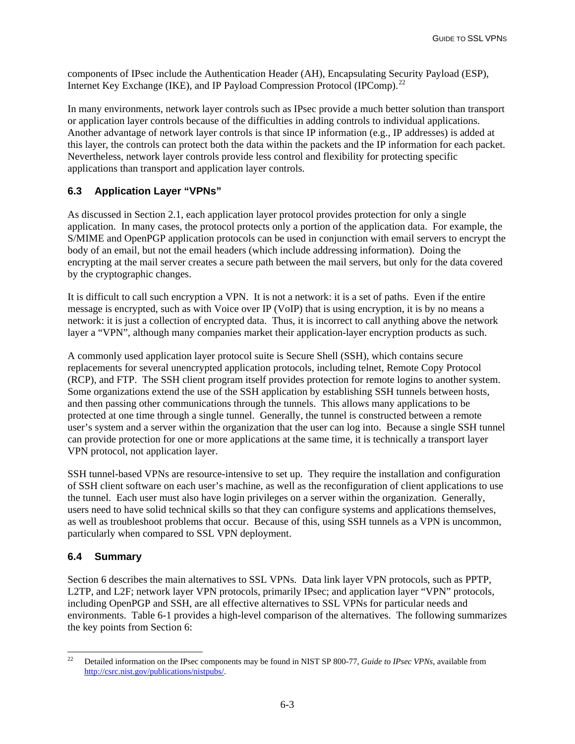components of IPsec include the Authentication Header (AH), Encapsulating Security Payload (ESP), Internet Key Exchange (IKE), and IP Payload Compression Protocol (IPComp).[22]

In many environments, network layer controls such as IPsec provide a much better solution than transport or application layer controls because of the difficulties in adding controls to individual applications. Another advantage of network layer controls is that since IP information (e.g., IP addresses) is added at this layer, the controls can protect both the data within the packets and the IP information for each packet. Nevertheless, network layer controls provide less control and flexibility for protecting specific applications than transport and application layer controls.

### 6.3 Application Layer "VPNs"

As discussed in Section 2.1, each application layer protocol provides protection for only a single application. In many cases, the protocol protects only a portion of the application data. For example, the S/MIME and OpenPGP application protocols can be used in conjunction with email servers to encrypt the body of an email, but not the email headers (which include addressing information). Doing the encrypting at the mail server creates a secure path between the mail servers, but only for the data covered by the cryptographic changes.

It is difficult to call such encryption a VPN. It is not a network: it is a set of paths. Even if the entire message is encrypted, such as with Voice over IP (VoIP) that is using encryption, it is by no means a network: it is just a collection of encrypted data. Thus, it is incorrect to call anything above the network layer a "VPN", although many companies market their application-layer encryption products as such.

A commonly used application layer protocol suite is Secure Shell (SSH), which contains secure replacements for several unencrypted application protocols, including telnet, Remote Copy Protocol (RCP), and FTP. The SSH client program itself provides protection for remote logins to another system. Some organizations extend the use of the SSH application by establishing SSH tunnels between hosts, and then passing other communications through the tunnels. This allows many applications to be protected at one time through a single tunnel. Generally, the tunnel is constructed between a remote user's system and a server within the organization that the user can log into. Because a single SSH tunnel can provide protection for one or more applications at the same time, it is technically a transport layer VPN protocol, not application layer.

SSH tunnel-based VPNs are resource-intensive to set up. They require the installation and configuration of SSH client software on each user's machine, as well as the reconfiguration of client applications to use the tunnel. Each user must also have login privileges on a server within the organization. Generally, users need to have solid technical skills so that they can configure systems and applications themselves, as well as troubleshoot problems that occur. Because of this, using SSH tunnels as a VPN is uncommon, particularly when compared to SSL VPN deployment.

### 6.4 Summary

Section 6 describes the main alternatives to SSL VPNs. Data link layer VPN protocols, such as PPTP, L2TP, and L2F; network layer VPN protocols, primarily IPsec; and application layer "VPN" protocols, including OpenPGP and SSH, are all effective alternatives to SSL VPNs for particular needs and environments. Table 6-1 provides a high-level comparison of the alternatives. The following summarizes the key points from Section 6:

---

[22] Detailed information on the IPsec components may be found in NIST SP 800-77, *Guide to IPsec VPNs*, available from http://csrc.nist.gov/publications/nistpubs/.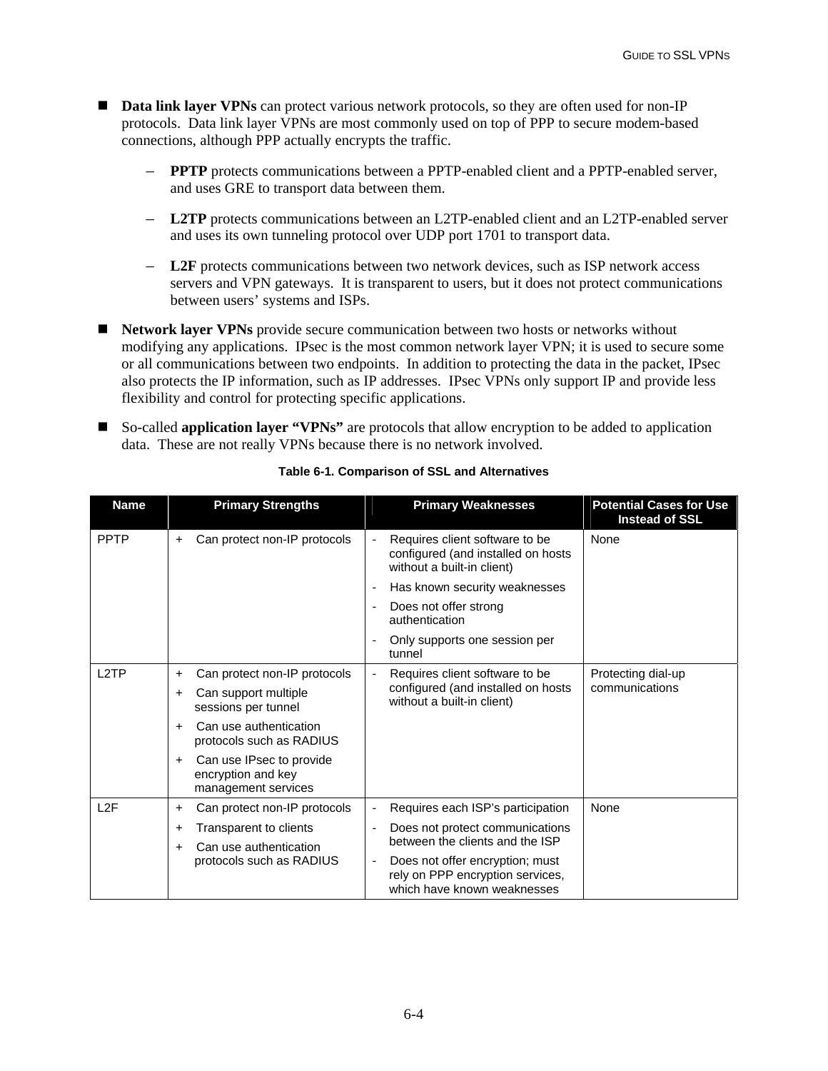- **Data link layer VPNs** can protect various network protocols, so they are often used for non-IP protocols. Data link layer VPNs are most commonly used on top of PPP to secure modem-based connections, although PPP actually encrypts the traffic.
  - **PPTP** protects communications between a PPTP-enabled client and a PPTP-enabled server, and uses GRE to transport data between them.
  - **L2TP** protects communications between an L2TP-enabled client and an L2TP-enabled server and uses its own tunneling protocol over UDP port 1701 to transport data.
  - **L2F** protects communications between two network devices, such as ISP network access servers and VPN gateways. It is transparent to users, but it does not protect communications between users' systems and ISPs.
- **Network layer VPNs** provide secure communication between two hosts or networks without modifying any applications. IPsec is the most common network layer VPN; it is used to secure some or all communications between two endpoints. In addition to protecting the data in the packet, IPsec also protects the IP information, such as IP addresses. IPsec VPNs only support IP and provide less flexibility and control for protecting specific applications.
- So-called **application layer "VPNs"** are protocols that allow encryption to be added to application data. These are not really VPNs because there is no network involved.

**Table 6-1. Comparison of SSL and Alternatives**

| Name | Primary Strengths | Primary Weaknesses | Potential Cases for Use Instead of SSL |
|---|---|---|---|
| PPTP | + Can protect non-IP protocols | - Requires client software to be configured (and installed on hosts without a built-in client)<br>- Has known security weaknesses<br>- Does not offer strong authentication<br>- Only supports one session per tunnel | None |
| L2TP | + Can protect non-IP protocols<br>+ Can support multiple sessions per tunnel<br>+ Can use authentication protocols such as RADIUS<br>+ Can use IPsec to provide encryption and key management services | - Requires client software to be configured (and installed on hosts without a built-in client) | Protecting dial-up communications |
| L2F | + Can protect non-IP protocols<br>+ Transparent to clients<br>+ Can use authentication protocols such as RADIUS | - Requires each ISP's participation<br>- Does not protect communications between the clients and the ISP<br>- Does not offer encryption; must rely on PPP encryption services, which have known weaknesses | None |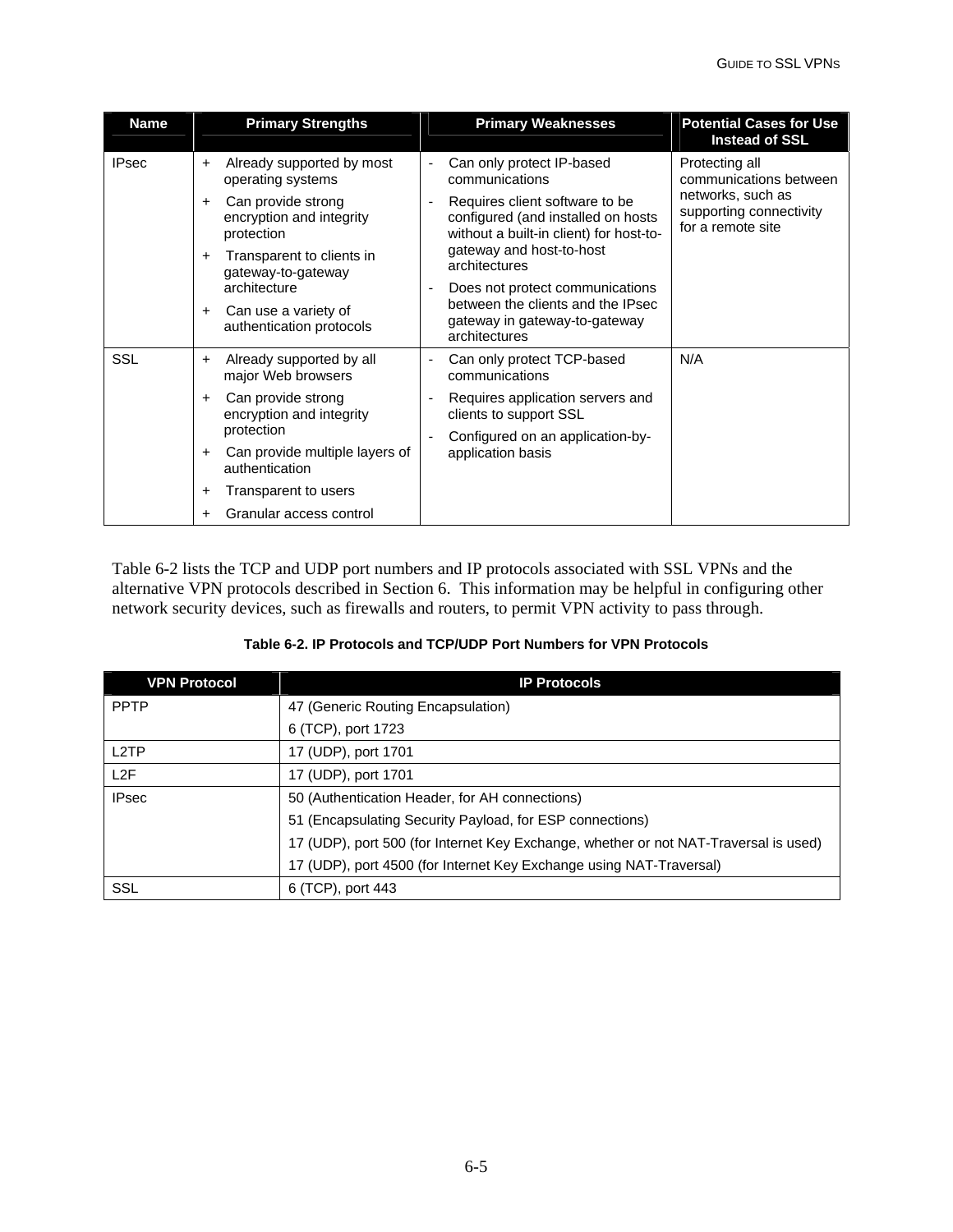| Name | Primary Strengths | Primary Weaknesses | Potential Cases for Use Instead of SSL |
|---|---|---|---|
| IPsec | + Already supported by most operating systems<br>+ Can provide strong encryption and integrity protection<br>+ Transparent to clients in gateway-to-gateway architecture<br>+ Can use a variety of authentication protocols | - Can only protect IP-based communications<br>- Requires client software to be configured (and installed on hosts without a built-in client) for host-to-gateway and host-to-host architectures<br>- Does not protect communications between the clients and the IPsec gateway in gateway-to-gateway architectures | Protecting all communications between networks, such as supporting connectivity for a remote site |
| SSL | + Already supported by all major Web browsers<br>+ Can provide strong encryption and integrity protection<br>+ Can provide multiple layers of authentication<br>+ Transparent to users<br>+ Granular access control | - Can only protect TCP-based communications<br>- Requires application servers and clients to support SSL<br>- Configured on an application-by-application basis | N/A |

Table 6-2 lists the TCP and UDP port numbers and IP protocols associated with SSL VPNs and the alternative VPN protocols described in Section 6. This information may be helpful in configuring other network security devices, such as firewalls and routers, to permit VPN activity to pass through.

**Table 6-2. IP Protocols and TCP/UDP Port Numbers for VPN Protocols**

| VPN Protocol | IP Protocols |
|---|---|
| PPTP | 47 (Generic Routing Encapsulation)<br>6 (TCP), port 1723 |
| L2TP | 17 (UDP), port 1701 |
| L2F | 17 (UDP), port 1701 |
| IPsec | 50 (Authentication Header, for AH connections)<br>51 (Encapsulating Security Payload, for ESP connections)<br>17 (UDP), port 500 (for Internet Key Exchange, whether or not NAT-Traversal is used)<br>17 (UDP), port 4500 (for Internet Key Exchange using NAT-Traversal) |
| SSL | 6 (TCP), port 443 |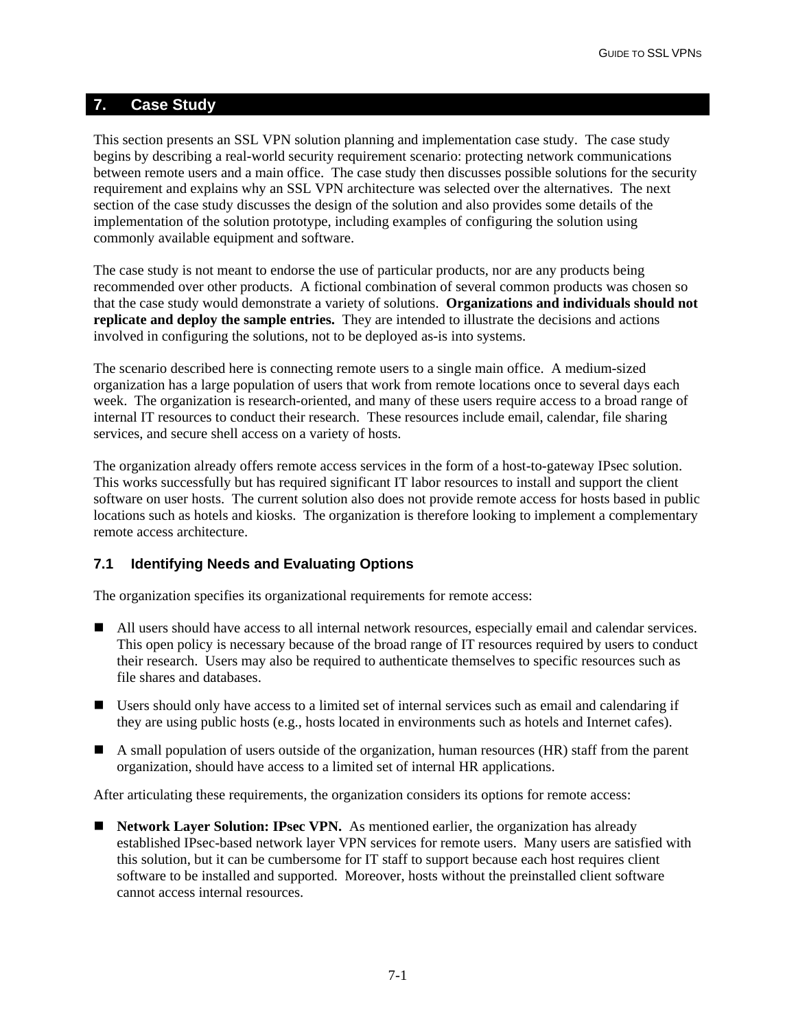# 7. Case Study

This section presents an SSL VPN solution planning and implementation case study. The case study begins by describing a real-world security requirement scenario: protecting network communications between remote users and a main office. The case study then discusses possible solutions for the security requirement and explains why an SSL VPN architecture was selected over the alternatives. The next section of the case study discusses the design of the solution and also provides some details of the implementation of the solution prototype, including examples of configuring the solution using commonly available equipment and software.

The case study is not meant to endorse the use of particular products, nor are any products being recommended over other products. A fictional combination of several common products was chosen so that the case study would demonstrate a variety of solutions. **Organizations and individuals should not replicate and deploy the sample entries.** They are intended to illustrate the decisions and actions involved in configuring the solutions, not to be deployed as-is into systems.

The scenario described here is connecting remote users to a single main office. A medium-sized organization has a large population of users that work from remote locations once to several days each week. The organization is research-oriented, and many of these users require access to a broad range of internal IT resources to conduct their research. These resources include email, calendar, file sharing services, and secure shell access on a variety of hosts.

The organization already offers remote access services in the form of a host-to-gateway IPsec solution. This works successfully but has required significant IT labor resources to install and support the client software on user hosts. The current solution also does not provide remote access for hosts based in public locations such as hotels and kiosks. The organization is therefore looking to implement a complementary remote access architecture.

## 7.1 Identifying Needs and Evaluating Options

The organization specifies its organizational requirements for remote access:

- All users should have access to all internal network resources, especially email and calendar services. This open policy is necessary because of the broad range of IT resources required by users to conduct their research. Users may also be required to authenticate themselves to specific resources such as file shares and databases.
- Users should only have access to a limited set of internal services such as email and calendaring if they are using public hosts (e.g., hosts located in environments such as hotels and Internet cafes).
- A small population of users outside of the organization, human resources (HR) staff from the parent organization, should have access to a limited set of internal HR applications.

After articulating these requirements, the organization considers its options for remote access:

- **Network Layer Solution: IPsec VPN.** As mentioned earlier, the organization has already established IPsec-based network layer VPN services for remote users. Many users are satisfied with this solution, but it can be cumbersome for IT staff to support because each host requires client software to be installed and supported. Moreover, hosts without the preinstalled client software cannot access internal resources.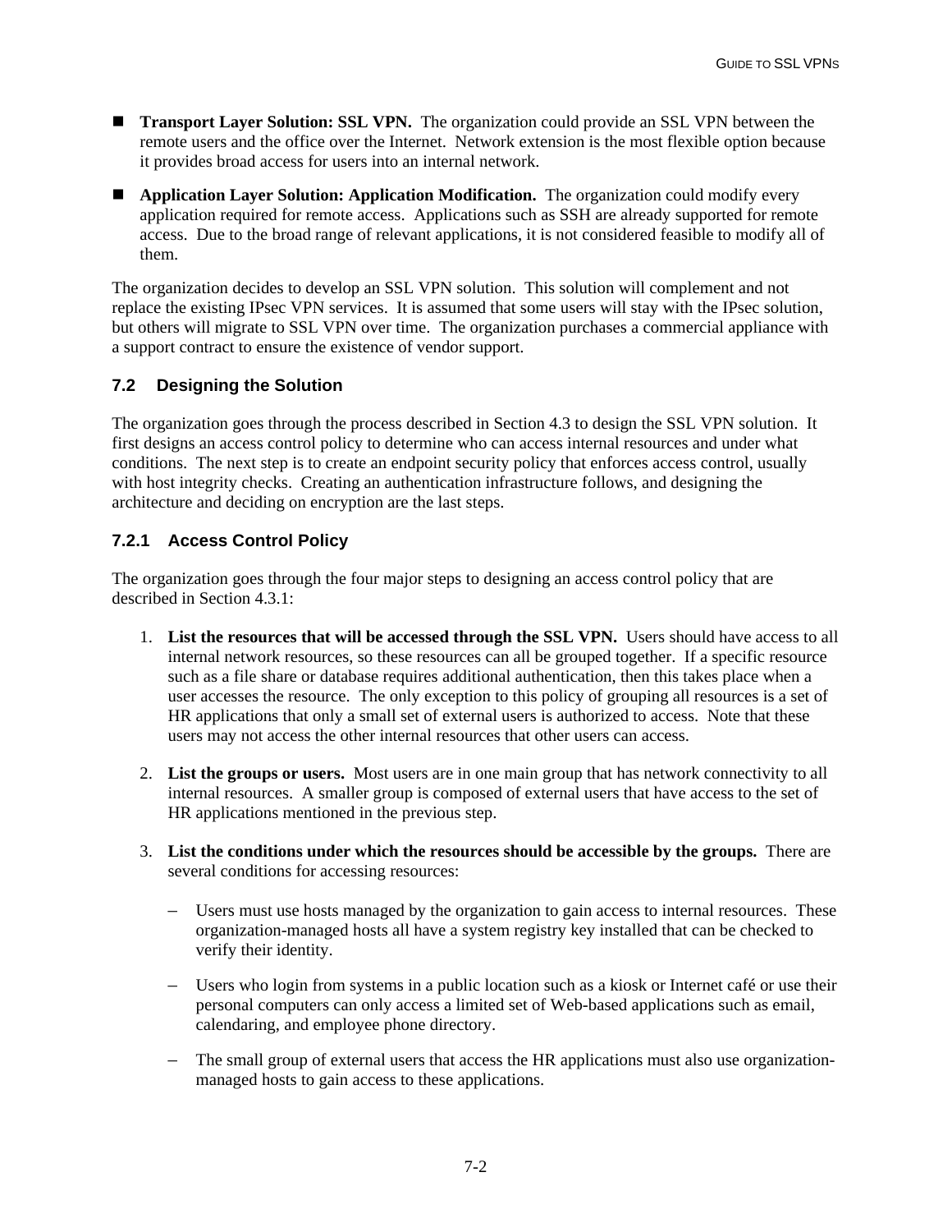- **Transport Layer Solution: SSL VPN.** The organization could provide an SSL VPN between the remote users and the office over the Internet. Network extension is the most flexible option because it provides broad access for users into an internal network.

- **Application Layer Solution: Application Modification.** The organization could modify every application required for remote access. Applications such as SSH are already supported for remote access. Due to the broad range of relevant applications, it is not considered feasible to modify all of them.

The organization decides to develop an SSL VPN solution. This solution will complement and not replace the existing IPsec VPN services. It is assumed that some users will stay with the IPsec solution, but others will migrate to SSL VPN over time. The organization purchases a commercial appliance with a support contract to ensure the existence of vendor support.

## 7.2 Designing the Solution

The organization goes through the process described in Section 4.3 to design the SSL VPN solution. It first designs an access control policy to determine who can access internal resources and under what conditions. The next step is to create an endpoint security policy that enforces access control, usually with host integrity checks. Creating an authentication infrastructure follows, and designing the architecture and deciding on encryption are the last steps.

### 7.2.1 Access Control Policy

The organization goes through the four major steps to designing an access control policy that are described in Section 4.3.1:

1. **List the resources that will be accessed through the SSL VPN.** Users should have access to all internal network resources, so these resources can all be grouped together. If a specific resource such as a file share or database requires additional authentication, then this takes place when a user accesses the resource. The only exception to this policy of grouping all resources is a set of HR applications that only a small set of external users is authorized to access. Note that these users may not access the other internal resources that other users can access.

2. **List the groups or users.** Most users are in one main group that has network connectivity to all internal resources. A smaller group is composed of external users that have access to the set of HR applications mentioned in the previous step.

3. **List the conditions under which the resources should be accessible by the groups.** There are several conditions for accessing resources:

   - Users must use hosts managed by the organization to gain access to internal resources. These organization-managed hosts all have a system registry key installed that can be checked to verify their identity.

   - Users who login from systems in a public location such as a kiosk or Internet café or use their personal computers can only access a limited set of Web-based applications such as email, calendaring, and employee phone directory.

   - The small group of external users that access the HR applications must also use organization-managed hosts to gain access to these applications.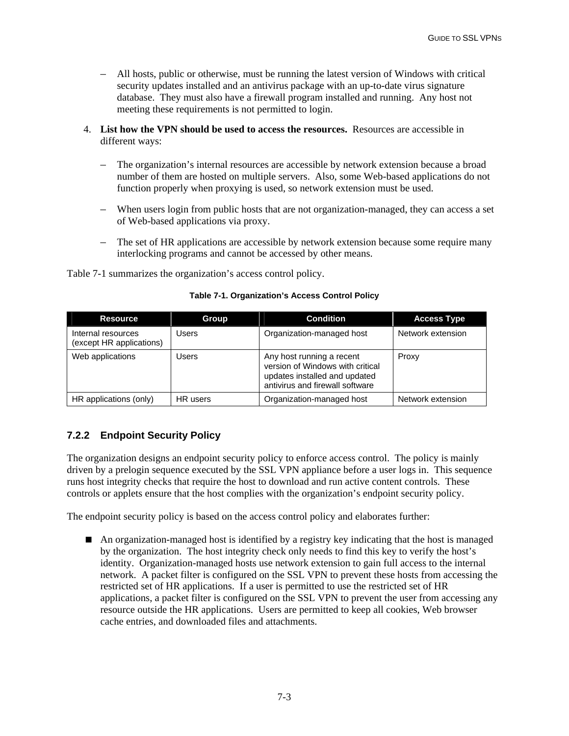- All hosts, public or otherwise, must be running the latest version of Windows with critical security updates installed and an antivirus package with an up-to-date virus signature database. They must also have a firewall program installed and running. Any host not meeting these requirements is not permitted to login.

4. **List how the VPN should be used to access the resources.** Resources are accessible in different ways:

  - The organization's internal resources are accessible by network extension because a broad number of them are hosted on multiple servers. Also, some Web-based applications do not function properly when proxying is used, so network extension must be used.

  - When users login from public hosts that are not organization-managed, they can access a set of Web-based applications via proxy.

  - The set of HR applications are accessible by network extension because some require many interlocking programs and cannot be accessed by other means.

Table 7-1 summarizes the organization's access control policy.

**Table 7-1. Organization's Access Control Policy**

| Resource | Group | Condition | Access Type |
|---|---|---|---|
| Internal resources (except HR applications) | Users | Organization-managed host | Network extension |
| Web applications | Users | Any host running a recent version of Windows with critical updates installed and updated antivirus and firewall software | Proxy |
| HR applications (only) | HR users | Organization-managed host | Network extension |

### 7.2.2 Endpoint Security Policy

The organization designs an endpoint security policy to enforce access control. The policy is mainly driven by a prelogin sequence executed by the SSL VPN appliance before a user logs in. This sequence runs host integrity checks that require the host to download and run active content controls. These controls or applets ensure that the host complies with the organization's endpoint security policy.

The endpoint security policy is based on the access control policy and elaborates further:

- An organization-managed host is identified by a registry key indicating that the host is managed by the organization. The host integrity check only needs to find this key to verify the host's identity. Organization-managed hosts use network extension to gain full access to the internal network. A packet filter is configured on the SSL VPN to prevent these hosts from accessing the restricted set of HR applications. If a user is permitted to use the restricted set of HR applications, a packet filter is configured on the SSL VPN to prevent the user from accessing any resource outside the HR applications. Users are permitted to keep all cookies, Web browser cache entries, and downloaded files and attachments.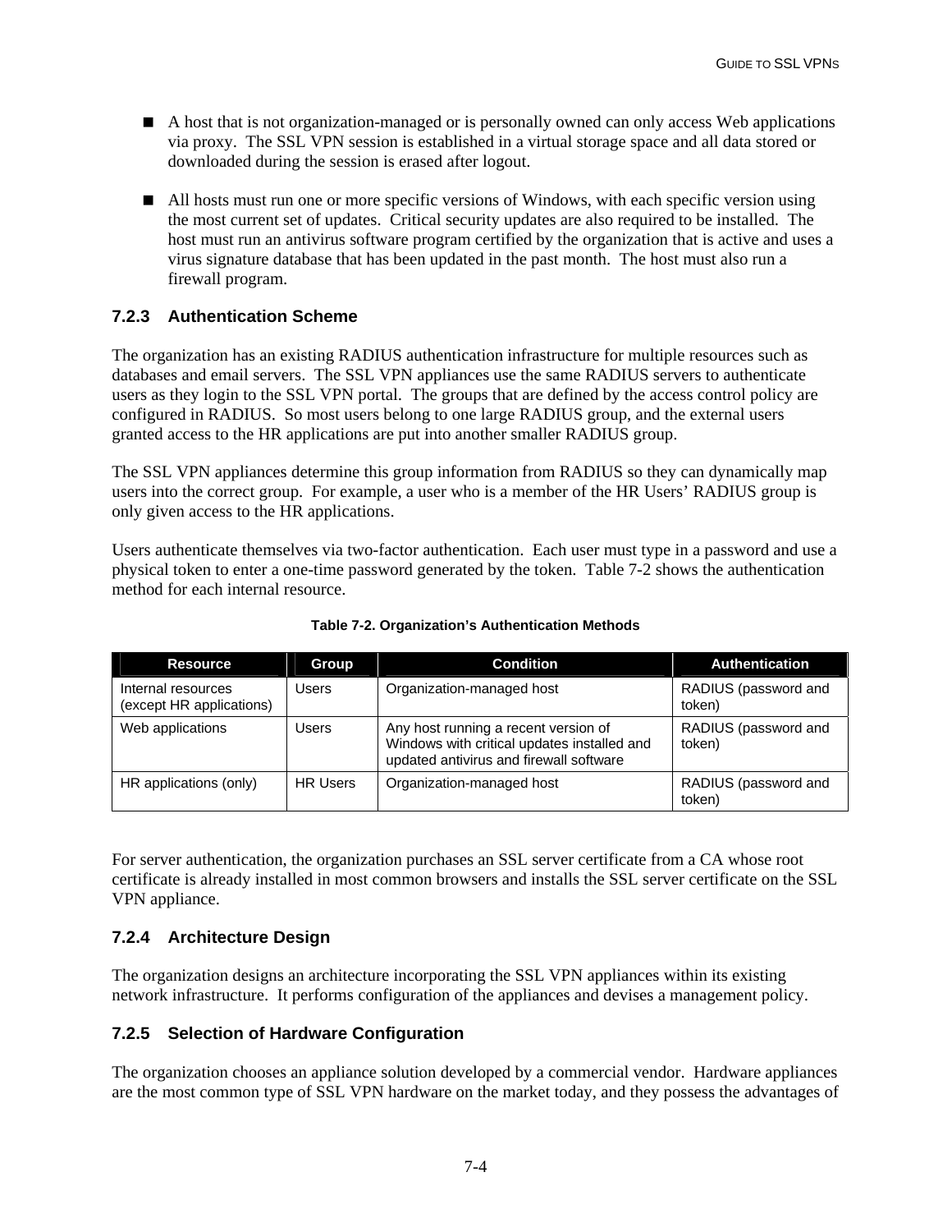- A host that is not organization-managed or is personally owned can only access Web applications via proxy. The SSL VPN session is established in a virtual storage space and all data stored or downloaded during the session is erased after logout.

- All hosts must run one or more specific versions of Windows, with each specific version using the most current set of updates. Critical security updates are also required to be installed. The host must run an antivirus software program certified by the organization that is active and uses a virus signature database that has been updated in the past month. The host must also run a firewall program.

### 7.2.3 Authentication Scheme

The organization has an existing RADIUS authentication infrastructure for multiple resources such as databases and email servers. The SSL VPN appliances use the same RADIUS servers to authenticate users as they login to the SSL VPN portal. The groups that are defined by the access control policy are configured in RADIUS. So most users belong to one large RADIUS group, and the external users granted access to the HR applications are put into another smaller RADIUS group.

The SSL VPN appliances determine this group information from RADIUS so they can dynamically map users into the correct group. For example, a user who is a member of the HR Users' RADIUS group is only given access to the HR applications.

Users authenticate themselves via two-factor authentication. Each user must type in a password and use a physical token to enter a one-time password generated by the token. Table 7-2 shows the authentication method for each internal resource.

**Table 7-2. Organization's Authentication Methods**

| Resource | Group | Condition | Authentication |
|---|---|---|---|
| Internal resources (except HR applications) | Users | Organization-managed host | RADIUS (password and token) |
| Web applications | Users | Any host running a recent version of Windows with critical updates installed and updated antivirus and firewall software | RADIUS (password and token) |
| HR applications (only) | HR Users | Organization-managed host | RADIUS (password and token) |

For server authentication, the organization purchases an SSL server certificate from a CA whose root certificate is already installed in most common browsers and installs the SSL server certificate on the SSL VPN appliance.

### 7.2.4 Architecture Design

The organization designs an architecture incorporating the SSL VPN appliances within its existing network infrastructure. It performs configuration of the appliances and devises a management policy.

### 7.2.5 Selection of Hardware Configuration

The organization chooses an appliance solution developed by a commercial vendor. Hardware appliances are the most common type of SSL VPN hardware on the market today, and they possess the advantages of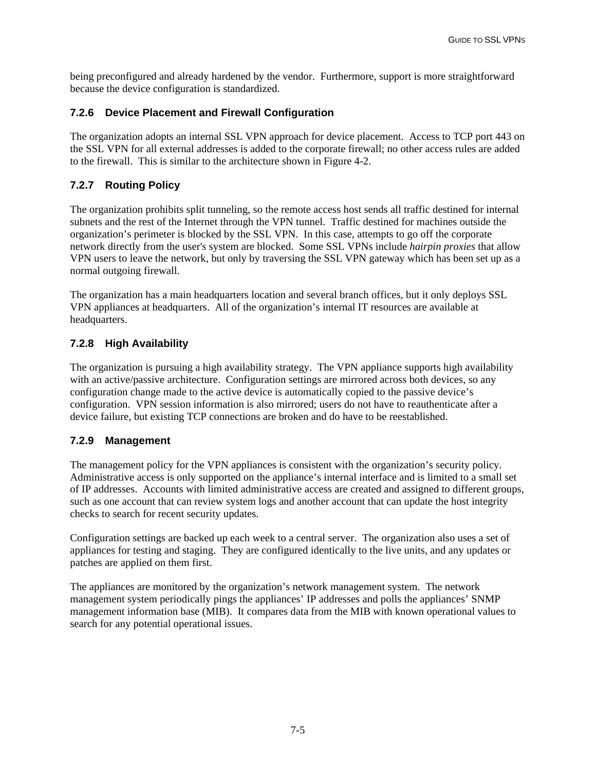being preconfigured and already hardened by the vendor.  Furthermore, support is more straightforward because the device configuration is standardized.

### 7.2.6 Device Placement and Firewall Configuration

The organization adopts an internal SSL VPN approach for device placement.  Access to TCP port 443 on the SSL VPN for all external addresses is added to the corporate firewall; no other access rules are added to the firewall.  This is similar to the architecture shown in Figure 4-2.

### 7.2.7 Routing Policy

The organization prohibits split tunneling, so the remote access host sends all traffic destined for internal subnets and the rest of the Internet through the VPN tunnel.  Traffic destined for machines outside the organization's perimeter is blocked by the SSL VPN.  In this case, attempts to go off the corporate network directly from the user's system are blocked.  Some SSL VPNs include *hairpin proxies* that allow VPN users to leave the network, but only by traversing the SSL VPN gateway which has been set up as a normal outgoing firewall.

The organization has a main headquarters location and several branch offices, but it only deploys SSL VPN appliances at headquarters.  All of the organization's internal IT resources are available at headquarters.

### 7.2.8 High Availability

The organization is pursuing a high availability strategy.  The VPN appliance supports high availability with an active/passive architecture.  Configuration settings are mirrored across both devices, so any configuration change made to the active device is automatically copied to the passive device's configuration.  VPN session information is also mirrored; users do not have to reauthenticate after a device failure, but existing TCP connections are broken and do have to be reestablished.

### 7.2.9 Management

The management policy for the VPN appliances is consistent with the organization's security policy.  Administrative access is only supported on the appliance's internal interface and is limited to a small set of IP addresses.  Accounts with limited administrative access are created and assigned to different groups, such as one account that can review system logs and another account that can update the host integrity checks to search for recent security updates.

Configuration settings are backed up each week to a central server.  The organization also uses a set of appliances for testing and staging.  They are configured identically to the live units, and any updates or patches are applied on them first.

The appliances are monitored by the organization's network management system.  The network management system periodically pings the appliances' IP addresses and polls the appliances' SNMP management information base (MIB).  It compares data from the MIB with known operational values to search for any potential operational issues.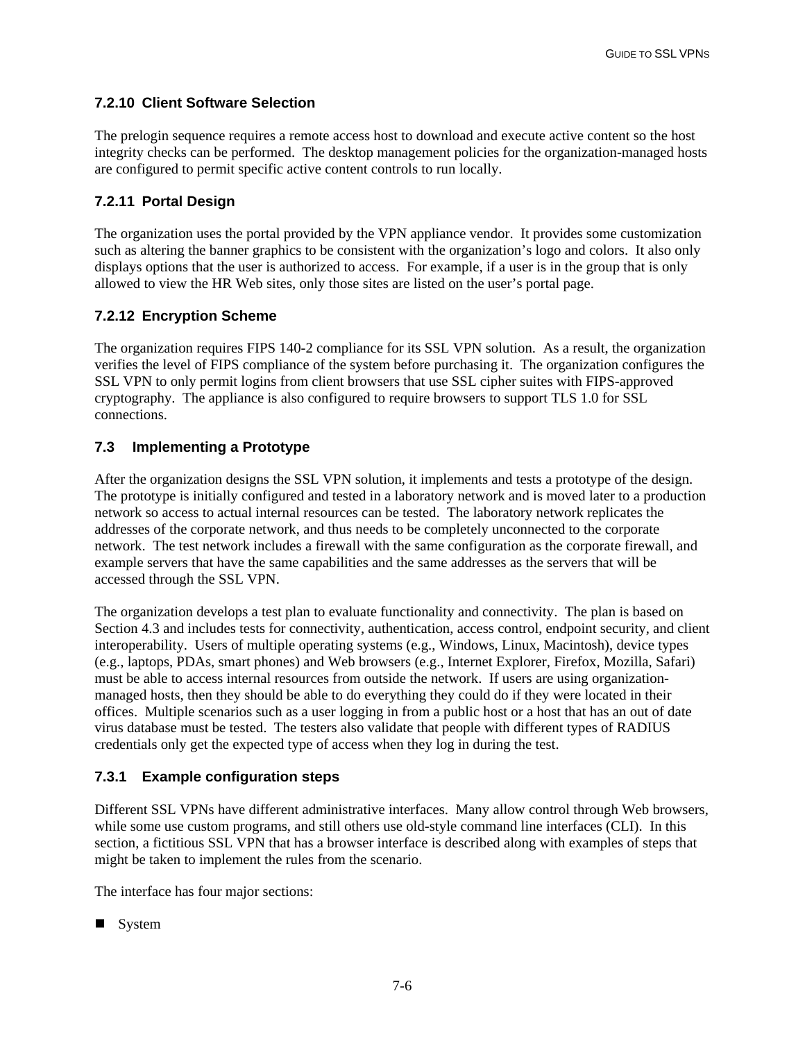### 7.2.10 Client Software Selection

The prelogin sequence requires a remote access host to download and execute active content so the host integrity checks can be performed. The desktop management policies for the organization-managed hosts are configured to permit specific active content controls to run locally.

### 7.2.11 Portal Design

The organization uses the portal provided by the VPN appliance vendor. It provides some customization such as altering the banner graphics to be consistent with the organization's logo and colors. It also only displays options that the user is authorized to access. For example, if a user is in the group that is only allowed to view the HR Web sites, only those sites are listed on the user's portal page.

### 7.2.12 Encryption Scheme

The organization requires FIPS 140-2 compliance for its SSL VPN solution. As a result, the organization verifies the level of FIPS compliance of the system before purchasing it. The organization configures the SSL VPN to only permit logins from client browsers that use SSL cipher suites with FIPS-approved cryptography. The appliance is also configured to require browsers to support TLS 1.0 for SSL connections.

## 7.3 Implementing a Prototype

After the organization designs the SSL VPN solution, it implements and tests a prototype of the design. The prototype is initially configured and tested in a laboratory network and is moved later to a production network so access to actual internal resources can be tested. The laboratory network replicates the addresses of the corporate network, and thus needs to be completely unconnected to the corporate network. The test network includes a firewall with the same configuration as the corporate firewall, and example servers that have the same capabilities and the same addresses as the servers that will be accessed through the SSL VPN.

The organization develops a test plan to evaluate functionality and connectivity. The plan is based on Section 4.3 and includes tests for connectivity, authentication, access control, endpoint security, and client interoperability. Users of multiple operating systems (e.g., Windows, Linux, Macintosh), device types (e.g., laptops, PDAs, smart phones) and Web browsers (e.g., Internet Explorer, Firefox, Mozilla, Safari) must be able to access internal resources from outside the network. If users are using organization-managed hosts, then they should be able to do everything they could do if they were located in their offices. Multiple scenarios such as a user logging in from a public host or a host that has an out of date virus database must be tested. The testers also validate that people with different types of RADIUS credentials only get the expected type of access when they log in during the test.

### 7.3.1 Example configuration steps

Different SSL VPNs have different administrative interfaces. Many allow control through Web browsers, while some use custom programs, and still others use old-style command line interfaces (CLI). In this section, a fictitious SSL VPN that has a browser interface is described along with examples of steps that might be taken to implement the rules from the scenario.

The interface has four major sections:

- System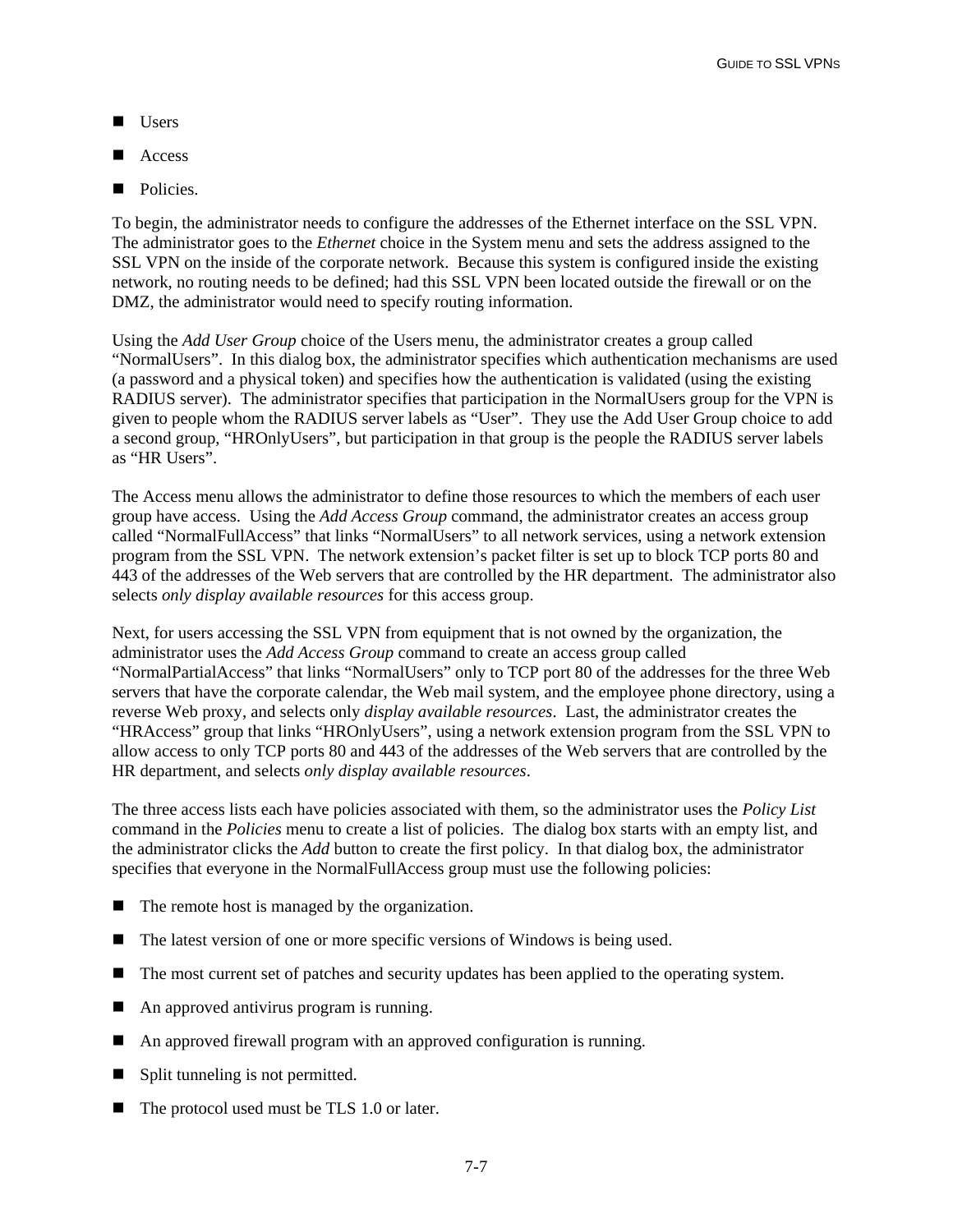- Users
- Access
- Policies.

To begin, the administrator needs to configure the addresses of the Ethernet interface on the SSL VPN. The administrator goes to the *Ethernet* choice in the System menu and sets the address assigned to the SSL VPN on the inside of the corporate network. Because this system is configured inside the existing network, no routing needs to be defined; had this SSL VPN been located outside the firewall or on the DMZ, the administrator would need to specify routing information.

Using the *Add User Group* choice of the Users menu, the administrator creates a group called "NormalUsers". In this dialog box, the administrator specifies which authentication mechanisms are used (a password and a physical token) and specifies how the authentication is validated (using the existing RADIUS server). The administrator specifies that participation in the NormalUsers group for the VPN is given to people whom the RADIUS server labels as "User". They use the Add User Group choice to add a second group, "HROnlyUsers", but participation in that group is the people the RADIUS server labels as "HR Users".

The Access menu allows the administrator to define those resources to which the members of each user group have access. Using the *Add Access Group* command, the administrator creates an access group called "NormalFullAccess" that links "NormalUsers" to all network services, using a network extension program from the SSL VPN. The network extension's packet filter is set up to block TCP ports 80 and 443 of the addresses of the Web servers that are controlled by the HR department. The administrator also selects *only display available resources* for this access group.

Next, for users accessing the SSL VPN from equipment that is not owned by the organization, the administrator uses the *Add Access Group* command to create an access group called "NormalPartialAccess" that links "NormalUsers" only to TCP port 80 of the addresses for the three Web servers that have the corporate calendar, the Web mail system, and the employee phone directory, using a reverse Web proxy, and selects only *display available resources*. Last, the administrator creates the "HRAccess" group that links "HROnlyUsers", using a network extension program from the SSL VPN to allow access to only TCP ports 80 and 443 of the addresses of the Web servers that are controlled by the HR department, and selects *only display available resources*.

The three access lists each have policies associated with them, so the administrator uses the *Policy List* command in the *Policies* menu to create a list of policies. The dialog box starts with an empty list, and the administrator clicks the *Add* button to create the first policy. In that dialog box, the administrator specifies that everyone in the NormalFullAccess group must use the following policies:

- The remote host is managed by the organization.
- The latest version of one or more specific versions of Windows is being used.
- The most current set of patches and security updates has been applied to the operating system.
- An approved antivirus program is running.
- An approved firewall program with an approved configuration is running.
- Split tunneling is not permitted.
- The protocol used must be TLS 1.0 or later.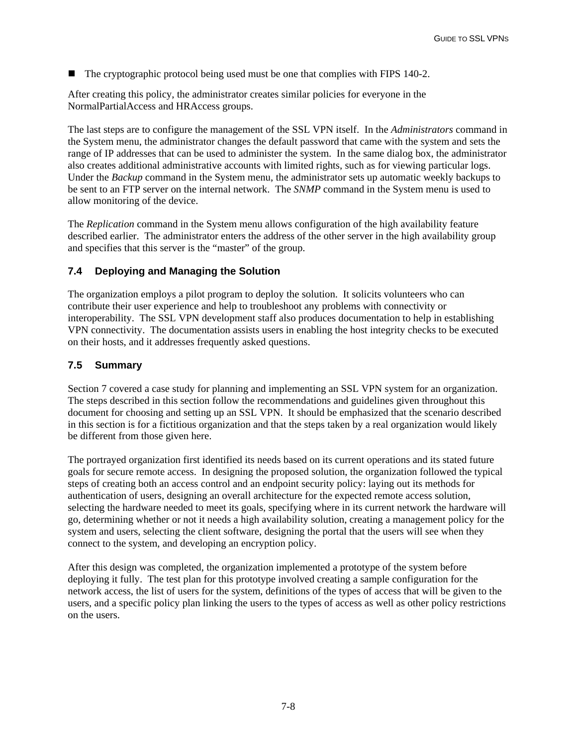- The cryptographic protocol being used must be one that complies with FIPS 140-2.

After creating this policy, the administrator creates similar policies for everyone in the NormalPartialAccess and HRAccess groups.

The last steps are to configure the management of the SSL VPN itself. In the *Administrators* command in the System menu, the administrator changes the default password that came with the system and sets the range of IP addresses that can be used to administer the system. In the same dialog box, the administrator also creates additional administrative accounts with limited rights, such as for viewing particular logs. Under the *Backup* command in the System menu, the administrator sets up automatic weekly backups to be sent to an FTP server on the internal network. The *SNMP* command in the System menu is used to allow monitoring of the device.

The *Replication* command in the System menu allows configuration of the high availability feature described earlier. The administrator enters the address of the other server in the high availability group and specifies that this server is the "master" of the group.

### 7.4 Deploying and Managing the Solution

The organization employs a pilot program to deploy the solution. It solicits volunteers who can contribute their user experience and help to troubleshoot any problems with connectivity or interoperability. The SSL VPN development staff also produces documentation to help in establishing VPN connectivity. The documentation assists users in enabling the host integrity checks to be executed on their hosts, and it addresses frequently asked questions.

### 7.5 Summary

Section 7 covered a case study for planning and implementing an SSL VPN system for an organization. The steps described in this section follow the recommendations and guidelines given throughout this document for choosing and setting up an SSL VPN. It should be emphasized that the scenario described in this section is for a fictitious organization and that the steps taken by a real organization would likely be different from those given here.

The portrayed organization first identified its needs based on its current operations and its stated future goals for secure remote access. In designing the proposed solution, the organization followed the typical steps of creating both an access control and an endpoint security policy: laying out its methods for authentication of users, designing an overall architecture for the expected remote access solution, selecting the hardware needed to meet its goals, specifying where in its current network the hardware will go, determining whether or not it needs a high availability solution, creating a management policy for the system and users, selecting the client software, designing the portal that the users will see when they connect to the system, and developing an encryption policy.

After this design was completed, the organization implemented a prototype of the system before deploying it fully. The test plan for this prototype involved creating a sample configuration for the network access, the list of users for the system, definitions of the types of access that will be given to the users, and a specific policy plan linking the users to the types of access as well as other policy restrictions on the users.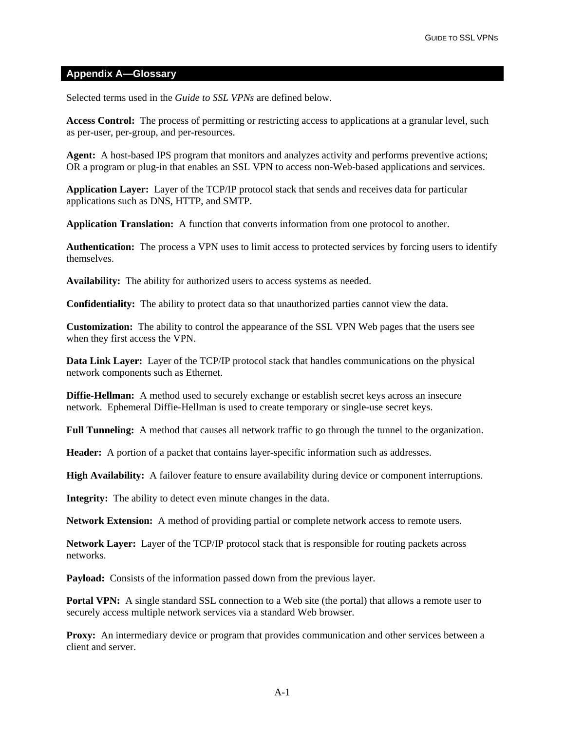## Appendix A—Glossary

Selected terms used in the *Guide to SSL VPNs* are defined below.

**Access Control:** The process of permitting or restricting access to applications at a granular level, such as per-user, per-group, and per-resources.

**Agent:** A host-based IPS program that monitors and analyzes activity and performs preventive actions; OR a program or plug-in that enables an SSL VPN to access non-Web-based applications and services.

**Application Layer:** Layer of the TCP/IP protocol stack that sends and receives data for particular applications such as DNS, HTTP, and SMTP.

**Application Translation:** A function that converts information from one protocol to another.

**Authentication:** The process a VPN uses to limit access to protected services by forcing users to identify themselves.

**Availability:** The ability for authorized users to access systems as needed.

**Confidentiality:** The ability to protect data so that unauthorized parties cannot view the data.

**Customization:** The ability to control the appearance of the SSL VPN Web pages that the users see when they first access the VPN.

**Data Link Layer:** Layer of the TCP/IP protocol stack that handles communications on the physical network components such as Ethernet.

**Diffie-Hellman:** A method used to securely exchange or establish secret keys across an insecure network. Ephemeral Diffie-Hellman is used to create temporary or single-use secret keys.

**Full Tunneling:** A method that causes all network traffic to go through the tunnel to the organization.

**Header:** A portion of a packet that contains layer-specific information such as addresses.

**High Availability:** A failover feature to ensure availability during device or component interruptions.

**Integrity:** The ability to detect even minute changes in the data.

**Network Extension:** A method of providing partial or complete network access to remote users.

**Network Layer:** Layer of the TCP/IP protocol stack that is responsible for routing packets across networks.

**Payload:** Consists of the information passed down from the previous layer.

**Portal VPN:** A single standard SSL connection to a Web site (the portal) that allows a remote user to securely access multiple network services via a standard Web browser.

**Proxy:** An intermediary device or program that provides communication and other services between a client and server.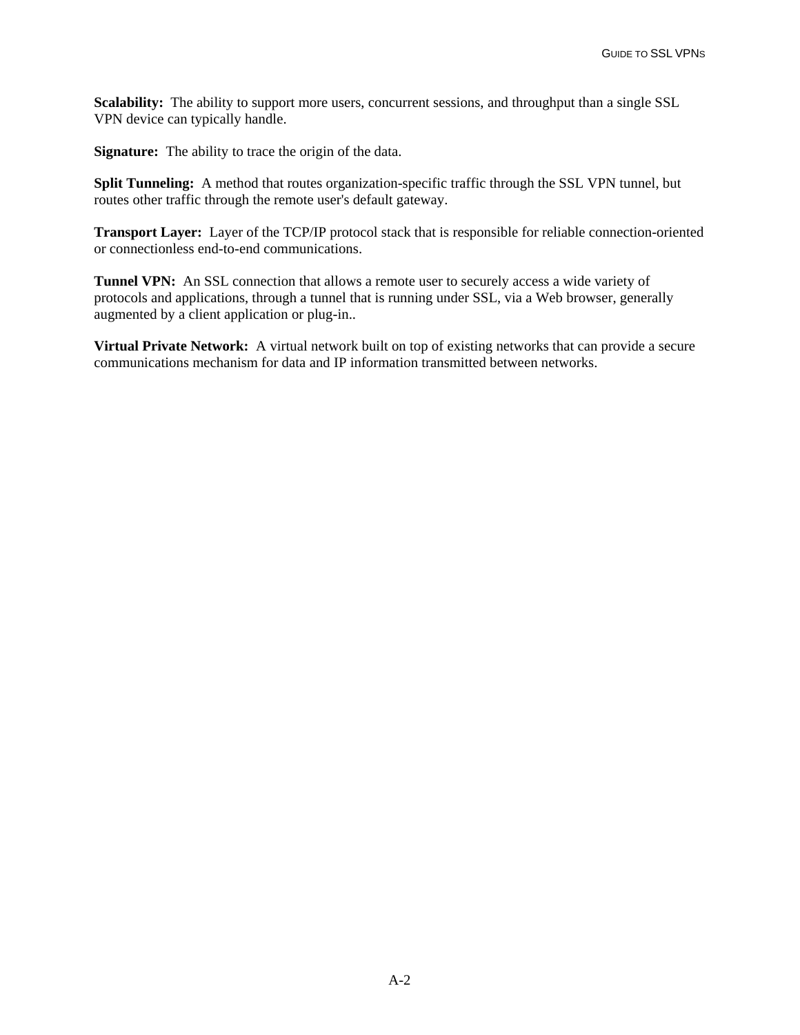**Scalability:** The ability to support more users, concurrent sessions, and throughput than a single SSL VPN device can typically handle.

**Signature:** The ability to trace the origin of the data.

**Split Tunneling:** A method that routes organization-specific traffic through the SSL VPN tunnel, but routes other traffic through the remote user's default gateway.

**Transport Layer:** Layer of the TCP/IP protocol stack that is responsible for reliable connection-oriented or connectionless end-to-end communications.

**Tunnel VPN:** An SSL connection that allows a remote user to securely access a wide variety of protocols and applications, through a tunnel that is running under SSL, via a Web browser, generally augmented by a client application or plug-in..

**Virtual Private Network:** A virtual network built on top of existing networks that can provide a secure communications mechanism for data and IP information transmitted between networks.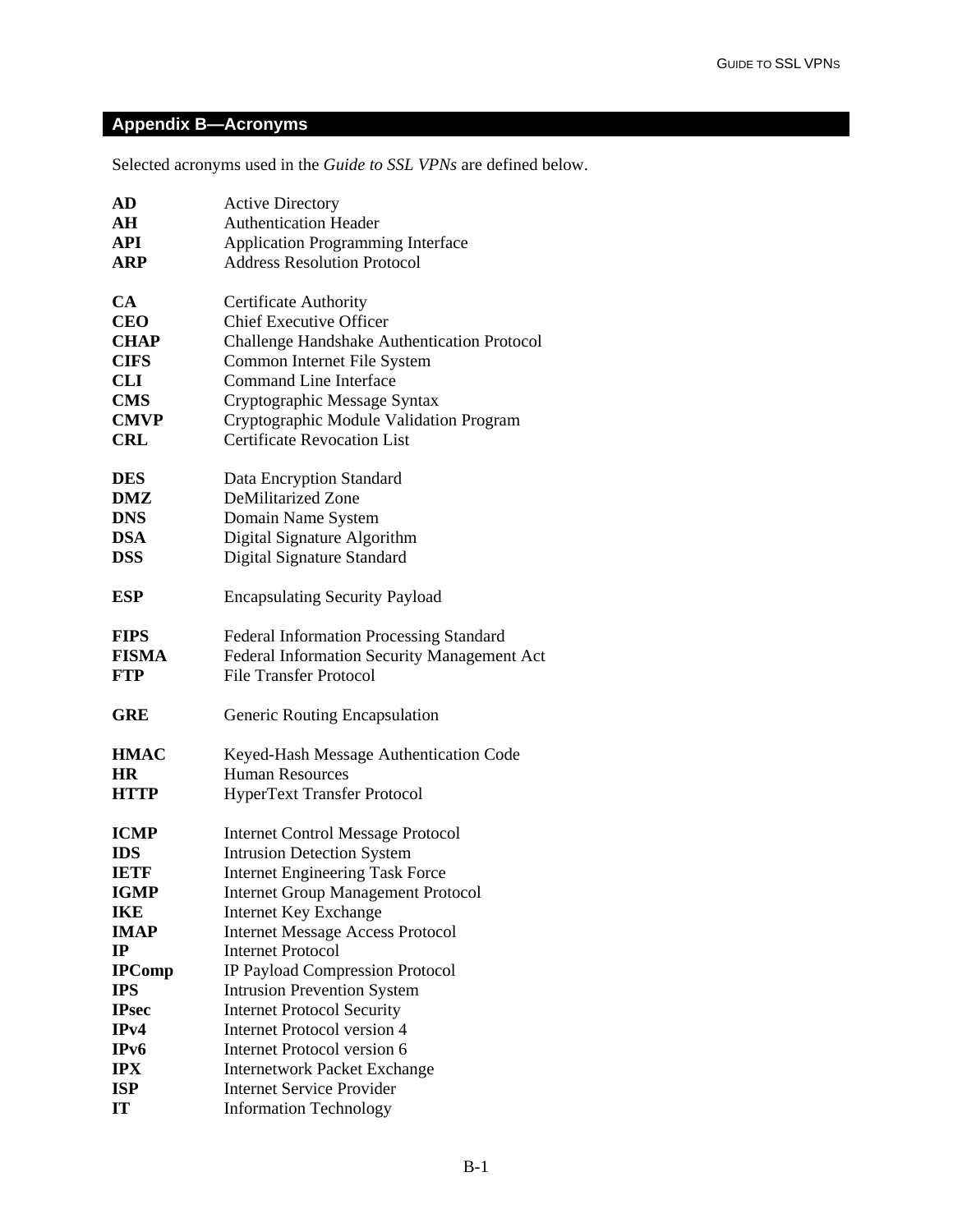## Appendix B—Acronyms

Selected acronyms used in the *Guide to SSL VPNs* are defined below.

| | |
|---|---|
| **AD** | Active Directory |
| **AH** | Authentication Header |
| **API** | Application Programming Interface |
| **ARP** | Address Resolution Protocol |
| | |
| **CA** | Certificate Authority |
| **CEO** | Chief Executive Officer |
| **CHAP** | Challenge Handshake Authentication Protocol |
| **CIFS** | Common Internet File System |
| **CLI** | Command Line Interface |
| **CMS** | Cryptographic Message Syntax |
| **CMVP** | Cryptographic Module Validation Program |
| **CRL** | Certificate Revocation List |
| | |
| **DES** | Data Encryption Standard |
| **DMZ** | DeMilitarized Zone |
| **DNS** | Domain Name System |
| **DSA** | Digital Signature Algorithm |
| **DSS** | Digital Signature Standard |
| | |
| **ESP** | Encapsulating Security Payload |
| | |
| **FIPS** | Federal Information Processing Standard |
| **FISMA** | Federal Information Security Management Act |
| **FTP** | File Transfer Protocol |
| | |
| **GRE** | Generic Routing Encapsulation |
| | |
| **HMAC** | Keyed-Hash Message Authentication Code |
| **HR** | Human Resources |
| **HTTP** | HyperText Transfer Protocol |
| | |
| **ICMP** | Internet Control Message Protocol |
| **IDS** | Intrusion Detection System |
| **IETF** | Internet Engineering Task Force |
| **IGMP** | Internet Group Management Protocol |
| **IKE** | Internet Key Exchange |
| **IMAP** | Internet Message Access Protocol |
| **IP** | Internet Protocol |
| **IPComp** | IP Payload Compression Protocol |
| **IPS** | Intrusion Prevention System |
| **IPsec** | Internet Protocol Security |
| **IPv4** | Internet Protocol version 4 |
| **IPv6** | Internet Protocol version 6 |
| **IPX** | Internetwork Packet Exchange |
| **ISP** | Internet Service Provider |
| **IT** | Information Technology |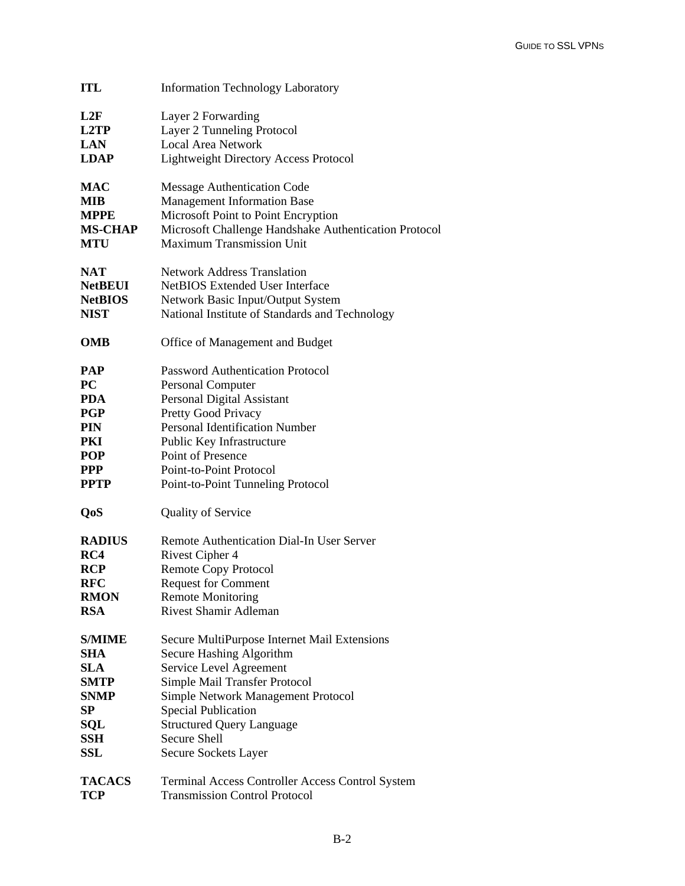| | |
|---|---|
| **ITL** | Information Technology Laboratory |
| **L2F** | Layer 2 Forwarding |
| **L2TP** | Layer 2 Tunneling Protocol |
| **LAN** | Local Area Network |
| **LDAP** | Lightweight Directory Access Protocol |
| **MAC** | Message Authentication Code |
| **MIB** | Management Information Base |
| **MPPE** | Microsoft Point to Point Encryption |
| **MS-CHAP** | Microsoft Challenge Handshake Authentication Protocol |
| **MTU** | Maximum Transmission Unit |
| **NAT** | Network Address Translation |
| **NetBEUI** | NetBIOS Extended User Interface |
| **NetBIOS** | Network Basic Input/Output System |
| **NIST** | National Institute of Standards and Technology |
| **OMB** | Office of Management and Budget |
| **PAP** | Password Authentication Protocol |
| **PC** | Personal Computer |
| **PDA** | Personal Digital Assistant |
| **PGP** | Pretty Good Privacy |
| **PIN** | Personal Identification Number |
| **PKI** | Public Key Infrastructure |
| **POP** | Point of Presence |
| **PPP** | Point-to-Point Protocol |
| **PPTP** | Point-to-Point Tunneling Protocol |
| **QoS** | Quality of Service |
| **RADIUS** | Remote Authentication Dial-In User Server |
| **RC4** | Rivest Cipher 4 |
| **RCP** | Remote Copy Protocol |
| **RFC** | Request for Comment |
| **RMON** | Remote Monitoring |
| **RSA** | Rivest Shamir Adleman |
| **S/MIME** | Secure MultiPurpose Internet Mail Extensions |
| **SHA** | Secure Hashing Algorithm |
| **SLA** | Service Level Agreement |
| **SMTP** | Simple Mail Transfer Protocol |
| **SNMP** | Simple Network Management Protocol |
| **SP** | Special Publication |
| **SQL** | Structured Query Language |
| **SSH** | Secure Shell |
| **SSL** | Secure Sockets Layer |
| **TACACS** | Terminal Access Controller Access Control System |
| **TCP** | Transmission Control Protocol |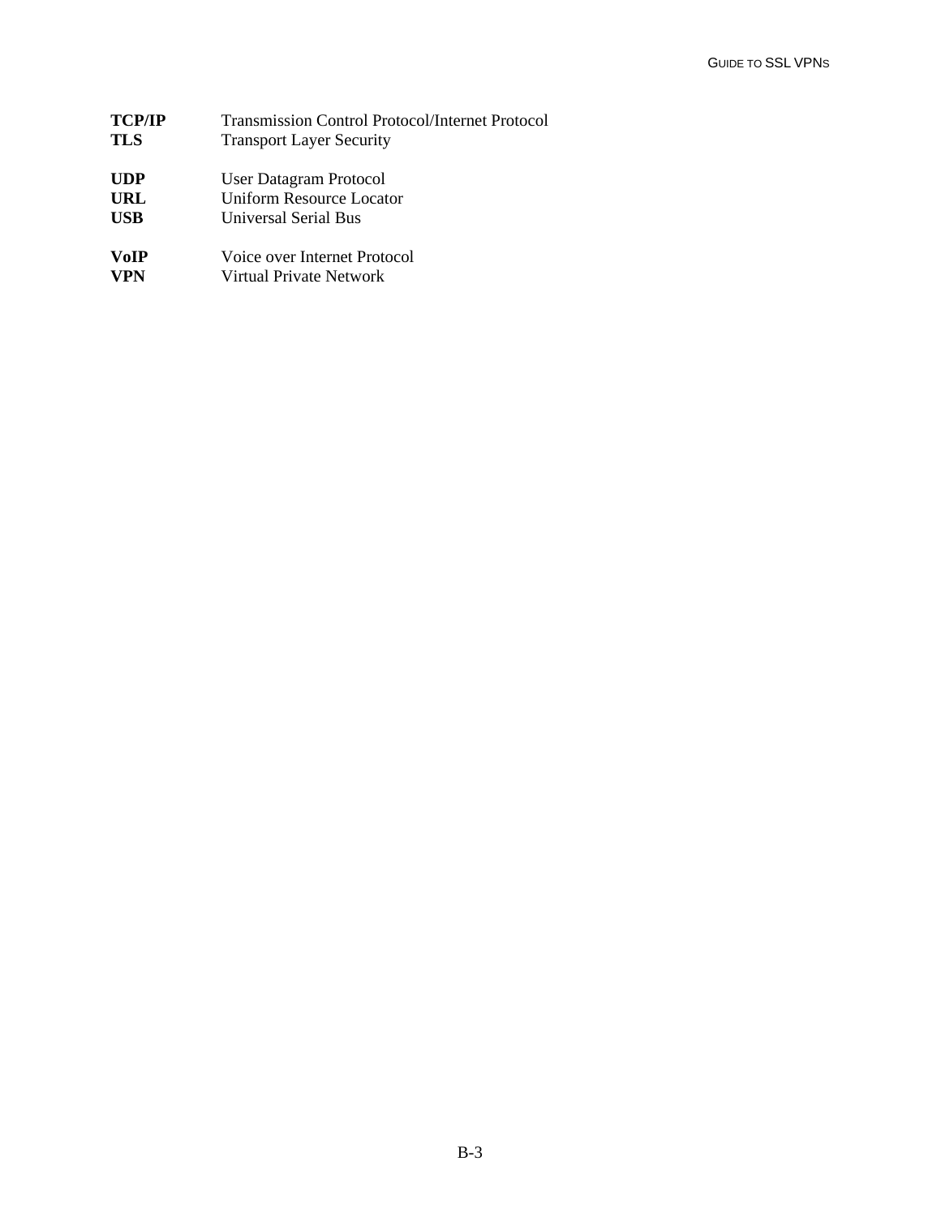| | |
|---|---|
| **TCP/IP** | Transmission Control Protocol/Internet Protocol |
| **TLS** | Transport Layer Security |
| **UDP** | User Datagram Protocol |
| **URL** | Uniform Resource Locator |
| **USB** | Universal Serial Bus |
| **VoIP** | Voice over Internet Protocol |
| **VPN** | Virtual Private Network |